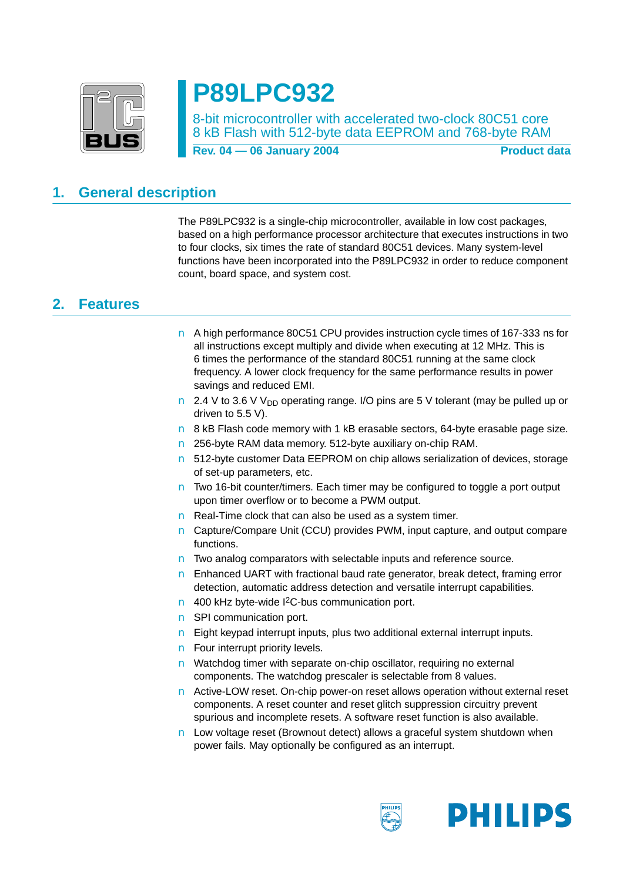# P89LPC932

8-bit microcontroller with accelerated two-clock 80C51 core
8 kB Flash with 512-byte data EEPROM and 768-byte RAM

**Rev. 04 — 06 January 2004** **Product data**

## 1. General description

The P89LPC932 is a single-chip microcontroller, available in low cost packages, based on a high performance processor architecture that executes instructions in two to four clocks, six times the rate of standard 80C51 devices. Many system-level functions have been incorporated into the P89LPC932 in order to reduce component count, board space, and system cost.

## 2. Features

- A high performance 80C51 CPU provides instruction cycle times of 167-333 ns for all instructions except multiply and divide when executing at 12 MHz. This is 6 times the performance of the standard 80C51 running at the same clock frequency. A lower clock frequency for the same performance results in power savings and reduced EMI.
- 2.4 V to 3.6 V $V_{DD}$ operating range. I/O pins are 5 V tolerant (may be pulled up or driven to 5.5 V).
- 8 kB Flash code memory with 1 kB erasable sectors, 64-byte erasable page size.
- 256-byte RAM data memory. 512-byte auxiliary on-chip RAM.
- 512-byte customer Data EEPROM on chip allows serialization of devices, storage of set-up parameters, etc.
- Two 16-bit counter/timers. Each timer may be configured to toggle a port output upon timer overflow or to become a PWM output.
- Real-Time clock that can also be used as a system timer.
- Capture/Compare Unit (CCU) provides PWM, input capture, and output compare functions.
- Two analog comparators with selectable inputs and reference source.
- Enhanced UART with fractional baud rate generator, break detect, framing error detection, automatic address detection and versatile interrupt capabilities.
- 400 kHz byte-wide $I^2$C-bus communication port.
- SPI communication port.
- Eight keypad interrupt inputs, plus two additional external interrupt inputs.
- Four interrupt priority levels.
- Watchdog timer with separate on-chip oscillator, requiring no external components. The watchdog prescaler is selectable from 8 values.
- Active-LOW reset. On-chip power-on reset allows operation without external reset components. A reset counter and reset glitch suppression circuitry prevent spurious and incomplete resets. A software reset function is also available.
- Low voltage reset (Brownout detect) allows a graceful system shutdown when power fails. May optionally be configured as an interrupt.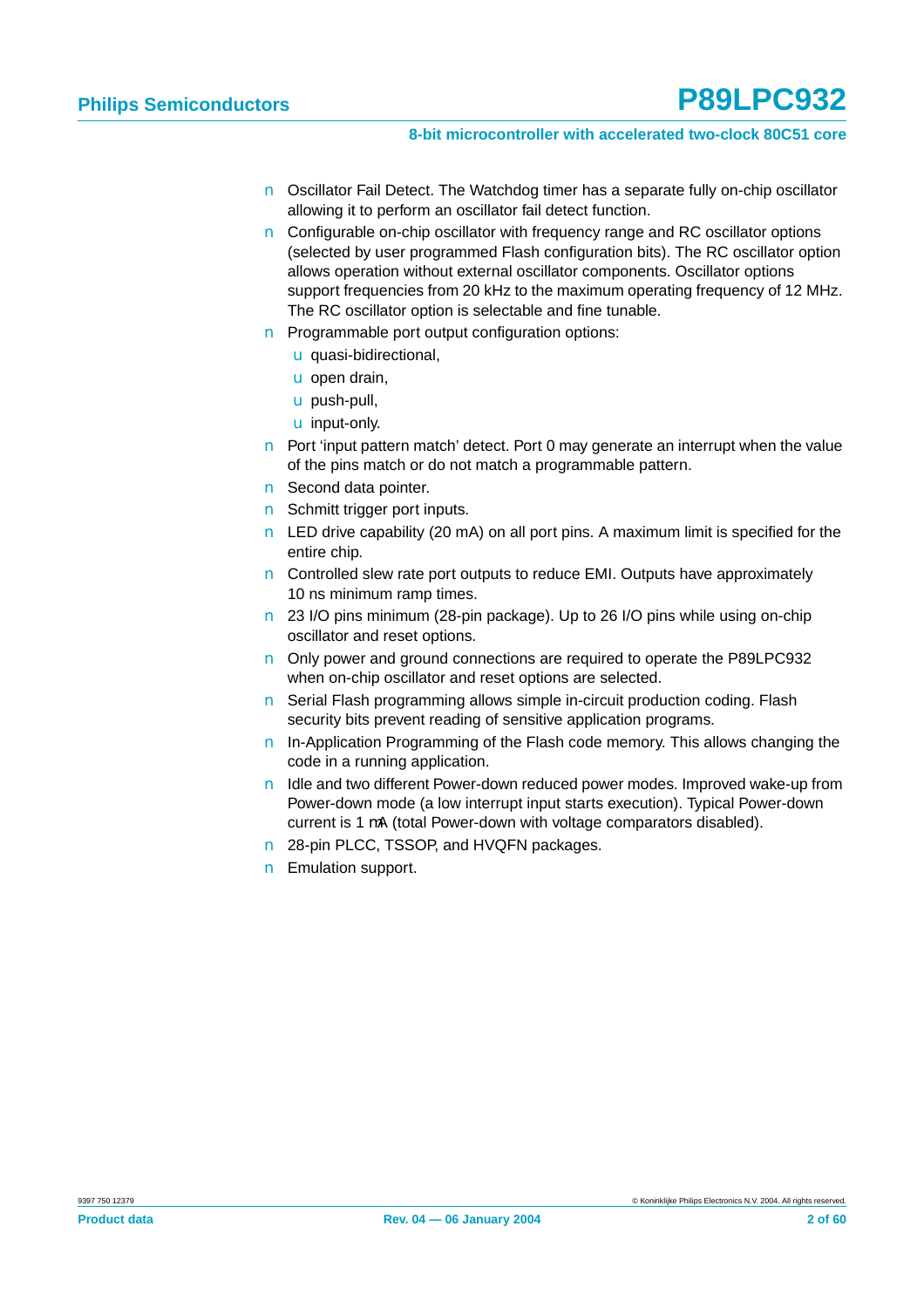- Oscillator Fail Detect. The Watchdog timer has a separate fully on-chip oscillator allowing it to perform an oscillator fail detect function.
- Configurable on-chip oscillator with frequency range and RC oscillator options (selected by user programmed Flash configuration bits). The RC oscillator option allows operation without external oscillator components. Oscillator options support frequencies from 20 kHz to the maximum operating frequency of 12 MHz. The RC oscillator option is selectable and fine tunable.
- Programmable port output configuration options:
  - quasi-bidirectional,
  - open drain,
  - push-pull,
  - input-only.
- Port 'input pattern match' detect. Port 0 may generate an interrupt when the value of the pins match or do not match a programmable pattern.
- Second data pointer.
- Schmitt trigger port inputs.
- LED drive capability (20 mA) on all port pins. A maximum limit is specified for the entire chip.
- Controlled slew rate port outputs to reduce EMI. Outputs have approximately 10 ns minimum ramp times.
- 23 I/O pins minimum (28-pin package). Up to 26 I/O pins while using on-chip oscillator and reset options.
- Only power and ground connections are required to operate the P89LPC932 when on-chip oscillator and reset options are selected.
- Serial Flash programming allows simple in-circuit production coding. Flash security bits prevent reading of sensitive application programs.
- In-Application Programming of the Flash code memory. This allows changing the code in a running application.
- Idle and two different Power-down reduced power modes. Improved wake-up from Power-down mode (a low interrupt input starts execution). Typical Power-down current is 1 μA (total Power-down with voltage comparators disabled).
- 28-pin PLCC, TSSOP, and HVQFN packages.
- Emulation support.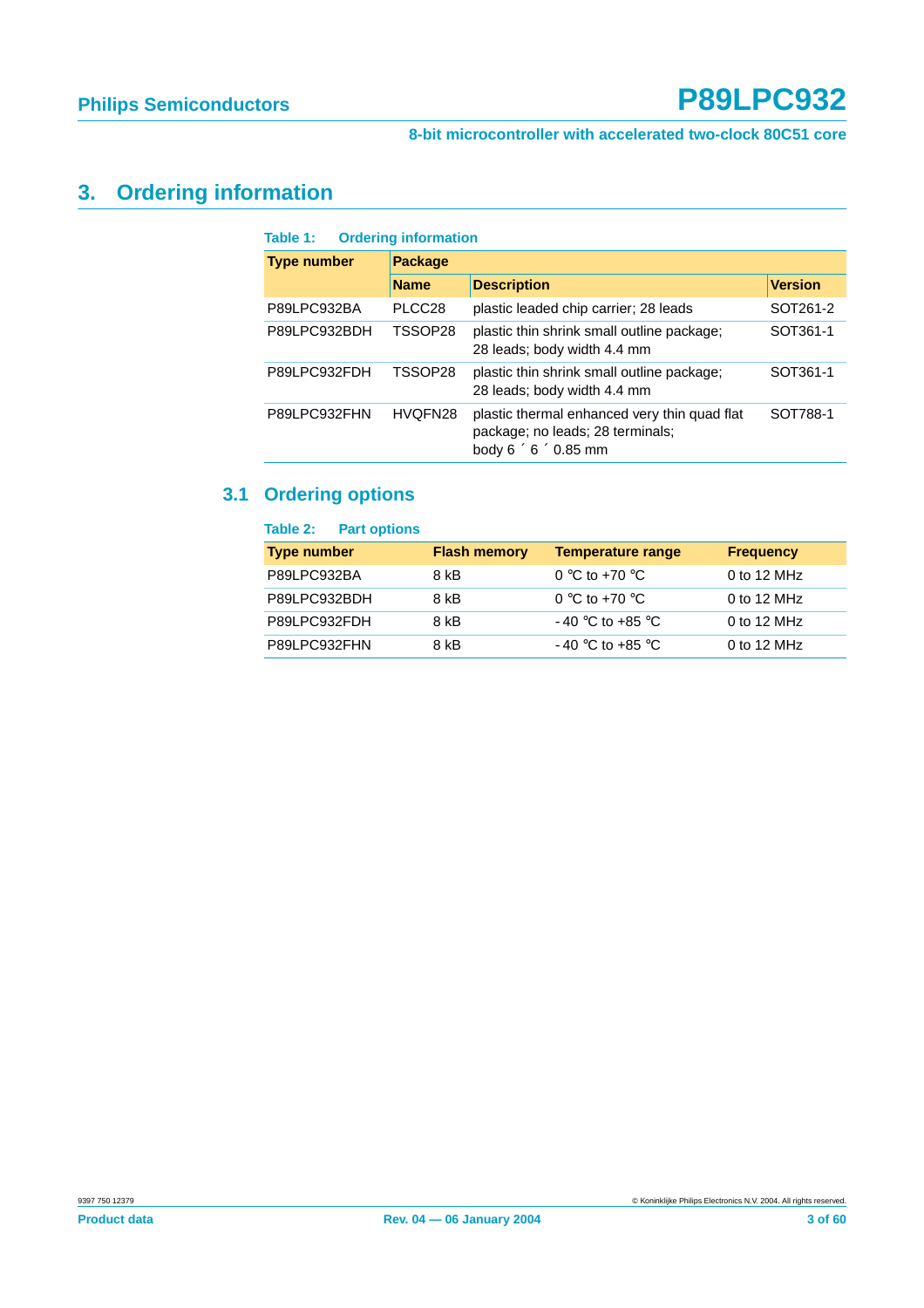## 3. Ordering information

**Table 1: Ordering information**

| Type number | Package | | |
|---|---|---|---|
| | Name | Description | Version |
| P89LPC932BA | PLCC28 | plastic leaded chip carrier; 28 leads | SOT261-2 |
| P89LPC932BDH | TSSOP28 | plastic thin shrink small outline package; 28 leads; body width 4.4 mm | SOT361-1 |
| P89LPC932FDH | TSSOP28 | plastic thin shrink small outline package; 28 leads; body width 4.4 mm | SOT361-1 |
| P89LPC932FHN | HVQFN28 | plastic thermal enhanced very thin quad flat package; no leads; 28 terminals; body 6 ´ 6 ´ 0.85 mm | SOT788-1 |

### 3.1 Ordering options

**Table 2: Part options**

| Type number | Flash memory | Temperature range | Frequency |
|---|---|---|---|
| P89LPC932BA | 8 kB | 0 °C to +70 °C | 0 to 12 MHz |
| P89LPC932BDH | 8 kB | 0 °C to +70 °C | 0 to 12 MHz |
| P89LPC932FDH | 8 kB | - 40 °C to +85 °C | 0 to 12 MHz |
| P89LPC932FHN | 8 kB | - 40 °C to +85 °C | 0 to 12 MHz |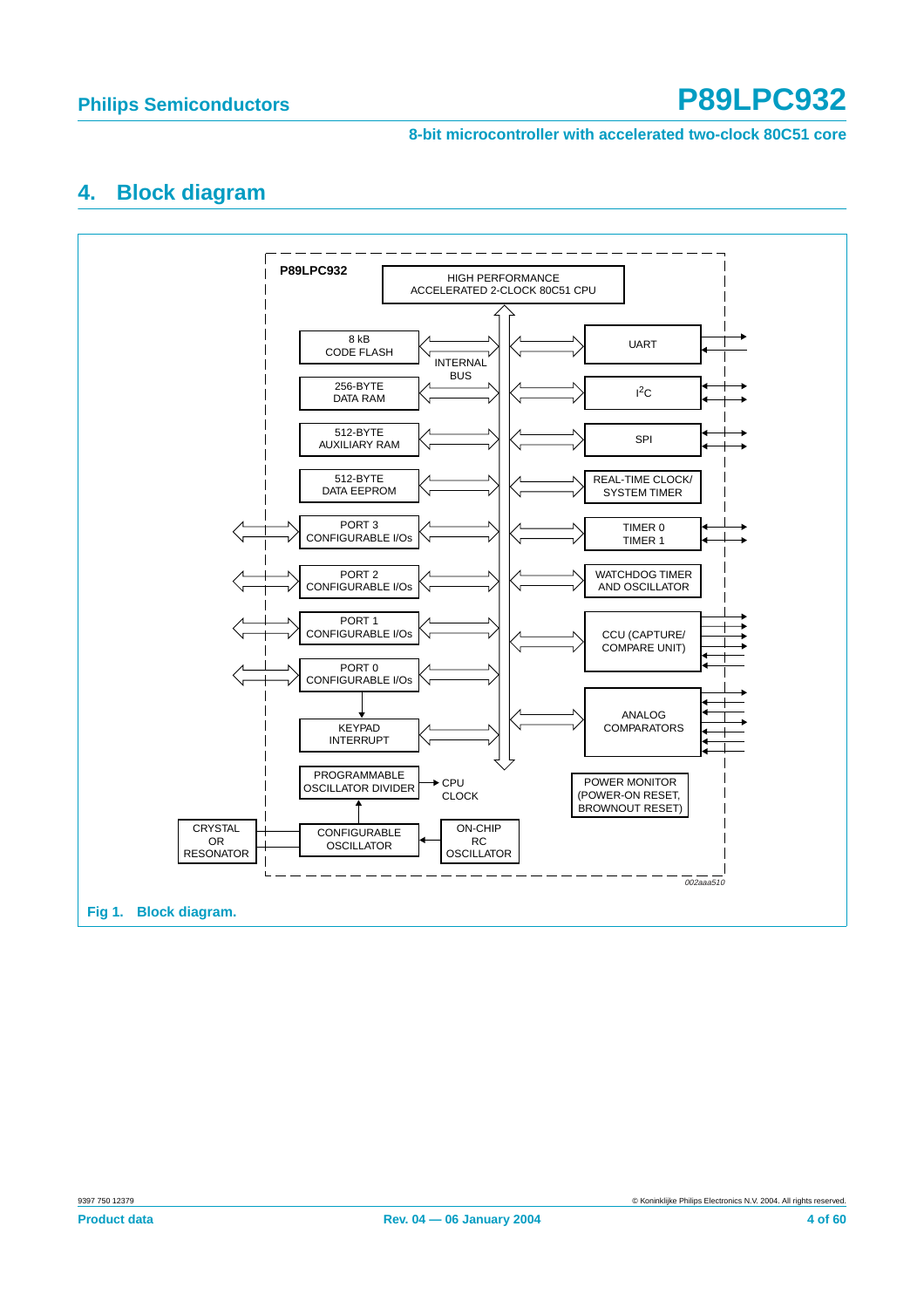## 4. Block diagram

P89LPC932

HIGH PERFORMANCE ACCELERATED 2-CLOCK 80C51 CPU

8 kB CODE FLASH

256-BYTE DATA RAM

512-BYTE AUXILIARY RAM

512-BYTE DATA EEPROM

PORT 3 CONFIGURABLE I/Os

PORT 2 CONFIGURABLE I/Os

PORT 1 CONFIGURABLE I/Os

PORT 0 CONFIGURABLE I/Os

KEYPAD INTERRUPT

PROGRAMMABLE OSCILLATOR DIVIDER

CPU CLOCK

INTERNAL BUS

UART

$I^2C$

SPI

REAL-TIME CLOCK/ SYSTEM TIMER

TIMER 0 TIMER 1

WATCHDOG TIMER AND OSCILLATOR

CCU (CAPTURE/ COMPARE UNIT)

ANALOG COMPARATORS

POWER MONITOR (POWER-ON RESET, BROWNOUT RESET)

CRYSTAL OR RESONATOR

CONFIGURABLE OSCILLATOR

ON-CHIP RC OSCILLATOR

002aaa510

**Fig 1. Block diagram.**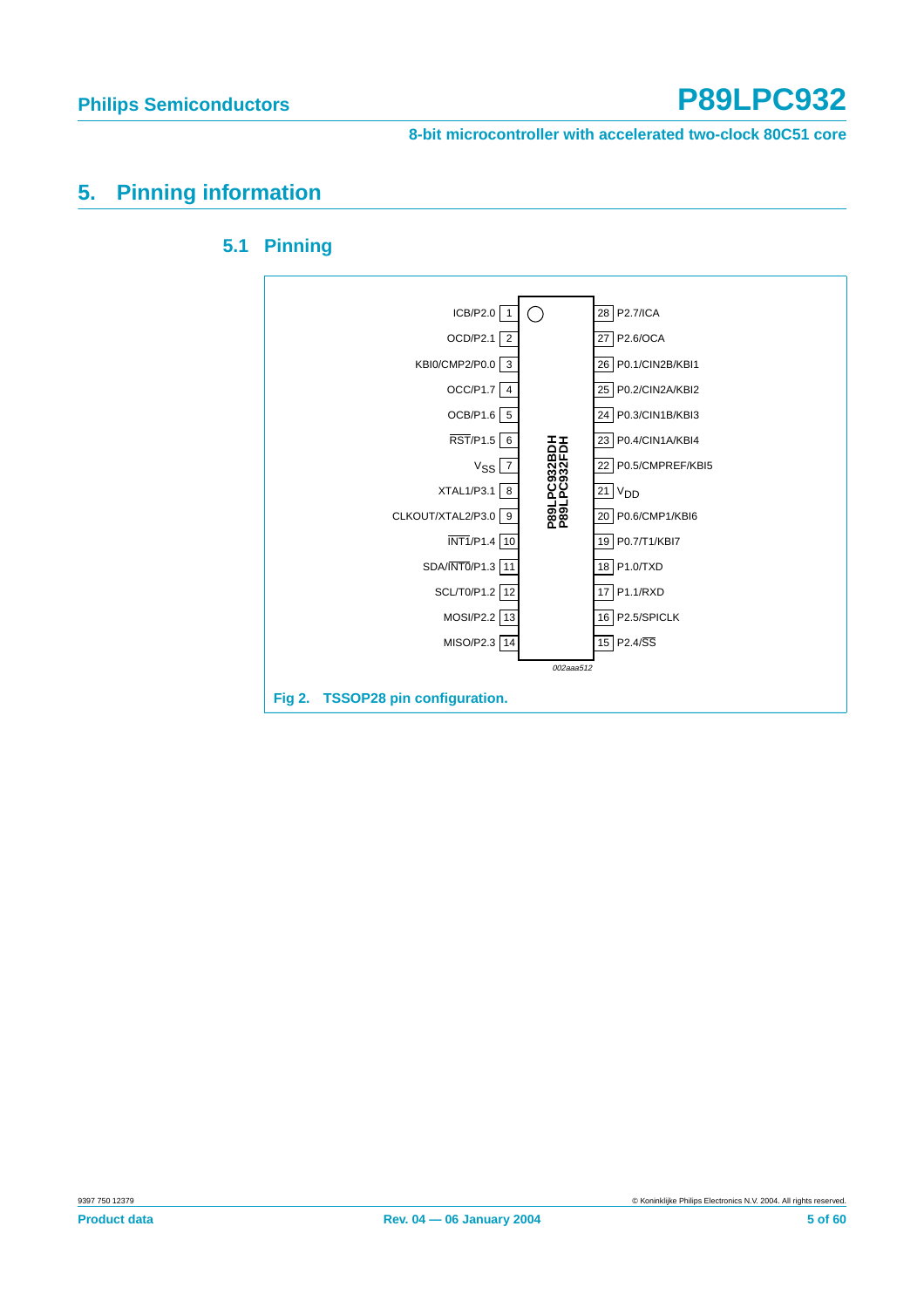# 5. Pinning information

## 5.1 Pinning

| Pin | Left side | Pin | Right side |
| --- | --- | --- | --- |
| 1 | ICB/P2.0 | 28 | P2.7/ICA |
| 2 | OCD/P2.1 | 27 | P2.6/OCA |
| 3 | KBI0/CMP2/P0.0 | 26 | P0.1/CIN2B/KBI1 |
| 4 | OCC/P1.7 | 25 | P0.2/CIN2A/KBI2 |
| 5 | OCB/P1.6 | 24 | P0.3/CIN1B/KBI3 |
| 6 | RST/P1.5 | 23 | P0.4/CIN1A/KBI4 |
| 7 | $V_{SS}$ | 22 | P0.5/CMPREF/KBI5 |
| 8 | XTAL1/P3.1 | 21 | $V_{DD}$ |
| 9 | CLKOUT/XTAL2/P3.0 | 20 | P0.6/CMP1/KBI6 |
| 10 | INT1/P1.4 | 19 | P0.7/T1/KBI7 |
| 11 | SDA/INT0/P1.3 | 18 | P1.0/TXD |
| 12 | SCL/T0/P1.2 | 17 | P1.1/RXD |
| 13 | MOSI/P2.2 | 16 | P2.5/SPICLK |
| 14 | MISO/P2.3 | 15 | P2.4/SS |

P89LPC932BDH
P89LPC932FDH

002aaa512

**Fig 2. TSSOP28 pin configuration.**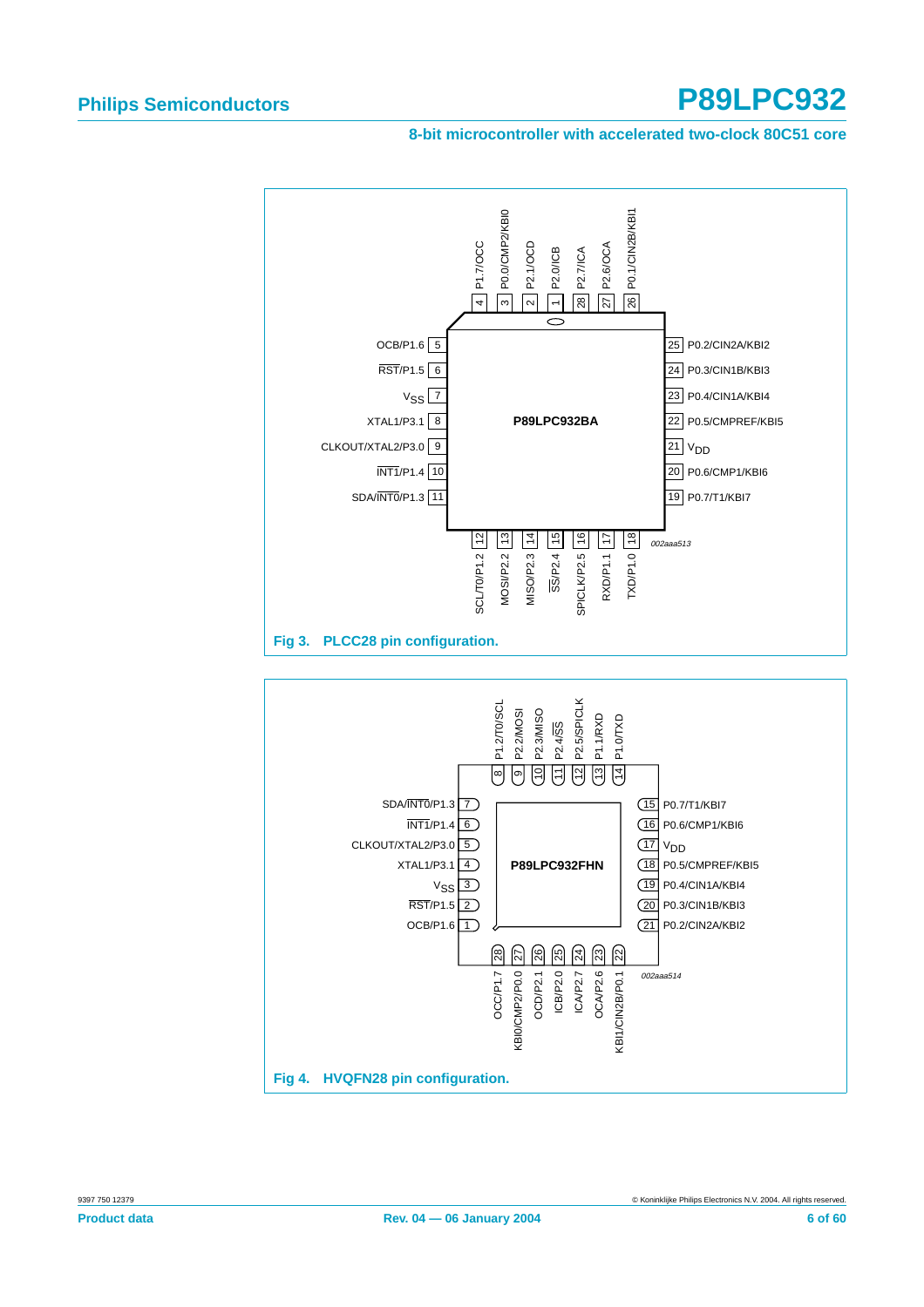**P89LPC932BA**

| Pin | Symbol |
|---|---|
| 1 | P2.0/ICB |
| 2 | P2.1/OCD |
| 3 | P0.0/CMP2/KBI0 |
| 4 | P1.7/OCC |
| 5 | OCB/P1.6 |
| 6 | $\overline{\text{RST}}$/P1.5 |
| 7 | $V_{SS}$ |
| 8 | XTAL1/P3.1 |
| 9 | CLKOUT/XTAL2/P3.0 |
| 10 | $\overline{\text{INT1}}$/P1.4 |
| 11 | SDA/$\overline{\text{INT0}}$/P1.3 |
| 12 | SCL/T0/P1.2 |
| 13 | MOSI/P2.2 |
| 14 | MISO/P2.3 |
| 15 | $\overline{\text{SS}}$/P2.4 |
| 16 | SPICLK/P2.5 |
| 17 | RXD/P1.1 |
| 18 | TXD/P1.0 |
| 19 | P0.7/T1/KBI7 |
| 20 | P0.6/CMP1/KBI6 |
| 21 | $V_{DD}$ |
| 22 | P0.5/CMPREF/KBI5 |
| 23 | P0.4/CIN1A/KBI4 |
| 24 | P0.3/CIN1B/KBI3 |
| 25 | P0.2/CIN2A/KBI2 |
| 26 | P0.1/CIN2B/KBI1 |
| 27 | P2.6/OCA |
| 28 | P2.7/ICA |

*002aaa513*

**Fig 3. PLCC28 pin configuration.**

**P89LPC932FHN**

| Pin | Symbol |
|---|---|
| 1 | OCB/P1.6 |
| 2 | $\overline{\text{RST}}$/P1.5 |
| 3 | $V_{SS}$ |
| 4 | XTAL1/P3.1 |
| 5 | CLKOUT/XTAL2/P3.0 |
| 6 | $\overline{\text{INT1}}$/P1.4 |
| 7 | SDA/$\overline{\text{INT0}}$/P1.3 |
| 8 | P1.2/T0/SCL |
| 9 | P2.2/MOSI |
| 10 | P2.3/MISO |
| 11 | P2.4/$\overline{\text{SS}}$ |
| 12 | P2.5/SPICLK |
| 13 | P1.1/RXD |
| 14 | P1.0/TXD |
| 15 | P0.7/T1/KBI7 |
| 16 | P0.6/CMP1/KBI6 |
| 17 | $V_{DD}$ |
| 18 | P0.5/CMPREF/KBI5 |
| 19 | P0.4/CIN1A/KBI4 |
| 20 | P0.3/CIN1B/KBI3 |
| 21 | P0.2/CIN2A/KBI2 |
| 22 | KBI1/CIN2B/P0.1 |
| 23 | OCA/P2.6 |
| 24 | ICA/P2.7 |
| 25 | ICB/P2.0 |
| 26 | OCD/P2.1 |
| 27 | KBI0/CMP2/P0.0 |
| 28 | OCC/P1.7 |

*002aaa514*

**Fig 4. HVQFN28 pin configuration.**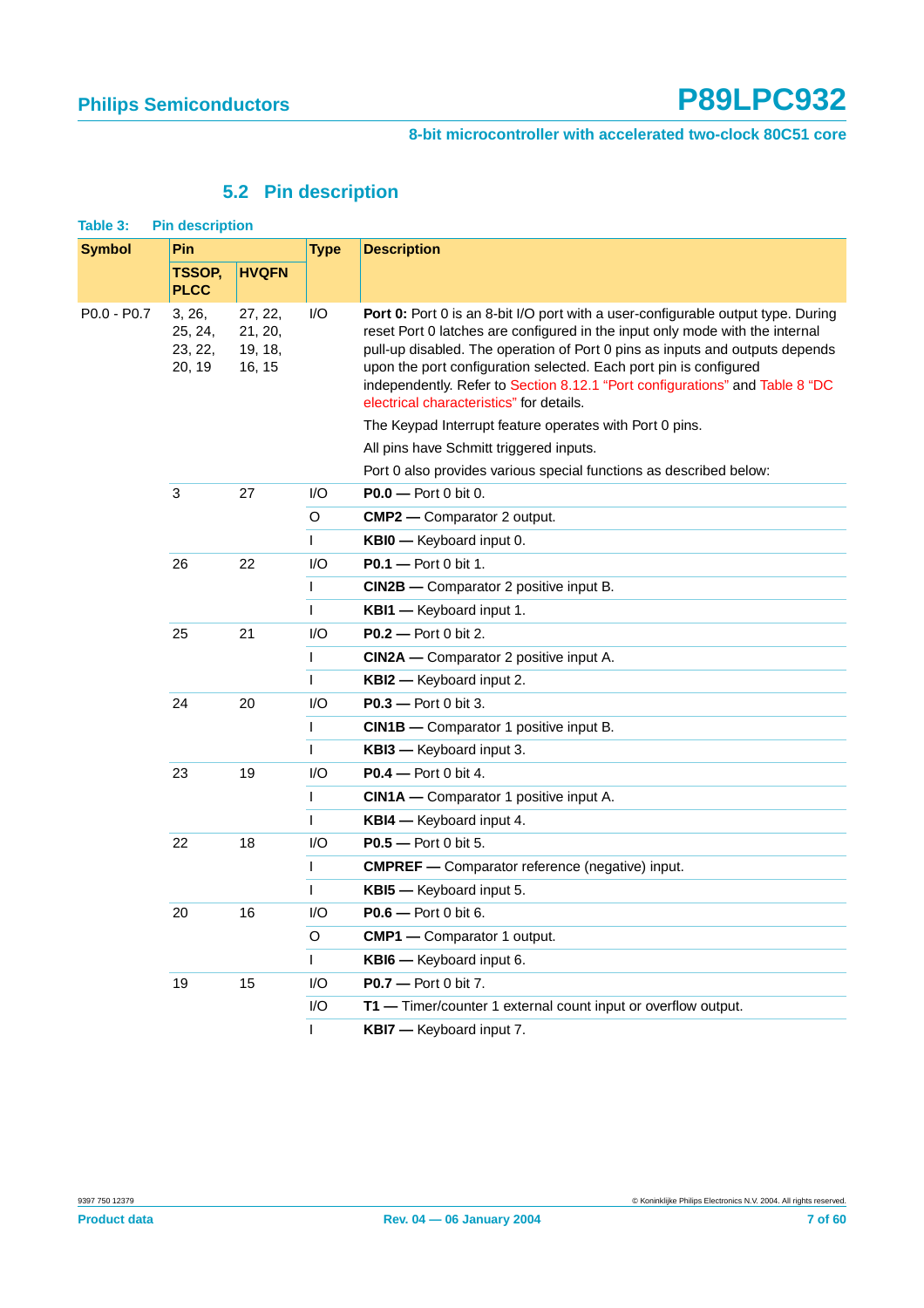## 5.2 Pin description

**Table 3: Pin description**

| Symbol | Pin | | Type | Description |
|---|---|---|---|---|
| | TSSOP, PLCC | HVQFN | | |
| P0.0 - P0.7 | 3, 26, 25, 24, 23, 22, 20, 19 | 27, 22, 21, 20, 19, 18, 16, 15 | I/O | **Port 0:** Port 0 is an 8-bit I/O port with a user-configurable output type. During reset Port 0 latches are configured in the input only mode with the internal pull-up disabled. The operation of Port 0 pins as inputs and outputs depends upon the port configuration selected. Each port pin is configured independently. Refer to Section 8.12.1 "Port configurations" and Table 8 "DC electrical characteristics" for details. The Keypad Interrupt feature operates with Port 0 pins. All pins have Schmitt triggered inputs. Port 0 also provides various special functions as described below: |
| | 3 | 27 | I/O | **P0.0** — Port 0 bit 0. |
| | | | O | **CMP2** — Comparator 2 output. |
| | | | I | **KBI0** — Keyboard input 0. |
| | 26 | 22 | I/O | **P0.1** — Port 0 bit 1. |
| | | | I | **CIN2B** — Comparator 2 positive input B. |
| | | | I | **KBI1** — Keyboard input 1. |
| | 25 | 21 | I/O | **P0.2** — Port 0 bit 2. |
| | | | I | **CIN2A** — Comparator 2 positive input A. |
| | | | I | **KBI2** — Keyboard input 2. |
| | 24 | 20 | I/O | **P0.3** — Port 0 bit 3. |
| | | | I | **CIN1B** — Comparator 1 positive input B. |
| | | | I | **KBI3** — Keyboard input 3. |
| | 23 | 19 | I/O | **P0.4** — Port 0 bit 4. |
| | | | I | **CIN1A** — Comparator 1 positive input A. |
| | | | I | **KBI4** — Keyboard input 4. |
| | 22 | 18 | I/O | **P0.5** — Port 0 bit 5. |
| | | | I | **CMPREF** — Comparator reference (negative) input. |
| | | | I | **KBI5** — Keyboard input 5. |
| | 20 | 16 | I/O | **P0.6** — Port 0 bit 6. |
| | | | O | **CMP1** — Comparator 1 output. |
| | | | I | **KBI6** — Keyboard input 6. |
| | 19 | 15 | I/O | **P0.7** — Port 0 bit 7. |
| | | | I/O | **T1** — Timer/counter 1 external count input or overflow output. |
| | | | I | **KBI7** — Keyboard input 7. |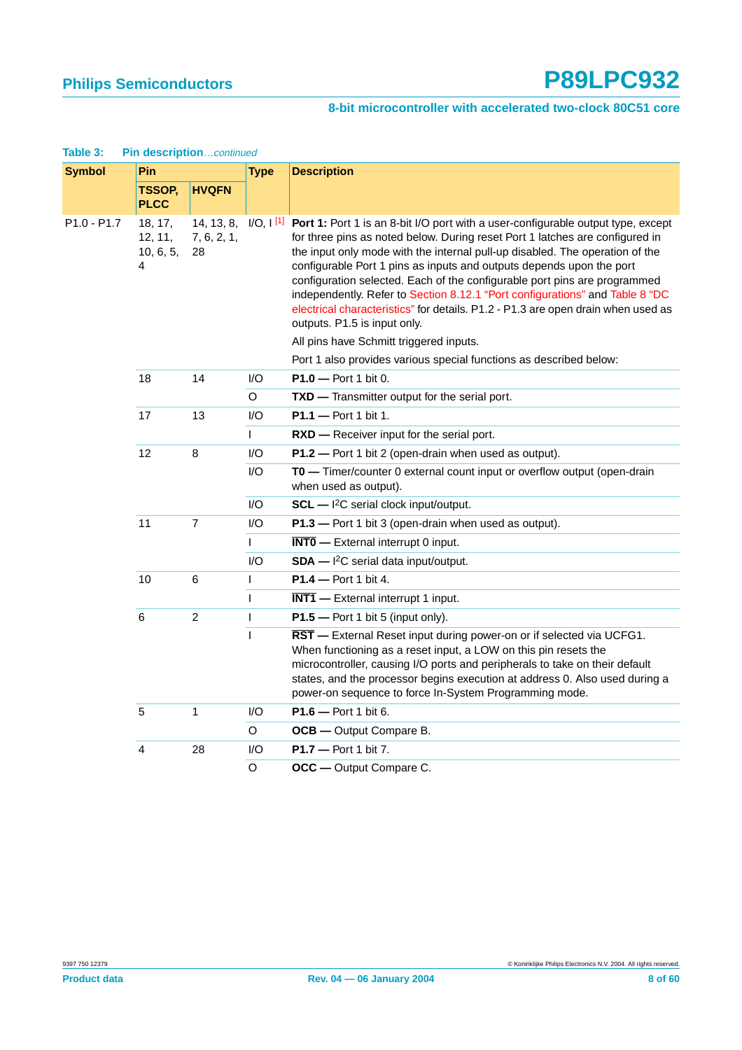**Table 3: Pin description**...*continued*

| Symbol | Pin | | Type | Description |
|---|---|---|---|---|
| | TSSOP, PLCC | HVQFN | | |
| P1.0 - P1.7 | 18, 17, 12, 11, 10, 6, 5, 4 | 14, 13, 8, 7, 6, 2, 1, 28 | I/O, I [1] | **Port 1:** Port 1 is an 8-bit I/O port with a user-configurable output type, except for three pins as noted below. During reset Port 1 latches are configured in the input only mode with the internal pull-up disabled. The operation of the configurable Port 1 pins as inputs and outputs depends upon the port configuration selected. Each of the configurable port pins are programmed independently. Refer to Section 8.12.1 "Port configurations" and Table 8 "DC electrical characteristics" for details. P1.2 - P1.3 are open drain when used as outputs. P1.5 is input only. All pins have Schmitt triggered inputs. Port 1 also provides various special functions as described below: |
| | 18 | 14 | I/O | **P1.0** — Port 1 bit 0. |
| | | | O | **TXD** — Transmitter output for the serial port. |
| | 17 | 13 | I/O | **P1.1** — Port 1 bit 1. |
| | | | I | **RXD** — Receiver input for the serial port. |
| | 12 | 8 | I/O | **P1.2** — Port 1 bit 2 (open-drain when used as output). |
| | | | I/O | **T0** — Timer/counter 0 external count input or overflow output (open-drain when used as output). |
| | | | I/O | **SCL** — I$^2$C serial clock input/output. |
| | 11 | 7 | I/O | **P1.3** — Port 1 bit 3 (open-drain when used as output). |
| | | | I | **$\overline{\text{INT0}}$** — External interrupt 0 input. |
| | | | I/O | **SDA** — I$^2$C serial data input/output. |
| | 10 | 6 | I | **P1.4** — Port 1 bit 4. |
| | | | I | **$\overline{\text{INT1}}$** — External interrupt 1 input. |
| | 6 | 2 | I | **P1.5** — Port 1 bit 5 (input only). |
| | | | I | **$\overline{\text{RST}}$** — External Reset input during power-on or if selected via UCFG1. When functioning as a reset input, a LOW on this pin resets the microcontroller, causing I/O ports and peripherals to take on their default states, and the processor begins execution at address 0. Also used during a power-on sequence to force In-System Programming mode. |
| | 5 | 1 | I/O | **P1.6** — Port 1 bit 6. |
| | | | O | **OCB** — Output Compare B. |
| | 4 | 28 | I/O | **P1.7** — Port 1 bit 7. |
| | | | O | **OCC** — Output Compare C. |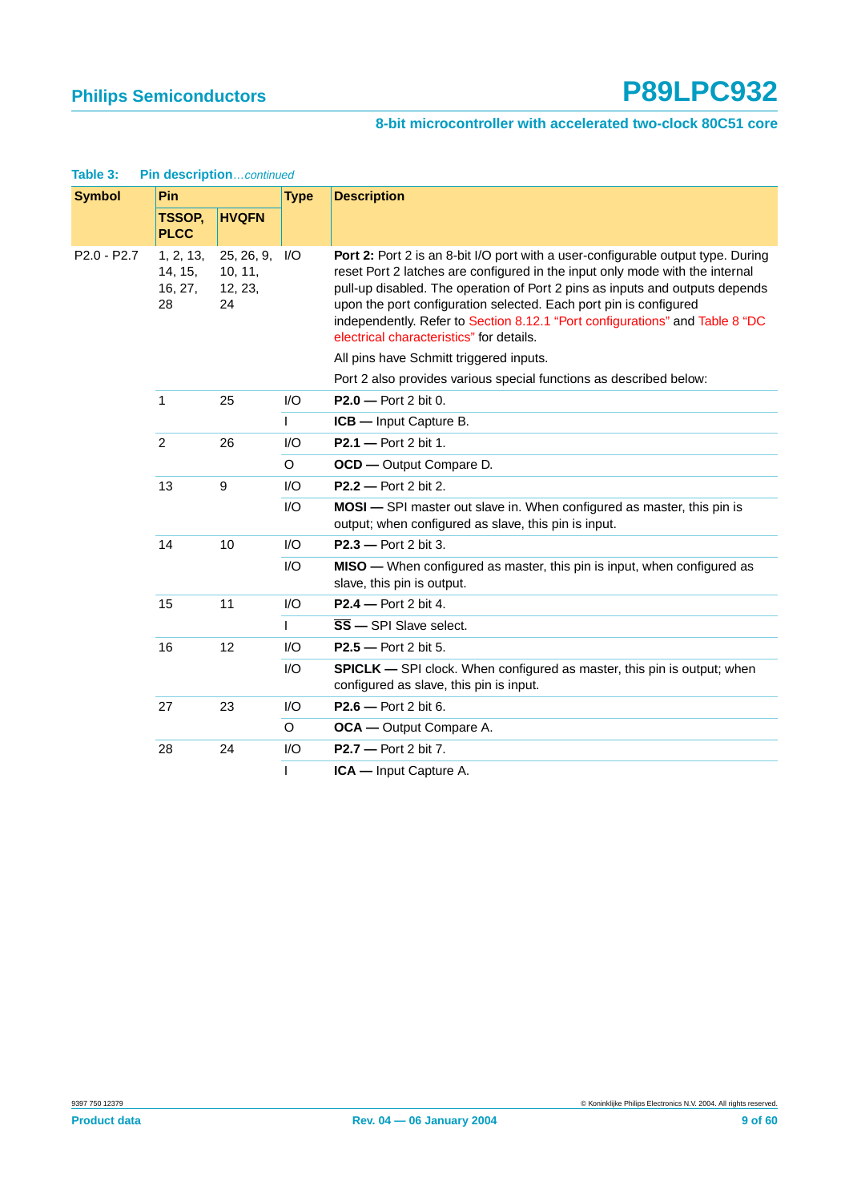**Table 3: Pin description**...*continued*

| Symbol | Pin | | Type | Description |
|---|---|---|---|---|
| | TSSOP, PLCC | HVQFN | | |
| P2.0 - P2.7 | 1, 2, 13, 14, 15, 16, 27, 28 | 25, 26, 9, 10, 11, 12, 23, 24 | I/O | **Port 2:** Port 2 is an 8-bit I/O port with a user-configurable output type. During reset Port 2 latches are configured in the input only mode with the internal pull-up disabled. The operation of Port 2 pins as inputs and outputs depends upon the port configuration selected. Each port pin is configured independently. Refer to Section 8.12.1 “Port configurations” and Table 8 “DC electrical characteristics” for details.<br>All pins have Schmitt triggered inputs.<br>Port 2 also provides various special functions as described below: |
| | 1 | 25 | I/O | **P2.0 —** Port 2 bit 0. |
| | | | I | **ICB —** Input Capture B. |
| | 2 | 26 | I/O | **P2.1 —** Port 2 bit 1. |
| | | | O | **OCD —** Output Compare D. |
| | 13 | 9 | I/O | **P2.2 —** Port 2 bit 2. |
| | | | I/O | **MOSI —** SPI master out slave in. When configured as master, this pin is output; when configured as slave, this pin is input. |
| | 14 | 10 | I/O | **P2.3 —** Port 2 bit 3. |
| | | | I/O | **MISO —** When configured as master, this pin is input, when configured as slave, this pin is output. |
| | 15 | 11 | I/O | **P2.4 —** Port 2 bit 4. |
| | | | I | **$\overline{\text{SS}}$ —** SPI Slave select. |
| | 16 | 12 | I/O | **P2.5 —** Port 2 bit 5. |
| | | | I/O | **SPICLK —** SPI clock. When configured as master, this pin is output; when configured as slave, this pin is input. |
| | 27 | 23 | I/O | **P2.6 —** Port 2 bit 6. |
| | | | O | **OCA —** Output Compare A. |
| | 28 | 24 | I/O | **P2.7 —** Port 2 bit 7. |
| | | | I | **ICA —** Input Capture A. |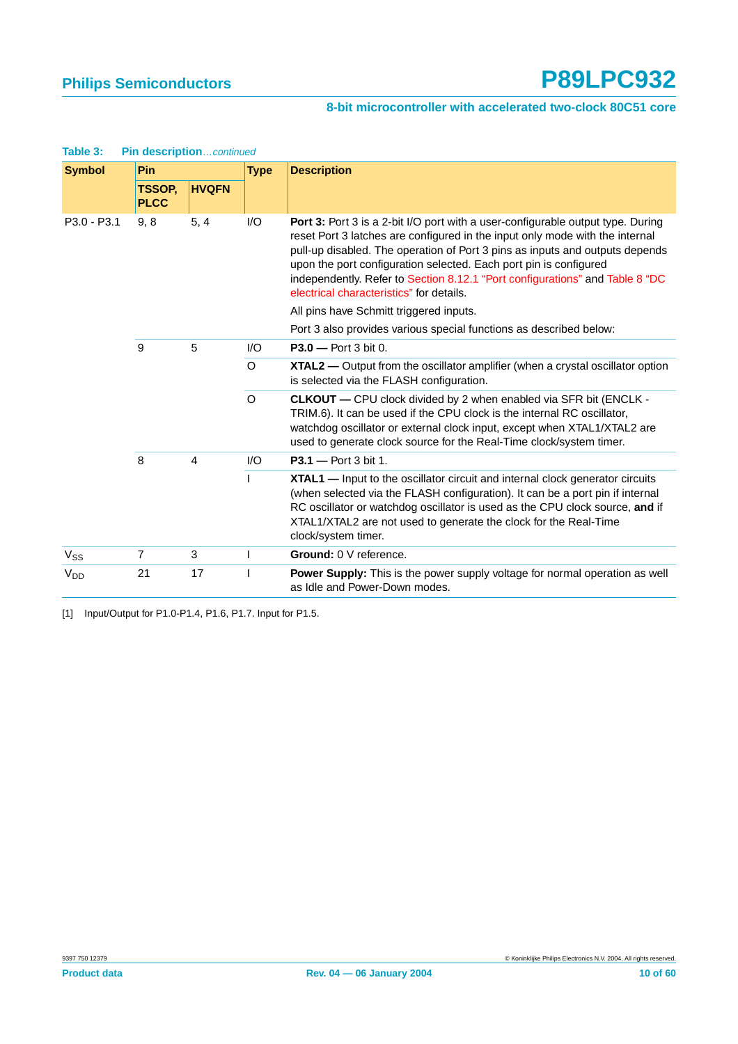**Table 3: Pin description**...*continued*

| Symbol | Pin | | Type | Description |
|---|---|---|---|---|
| | TSSOP, PLCC | HVQFN | | |
| P3.0 - P3.1 | 9, 8 | 5, 4 | I/O | **Port 3:** Port 3 is a 2-bit I/O port with a user-configurable output type. During reset Port 3 latches are configured in the input only mode with the internal pull-up disabled. The operation of Port 3 pins as inputs and outputs depends upon the port configuration selected. Each port pin is configured independently. Refer to Section 8.12.1 "Port configurations" and Table 8 "DC electrical characteristics" for details. All pins have Schmitt triggered inputs. Port 3 also provides various special functions as described below: |
| | 9 | 5 | I/O | **P3.0 —** Port 3 bit 0. |
| | | | O | **XTAL2 —** Output from the oscillator amplifier (when a crystal oscillator option is selected via the FLASH configuration. |
| | | | O | **CLKOUT —** CPU clock divided by 2 when enabled via SFR bit (ENCLK - TRIM.6). It can be used if the CPU clock is the internal RC oscillator, watchdog oscillator or external clock input, except when XTAL1/XTAL2 are used to generate clock source for the Real-Time clock/system timer. |
| | 8 | 4 | I/O | **P3.1 —** Port 3 bit 1. |
| | | | I | **XTAL1 —** Input to the oscillator circuit and internal clock generator circuits (when selected via the FLASH configuration). It can be a port pin if internal RC oscillator or watchdog oscillator is used as the CPU clock source, **and** if XTAL1/XTAL2 are not used to generate the clock for the Real-Time clock/system timer. |
| $V_{SS}$ | 7 | 3 | I | **Ground:** 0 V reference. |
| $V_{DD}$ | 21 | 17 | I | **Power Supply:** This is the power supply voltage for normal operation as well as Idle and Power-Down modes. |

[1] Input/Output for P1.0-P1.4, P1.6, P1.7. Input for P1.5.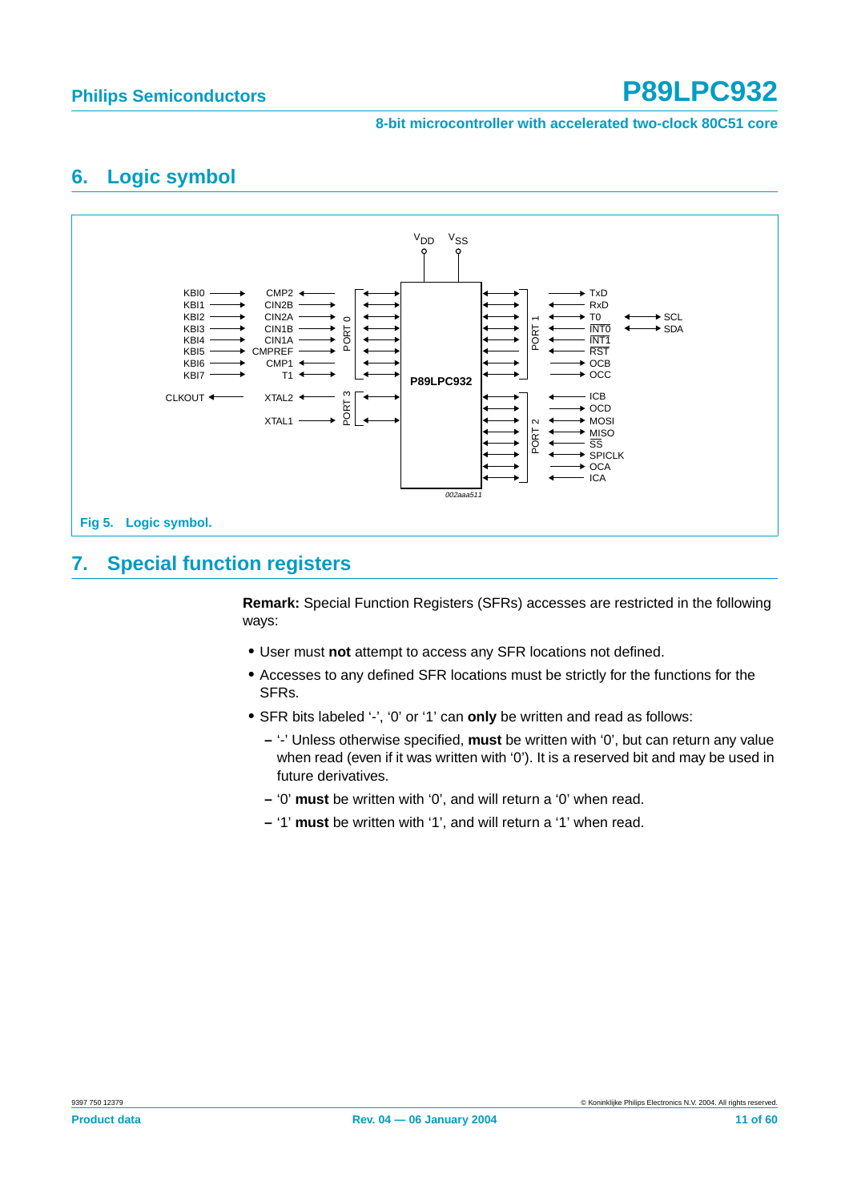## 6. Logic symbol

Fig 5. Logic symbol.

## 7. Special function registers

**Remark:** Special Function Registers (SFRs) accesses are restricted in the following ways:

- User must **not** attempt to access any SFR locations not defined.
- Accesses to any defined SFR locations must be strictly for the functions for the SFRs.
- SFR bits labeled '-', '0' or '1' can **only** be written and read as follows:
  - '-' Unless otherwise specified, **must** be written with '0', but can return any value when read (even if it was written with '0'). It is a reserved bit and may be used in future derivatives.
  - '0' **must** be written with '0', and will return a '0' when read.
  - '1' **must** be written with '1', and will return a '1' when read.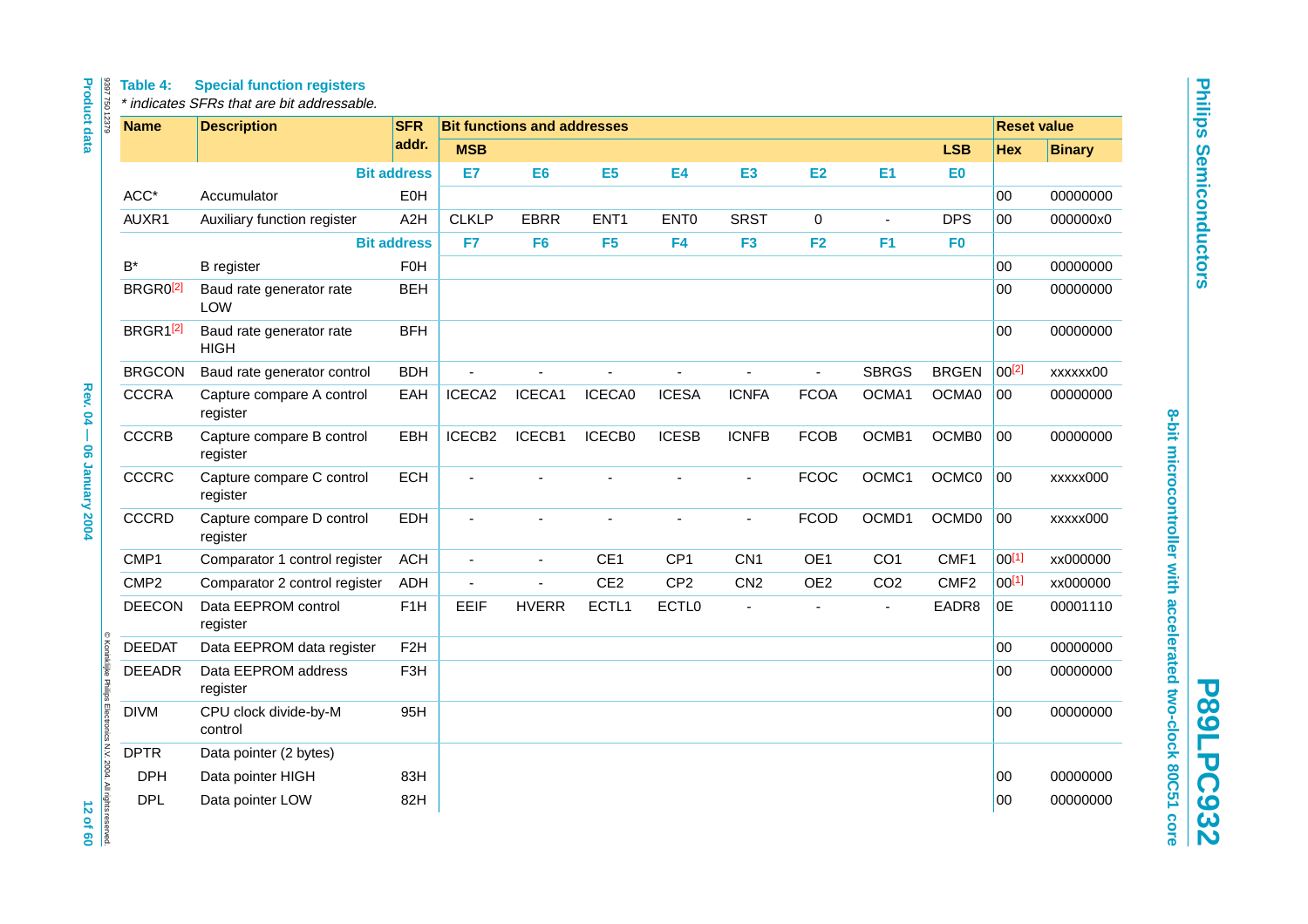**Table 4: Special function registers**

*\* indicates SFRs that are bit addressable.*

| Name | Description | SFR addr. | Bit functions and addresses | | | | | | | | Reset value | |
|---|---|---|---|---|---|---|---|---|---|---|---|---|
| | | | MSB | | | | | | | LSB | Hex | Binary |
| | | Bit address | E7 | E6 | E5 | E4 | E3 | E2 | E1 | E0 | | |
| ACC* | Accumulator | E0H | | | | | | | | | 00 | 00000000 |
| AUXR1 | Auxiliary function register | A2H | CLKLP | EBRR | ENT1 | ENT0 | SRST | 0 | - | DPS | 00 | 000000x0 |
| | | Bit address | F7 | F6 | F5 | F4 | F3 | F2 | F1 | F0 | | |
| B* | B register | F0H | | | | | | | | | 00 | 00000000 |
| BRGR0[2] | Baud rate generator rate LOW | BEH | | | | | | | | | 00 | 00000000 |
| BRGR1[2] | Baud rate generator rate HIGH | BFH | | | | | | | | | 00 | 00000000 |
| BRGCON | Baud rate generator control | BDH | - | - | - | - | - | - | SBRGS | BRGEN | 00[2] | xxxxxx00 |
| CCCRA | Capture compare A control register | EAH | ICECA2 | ICECA1 | ICECA0 | ICESA | ICNFA | FCOA | OCMA1 | OCMA0 | 00 | 00000000 |
| CCCRB | Capture compare B control register | EBH | ICECB2 | ICECB1 | ICECB0 | ICESB | ICNFB | FCOB | OCMB1 | OCMB0 | 00 | 00000000 |
| CCCRC | Capture compare C control register | ECH | - | - | - | - | - | FCOC | OCMC1 | OCMC0 | 00 | xxxxx000 |
| CCCRD | Capture compare D control register | EDH | - | - | - | - | - | FCOD | OCMD1 | OCMD0 | 00 | xxxxx000 |
| CMP1 | Comparator 1 control register | ACH | - | - | CE1 | CP1 | CN1 | OE1 | CO1 | CMF1 | 00[1] | xx000000 |
| CMP2 | Comparator 2 control register | ADH | - | - | CE2 | CP2 | CN2 | OE2 | CO2 | CMF2 | 00[1] | xx000000 |
| DEECON | Data EEPROM control register | F1H | EEIF | HVERR | ECTL1 | ECTL0 | - | - | - | EADR8 | 0E | 00001110 |
| DEEDAT | Data EEPROM data register | F2H | | | | | | | | | 00 | 00000000 |
| DEEADR | Data EEPROM address register | F3H | | | | | | | | | 00 | 00000000 |
| DIVM | CPU clock divide-by-M control | 95H | | | | | | | | | 00 | 00000000 |
| DPTR | Data pointer (2 bytes) | | | | | | | | | | | |
| DPH | Data pointer HIGH | 83H | | | | | | | | | 00 | 00000000 |
| DPL | Data pointer LOW | 82H | | | | | | | | | 00 | 00000000 |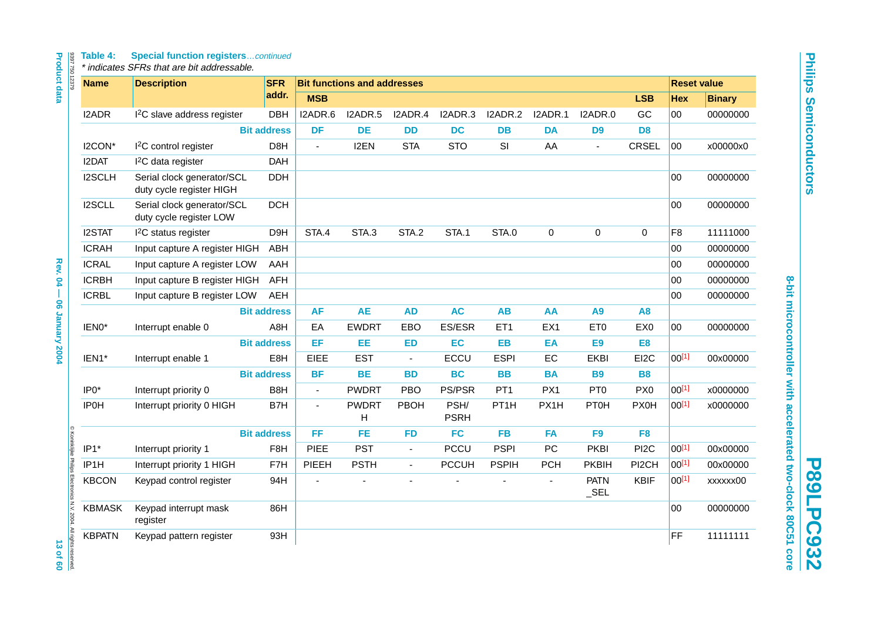**Table 4: Special function registers**...continued

*\* indicates SFRs that are bit addressable.*

| Name | Description | SFR addr. | Bit functions and addresses | | | | | | | | Reset value | |
|---|---|---|---|---|---|---|---|---|---|---|---|---|
| | | | MSB | | | | | | | LSB | Hex | Binary |
| I2ADR | I$^2$C slave address register | DBH | I2ADR.6 | I2ADR.5 | I2ADR.4 | I2ADR.3 | I2ADR.2 | I2ADR.1 | I2ADR.0 | GC | 00 | 00000000 |
| | | Bit address | DF | DE | DD | DC | DB | DA | D9 | D8 | | |
| I2CON* | I$^2$C control register | D8H | - | I2EN | STA | STO | SI | AA | - | CRSEL | 00 | x00000x0 |
| I2DAT | I$^2$C data register | DAH | | | | | | | | | | |
| I2SCLH | Serial clock generator/SCL duty cycle register HIGH | DDH | | | | | | | | | 00 | 00000000 |
| I2SCLL | Serial clock generator/SCL duty cycle register LOW | DCH | | | | | | | | | 00 | 00000000 |
| I2STAT | I$^2$C status register | D9H | STA.4 | STA.3 | STA.2 | STA.1 | STA.0 | 0 | 0 | 0 | F8 | 11111000 |
| ICRAH | Input capture A register HIGH | ABH | | | | | | | | | 00 | 00000000 |
| ICRAL | Input capture A register LOW | AAH | | | | | | | | | 00 | 00000000 |
| ICRBH | Input capture B register HIGH | AFH | | | | | | | | | 00 | 00000000 |
| ICRBL | Input capture B register LOW | AEH | | | | | | | | | 00 | 00000000 |
| | | Bit address | AF | AE | AD | AC | AB | AA | A9 | A8 | | |
| IEN0* | Interrupt enable 0 | A8H | EA | EWDRT | EBO | ES/ESR | ET1 | EX1 | ET0 | EX0 | 00 | 00000000 |
| | | Bit address | EF | EE | ED | EC | EB | EA | E9 | E8 | | |
| IEN1* | Interrupt enable 1 | E8H | EIEE | EST | - | ECCU | ESPI | EC | EKBI | EI2C | 00[1] | 00x00000 |
| | | Bit address | BF | BE | BD | BC | BB | BA | B9 | B8 | | |
| IP0* | Interrupt priority 0 | B8H | - | PWDRT | PBO | PS/PSR | PT1 | PX1 | PT0 | PX0 | 00[1] | x0000000 |
| IP0H | Interrupt priority 0 HIGH | B7H | - | PWDRTH | PBOH | PSH/PSRH | PT1H | PX1H | PT0H | PX0H | 00[1] | x0000000 |
| | | Bit address | FF | FE | FD | FC | FB | FA | F9 | F8 | | |
| IP1* | Interrupt priority 1 | F8H | PIEE | PST | - | PCCU | PSPI | PC | PKBI | PI2C | 00[1] | 00x00000 |
| IP1H | Interrupt priority 1 HIGH | F7H | PIEEH | PSTH | - | PCCUH | PSPIH | PCH | PKBIH | PI2CH | 00[1] | 00x00000 |
| KBCON | Keypad control register | 94H | - | - | - | - | - | - | PATN_SEL | KBIF | 00[1] | xxxxxx00 |
| KBMASK | Keypad interrupt mask register | 86H | | | | | | | | | 00 | 00000000 |
| KBPATN | Keypad pattern register | 93H | | | | | | | | | FF | 11111111 |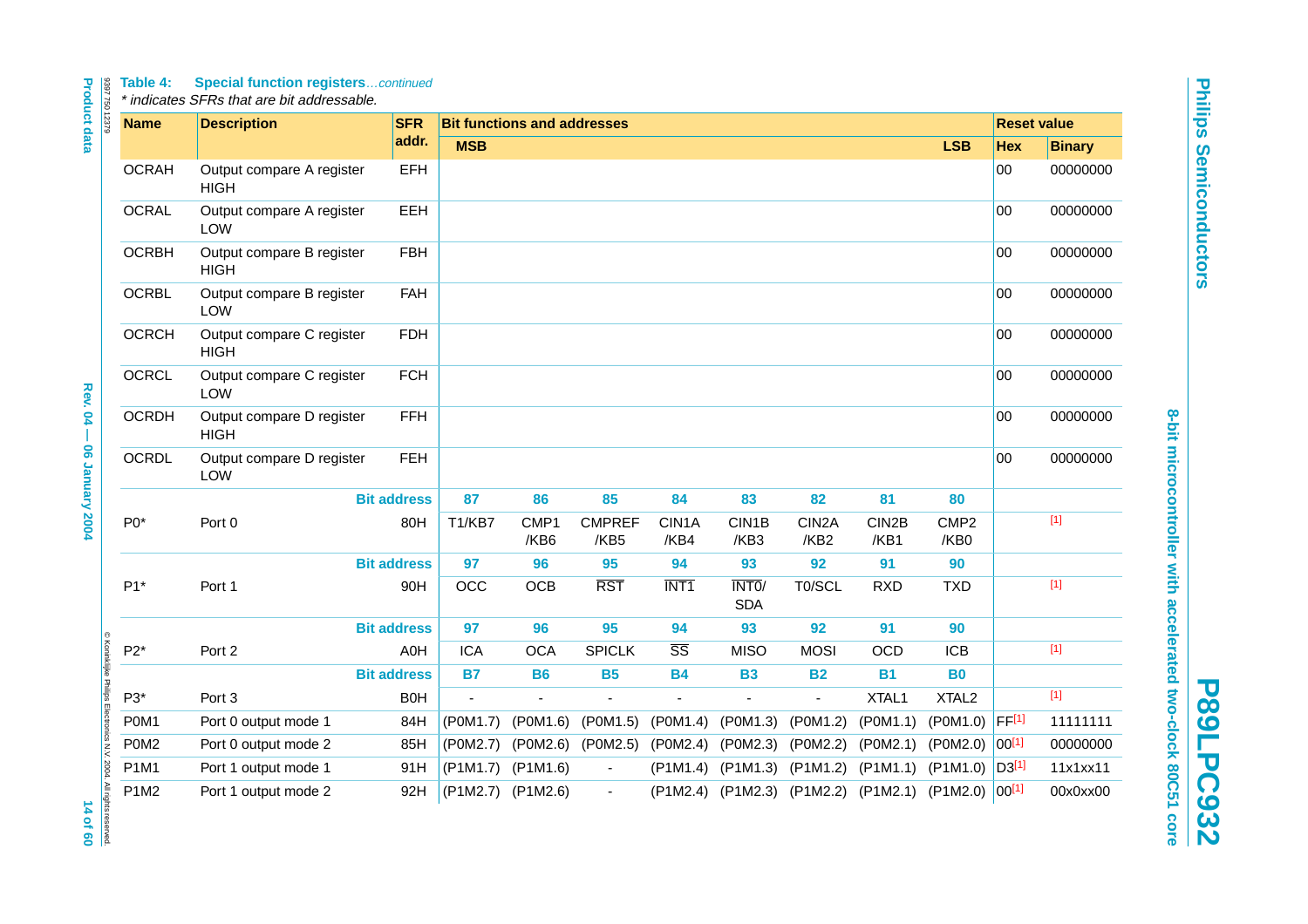**Table 4: Special function registers**...*continued*

*\* indicates SFRs that are bit addressable.*

| Name | Description | SFR addr. | Bit functions and addresses | | | | | | | | Reset value | |
|---|---|---|---|---|---|---|---|---|---|---|---|---|
| | | | MSB | | | | | | | LSB | Hex | Binary |
| OCRAH | Output compare A register HIGH | EFH | | | | | | | | | 00 | 00000000 |
| OCRAL | Output compare A register LOW | EEH | | | | | | | | | 00 | 00000000 |
| OCRBH | Output compare B register HIGH | FBH | | | | | | | | | 00 | 00000000 |
| OCRBL | Output compare B register LOW | FAH | | | | | | | | | 00 | 00000000 |
| OCRCH | Output compare C register HIGH | FDH | | | | | | | | | 00 | 00000000 |
| OCRCL | Output compare C register LOW | FCH | | | | | | | | | 00 | 00000000 |
| OCRDH | Output compare D register HIGH | FFH | | | | | | | | | 00 | 00000000 |
| OCRDL | Output compare D register LOW | FEH | | | | | | | | | 00 | 00000000 |
| | | Bit address | 87 | 86 | 85 | 84 | 83 | 82 | 81 | 80 | | |
| P0* | Port 0 | 80H | T1/KB7 | CMP1 /KB6 | CMPREF /KB5 | CIN1A /KB4 | CIN1B /KB3 | CIN2A /KB2 | CIN2B /KB1 | CMP2 /KB0 | | [1] |
| | | Bit address | 97 | 96 | 95 | 94 | 93 | 92 | 91 | 90 | | |
| P1* | Port 1 | 90H | OCC | OCB | $\overline{RST}$ | $\overline{INT1}$ | $\overline{INT0}$/ SDA | T0/SCL | RXD | TXD | | [1] |
| | | Bit address | 97 | 96 | 95 | 94 | 93 | 92 | 91 | 90 | | |
| P2* | Port 2 | A0H | ICA | OCA | SPICLK | $\overline{SS}$ | MISO | MOSI | OCD | ICB | | [1] |
| | | Bit address | B7 | B6 | B5 | B4 | B3 | B2 | B1 | B0 | | |
| P3* | Port 3 | B0H | - | - | - | - | - | - | XTAL1 | XTAL2 | | [1] |
| P0M1 | Port 0 output mode 1 | 84H | (P0M1.7) | (P0M1.6) | (P0M1.5) | (P0M1.4) | (P0M1.3) | (P0M1.2) | (P0M1.1) | (P0M1.0) | FF[1] | 11111111 |
| P0M2 | Port 0 output mode 2 | 85H | (P0M2.7) | (P0M2.6) | (P0M2.5) | (P0M2.4) | (P0M2.3) | (P0M2.2) | (P0M2.1) | (P0M2.0) | 00[1] | 00000000 |
| P1M1 | Port 1 output mode 1 | 91H | (P1M1.7) | (P1M1.6) | - | (P1M1.4) | (P1M1.3) | (P1M1.2) | (P1M1.1) | (P1M1.0) | D3[1] | 11x1xx11 |
| P1M2 | Port 1 output mode 2 | 92H | (P1M2.7) | (P1M2.6) | - | (P1M2.4) | (P1M2.3) | (P1M2.2) | (P1M2.1) | (P1M2.0) | 00[1] | 00x0xx00 |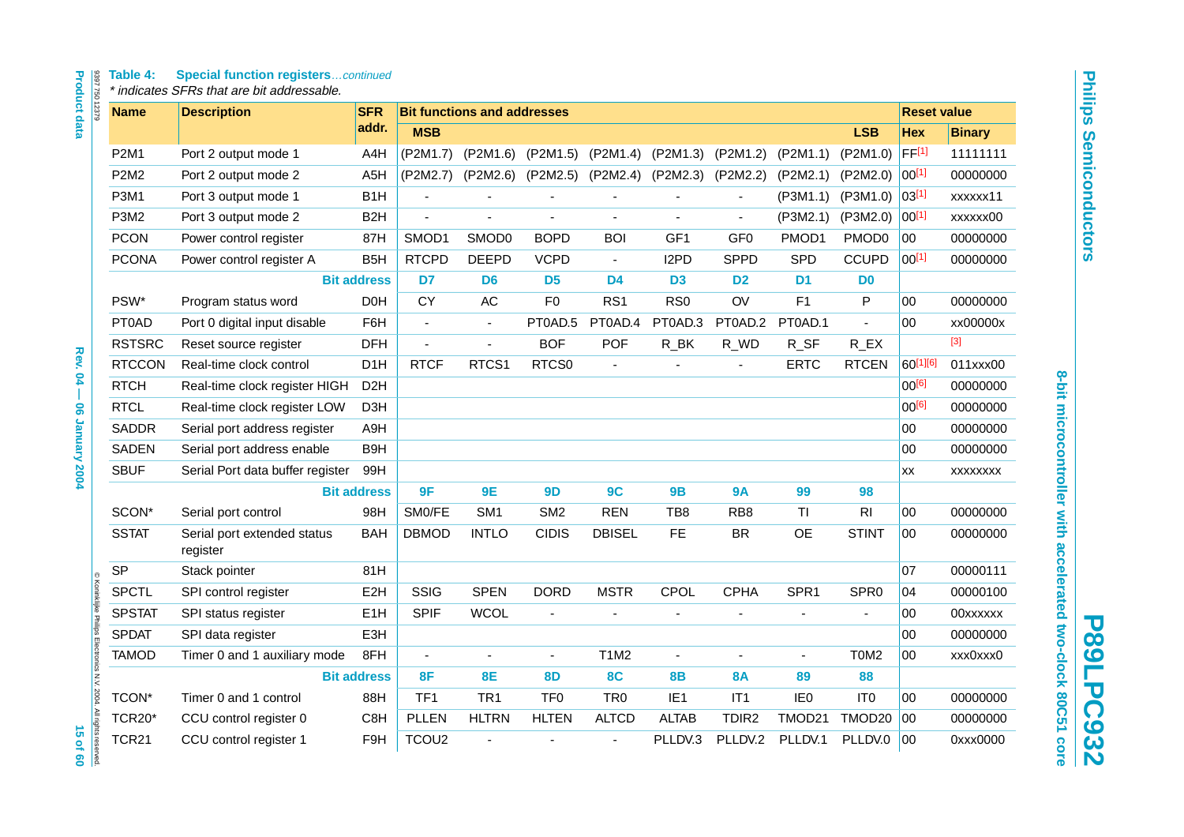**Table 4: Special function registers**...*continued*

*\* indicates SFRs that are bit addressable.*

| Name | Description | SFR addr. | Bit functions and addresses | | | | | | | | Reset value | |
|---|---|---|---|---|---|---|---|---|---|---|---|---|
| | | | MSB | | | | | | | LSB | Hex | Binary |
| P2M1 | Port 2 output mode 1 | A4H | (P2M1.7) | (P2M1.6) | (P2M1.5) | (P2M1.4) | (P2M1.3) | (P2M1.2) | (P2M1.1) | (P2M1.0) | FF[1] | 11111111 |
| P2M2 | Port 2 output mode 2 | A5H | (P2M2.7) | (P2M2.6) | (P2M2.5) | (P2M2.4) | (P2M2.3) | (P2M2.2) | (P2M2.1) | (P2M2.0) | 00[1] | 00000000 |
| P3M1 | Port 3 output mode 1 | B1H | - | - | - | - | - | - | (P3M1.1) | (P3M1.0) | 03[1] | xxxxxx11 |
| P3M2 | Port 3 output mode 2 | B2H | - | - | - | - | - | - | (P3M2.1) | (P3M2.0) | 00[1] | xxxxxx00 |
| PCON | Power control register | 87H | SMOD1 | SMOD0 | BOPD | BOI | GF1 | GF0 | PMOD1 | PMOD0 | 00 | 00000000 |
| PCONA | Power control register A | B5H | RTCPD | DEEPD | VCPD | - | I2PD | SPPD | SPD | CCUPD | 00[1] | 00000000 |
| | | Bit address | D7 | D6 | D5 | D4 | D3 | D2 | D1 | D0 | | |
| PSW* | Program status word | D0H | CY | AC | F0 | RS1 | RS0 | OV | F1 | P | 00 | 00000000 |
| PT0AD | Port 0 digital input disable | F6H | - | - | PT0AD.5 | PT0AD.4 | PT0AD.3 | PT0AD.2 | PT0AD.1 | - | 00 | xx00000x |
| RSTSRC | Reset source register | DFH | - | - | BOF | POF | R_BK | R_WD | R_SF | R_EX | | [3] |
| RTCCON | Real-time clock control | D1H | RTCF | RTCS1 | RTCS0 | - | - | - | ERTC | RTCEN | 60[1][6] | 011xxx00 |
| RTCH | Real-time clock register HIGH | D2H | | | | | | | | | 00[6] | 00000000 |
| RTCL | Real-time clock register LOW | D3H | | | | | | | | | 00[6] | 00000000 |
| SADDR | Serial port address register | A9H | | | | | | | | | 00 | 00000000 |
| SADEN | Serial port address enable | B9H | | | | | | | | | 00 | 00000000 |
| SBUF | Serial Port data buffer register | 99H | | | | | | | | | xx | xxxxxxxx |
| | | Bit address | 9F | 9E | 9D | 9C | 9B | 9A | 99 | 98 | | |
| SCON* | Serial port control | 98H | SM0/FE | SM1 | SM2 | REN | TB8 | RB8 | TI | RI | 00 | 00000000 |
| SSTAT | Serial port extended status register | BAH | DBMOD | INTLO | CIDIS | DBISEL | FE | BR | OE | STINT | 00 | 00000000 |
| SP | Stack pointer | 81H | | | | | | | | | 07 | 00000111 |
| SPCTL | SPI control register | E2H | SSIG | SPEN | DORD | MSTR | CPOL | CPHA | SPR1 | SPR0 | 04 | 00000100 |
| SPSTAT | SPI status register | E1H | SPIF | WCOL | - | - | - | - | - | - | 00 | 00xxxxxx |
| SPDAT | SPI data register | E3H | | | | | | | | | 00 | 00000000 |
| TAMOD | Timer 0 and 1 auxiliary mode | 8FH | - | - | - | T1M2 | - | - | - | T0M2 | 00 | xxx0xxx0 |
| | | Bit address | 8F | 8E | 8D | 8C | 8B | 8A | 89 | 88 | | |
| TCON* | Timer 0 and 1 control | 88H | TF1 | TR1 | TF0 | TR0 | IE1 | IT1 | IE0 | IT0 | 00 | 00000000 |
| TCR20* | CCU control register 0 | C8H | PLLEN | HLTRN | HLTEN | ALTCD | ALTAB | TDIR2 | TMOD21 | TMOD20 | 00 | 00000000 |
| TCR21 | CCU control register 1 | F9H | TCOU2 | - | - | - | PLLDV.3 | PLLDV.2 | PLLDV.1 | PLLDV.0 | 00 | 0xxx0000 |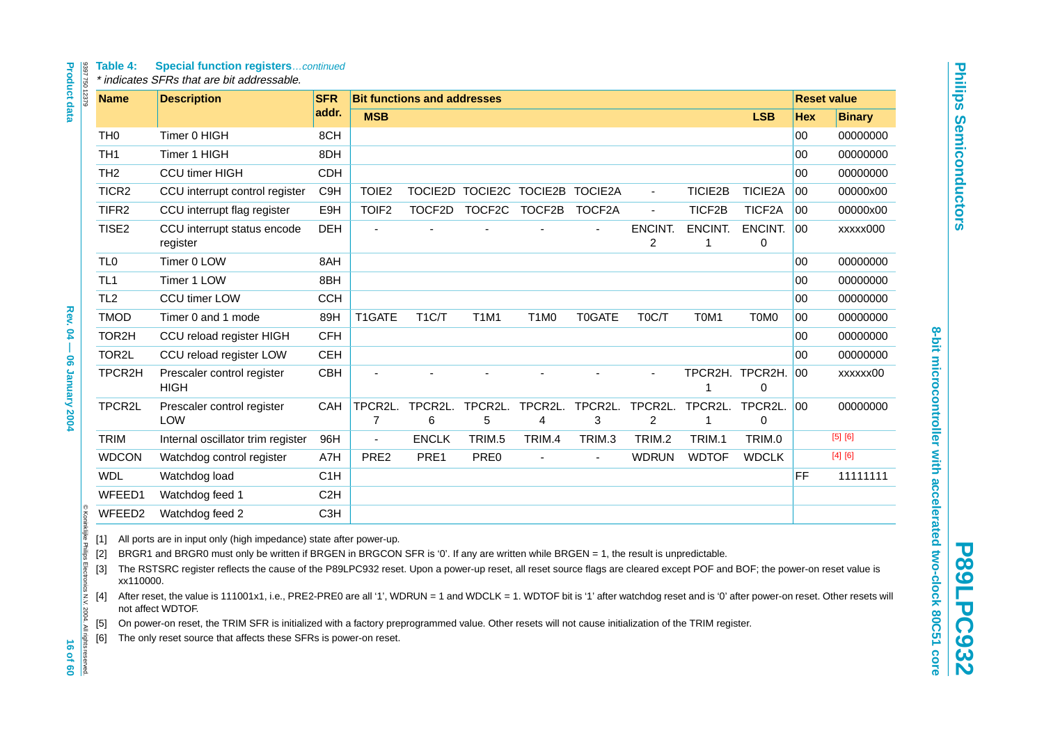**Table 4: Special function registers**...*continued*

*\* indicates SFRs that are bit addressable.*

| Name | Description | SFR addr. | Bit functions and addresses | | | | | | | | Reset value | |
|---|---|---|---|---|---|---|---|---|---|---|---|---|
| | | | MSB | | | | | | | LSB | Hex | Binary |
| TH0 | Timer 0 HIGH | 8CH | | | | | | | | | 00 | 00000000 |
| TH1 | Timer 1 HIGH | 8DH | | | | | | | | | 00 | 00000000 |
| TH2 | CCU timer HIGH | CDH | | | | | | | | | 00 | 00000000 |
| TICR2 | CCU interrupt control register | C9H | TOIE2 | TOCIE2D | TOCIE2C | TOCIE2B | TOCIE2A | - | TICIE2B | TICIE2A | 00 | 00000x00 |
| TIFR2 | CCU interrupt flag register | E9H | TOIF2 | TOCF2D | TOCF2C | TOCF2B | TOCF2A | - | TICF2B | TICF2A | 00 | 00000x00 |
| TISE2 | CCU interrupt status encode register | DEH | - | - | - | - | - | ENCINT.2 | ENCINT.1 | ENCINT.0 | 00 | xxxxx000 |
| TL0 | Timer 0 LOW | 8AH | | | | | | | | | 00 | 00000000 |
| TL1 | Timer 1 LOW | 8BH | | | | | | | | | 00 | 00000000 |
| TL2 | CCU timer LOW | CCH | | | | | | | | | 00 | 00000000 |
| TMOD | Timer 0 and 1 mode | 89H | T1GATE | T1C/T | T1M1 | T1M0 | T0GATE | T0C/T | T0M1 | T0M0 | 00 | 00000000 |
| TOR2H | CCU reload register HIGH | CFH | | | | | | | | | 00 | 00000000 |
| TOR2L | CCU reload register LOW | CEH | | | | | | | | | 00 | 00000000 |
| TPCR2H | Prescaler control register HIGH | CBH | - | - | - | - | - | - | TPCR2H.1 | TPCR2H.0 | 00 | xxxxxx00 |
| TPCR2L | Prescaler control register LOW | CAH | TPCR2L.7 | TPCR2L.6 | TPCR2L.5 | TPCR2L.4 | TPCR2L.3 | TPCR2L.2 | TPCR2L.1 | TPCR2L.0 | 00 | 00000000 |
| TRIM | Internal oscillator trim register | 96H | - | ENCLK | TRIM.5 | TRIM.4 | TRIM.3 | TRIM.2 | TRIM.1 | TRIM.0 | | [5] [6] |
| WDCON | Watchdog control register | A7H | PRE2 | PRE1 | PRE0 | - | - | WDRUN | WDTOF | WDCLK | | [4] [6] |
| WDL | Watchdog load | C1H | | | | | | | | | FF | 11111111 |
| WFEED1 | Watchdog feed 1 | C2H | | | | | | | | | | |
| WFEED2 | Watchdog feed 2 | C3H | | | | | | | | | | |

[1] All ports are in input only (high impedance) state after power-up.

[2] BRGR1 and BRGR0 must only be written if BRGEN in BRGCON SFR is '0'. If any are written while BRGEN = 1, the result is unpredictable.

[3] The RSTSRC register reflects the cause of the P89LPC932 reset. Upon a power-up reset, all reset source flags are cleared except POF and BOF; the power-on reset value is xx110000.

[4] After reset, the value is 111001x1, i.e., PRE2-PRE0 are all '1', WDRUN = 1 and WDCLK = 1. WDTOF bit is '1' after watchdog reset and is '0' after power-on reset. Other resets will not affect WDTOF.

[5] On power-on reset, the TRIM SFR is initialized with a factory preprogrammed value. Other resets will not cause initialization of the TRIM register.

[6] The only reset source that affects these SFRs is power-on reset.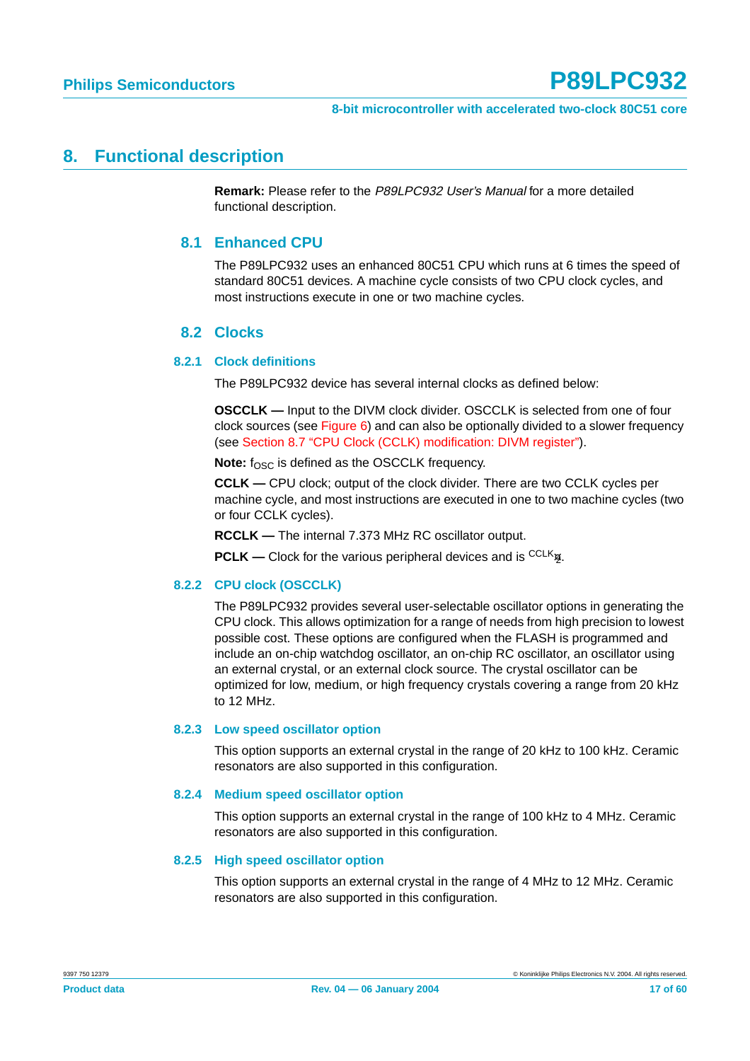# 8. Functional description

**Remark:** Please refer to the *P89LPC932 User's Manual* for a more detailed functional description.

## 8.1 Enhanced CPU

The P89LPC932 uses an enhanced 80C51 CPU which runs at 6 times the speed of standard 80C51 devices. A machine cycle consists of two CPU clock cycles, and most instructions execute in one or two machine cycles.

## 8.2 Clocks

### 8.2.1 Clock definitions

The P89LPC932 device has several internal clocks as defined below:

**OSCCLK —** Input to the DIVM clock divider. OSCCLK is selected from one of four clock sources (see Figure 6) and can also be optionally divided to a slower frequency (see Section 8.7 "CPU Clock (CCLK) modification: DIVM register").

**Note:** $f_{OSC}$ is defined as the OSCCLK frequency.

**CCLK —** CPU clock; output of the clock divider. There are two CCLK cycles per machine cycle, and most instructions are executed in one to two machine cycles (two or four CCLK cycles).

**RCCLK —** The internal 7.373 MHz RC oscillator output.

**PCLK —** Clock for the various peripheral devices and is $^{CCLK}/_{2}$.

### 8.2.2 CPU clock (OSCCLK)

The P89LPC932 provides several user-selectable oscillator options in generating the CPU clock. This allows optimization for a range of needs from high precision to lowest possible cost. These options are configured when the FLASH is programmed and include an on-chip watchdog oscillator, an on-chip RC oscillator, an oscillator using an external crystal, or an external clock source. The crystal oscillator can be optimized for low, medium, or high frequency crystals covering a range from 20 kHz to 12 MHz.

### 8.2.3 Low speed oscillator option

This option supports an external crystal in the range of 20 kHz to 100 kHz. Ceramic resonators are also supported in this configuration.

### 8.2.4 Medium speed oscillator option

This option supports an external crystal in the range of 100 kHz to 4 MHz. Ceramic resonators are also supported in this configuration.

### 8.2.5 High speed oscillator option

This option supports an external crystal in the range of 4 MHz to 12 MHz. Ceramic resonators are also supported in this configuration.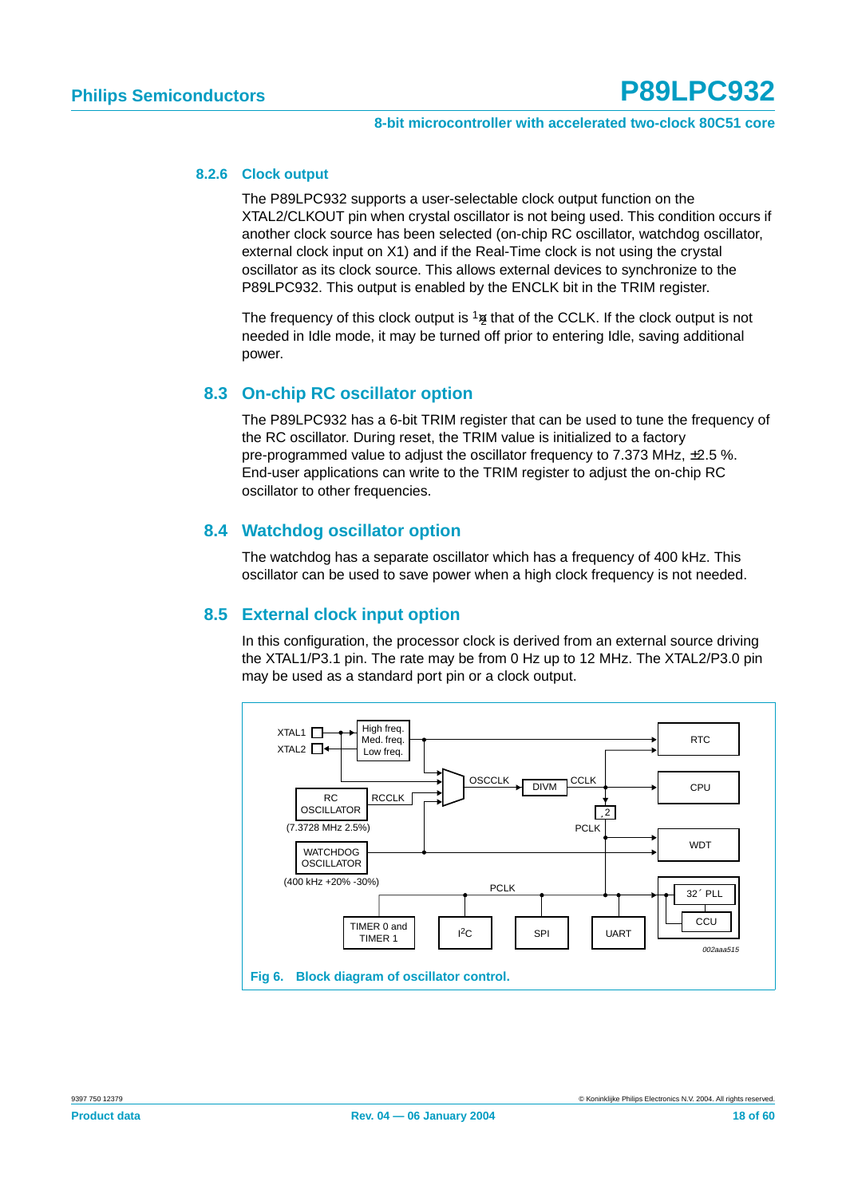### 8.2.6 Clock output

The P89LPC932 supports a user-selectable clock output function on the XTAL2/CLKOUT pin when crystal oscillator is not being used. This condition occurs if another clock source has been selected (on-chip RC oscillator, watchdog oscillator, external clock input on X1) and if the Real-Time clock is not using the crystal oscillator as its clock source. This allows external devices to synchronize to the P89LPC932. This output is enabled by the ENCLK bit in the TRIM register.

The frequency of this clock output is ½ that of the CCLK. If the clock output is not needed in Idle mode, it may be turned off prior to entering Idle, saving additional power.

## 8.3 On-chip RC oscillator option

The P89LPC932 has a 6-bit TRIM register that can be used to tune the frequency of the RC oscillator. During reset, the TRIM value is initialized to a factory pre-programmed value to adjust the oscillator frequency to 7.373 MHz, ±2.5 %. End-user applications can write to the TRIM register to adjust the on-chip RC oscillator to other frequencies.

## 8.4 Watchdog oscillator option

The watchdog has a separate oscillator which has a frequency of 400 kHz. This oscillator can be used to save power when a high clock frequency is not needed.

## 8.5 External clock input option

In this configuration, the processor clock is derived from an external source driving the XTAL1/P3.1 pin. The rate may be from 0 Hz up to 12 MHz. The XTAL2/P3.0 pin may be used as a standard port pin or a clock output.

XTAL1, XTAL2, High freq. Med. freq. Low freq., RC OSCILLATOR (7.3728 MHz ±2.5%), RCCLK, WATCHDOG OSCILLATOR (400 kHz +20% -30%), OSCCLK, DIVM, CCLK, ÷2, PCLK, RTC, CPU, WDT, 32 × PLL, CCU, TIMER 0 and TIMER 1, I²C, SPI, UART

002aaa515

**Fig 6. Block diagram of oscillator control.**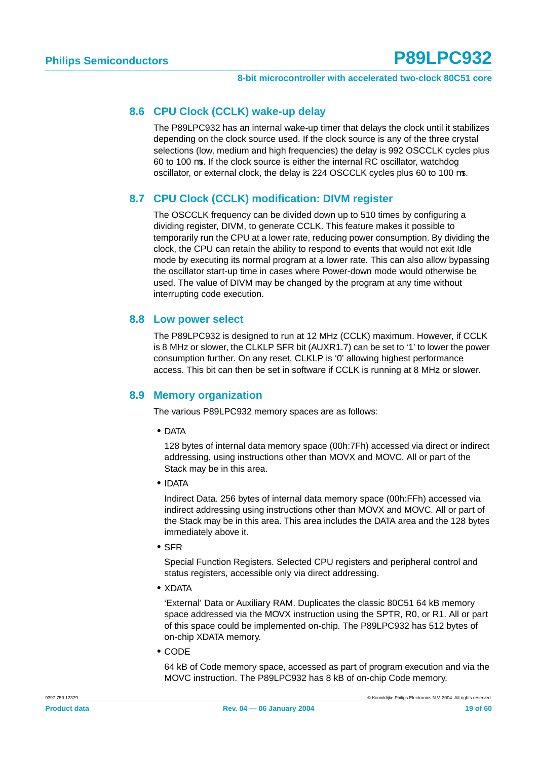## 8.6 CPU Clock (CCLK) wake-up delay

The P89LPC932 has an internal wake-up timer that delays the clock until it stabilizes depending on the clock source used. If the clock source is any of the three crystal selections (low, medium and high frequencies) the delay is 992 OSCCLK cycles plus 60 to 100 μs. If the clock source is either the internal RC oscillator, watchdog oscillator, or external clock, the delay is 224 OSCCLK cycles plus 60 to 100 μs.

## 8.7 CPU Clock (CCLK) modification: DIVM register

The OSCCLK frequency can be divided down up to 510 times by configuring a dividing register, DIVM, to generate CCLK. This feature makes it possible to temporarily run the CPU at a lower rate, reducing power consumption. By dividing the clock, the CPU can retain the ability to respond to events that would not exit Idle mode by executing its normal program at a lower rate. This can also allow bypassing the oscillator start-up time in cases where Power-down mode would otherwise be used. The value of DIVM may be changed by the program at any time without interrupting code execution.

## 8.8 Low power select

The P89LPC932 is designed to run at 12 MHz (CCLK) maximum. However, if CCLK is 8 MHz or slower, the CLKLP SFR bit (AUXR1.7) can be set to '1' to lower the power consumption further. On any reset, CLKLP is '0' allowing highest performance access. This bit can then be set in software if CCLK is running at 8 MHz or slower.

## 8.9 Memory organization

The various P89LPC932 memory spaces are as follows:

- DATA

  128 bytes of internal data memory space (00h:7Fh) accessed via direct or indirect addressing, using instructions other than MOVX and MOVC. All or part of the Stack may be in this area.

- IDATA

  Indirect Data. 256 bytes of internal data memory space (00h:FFh) accessed via indirect addressing using instructions other than MOVX and MOVC. All or part of the Stack may be in this area. This area includes the DATA area and the 128 bytes immediately above it.

- SFR

  Special Function Registers. Selected CPU registers and peripheral control and status registers, accessible only via direct addressing.

- XDATA

  'External' Data or Auxiliary RAM. Duplicates the classic 80C51 64 kB memory space addressed via the MOVX instruction using the SPTR, R0, or R1. All or part of this space could be implemented on-chip. The P89LPC932 has 512 bytes of on-chip XDATA memory.

- CODE

  64 kB of Code memory space, accessed as part of program execution and via the MOVC instruction. The P89LPC932 has 8 kB of on-chip Code memory.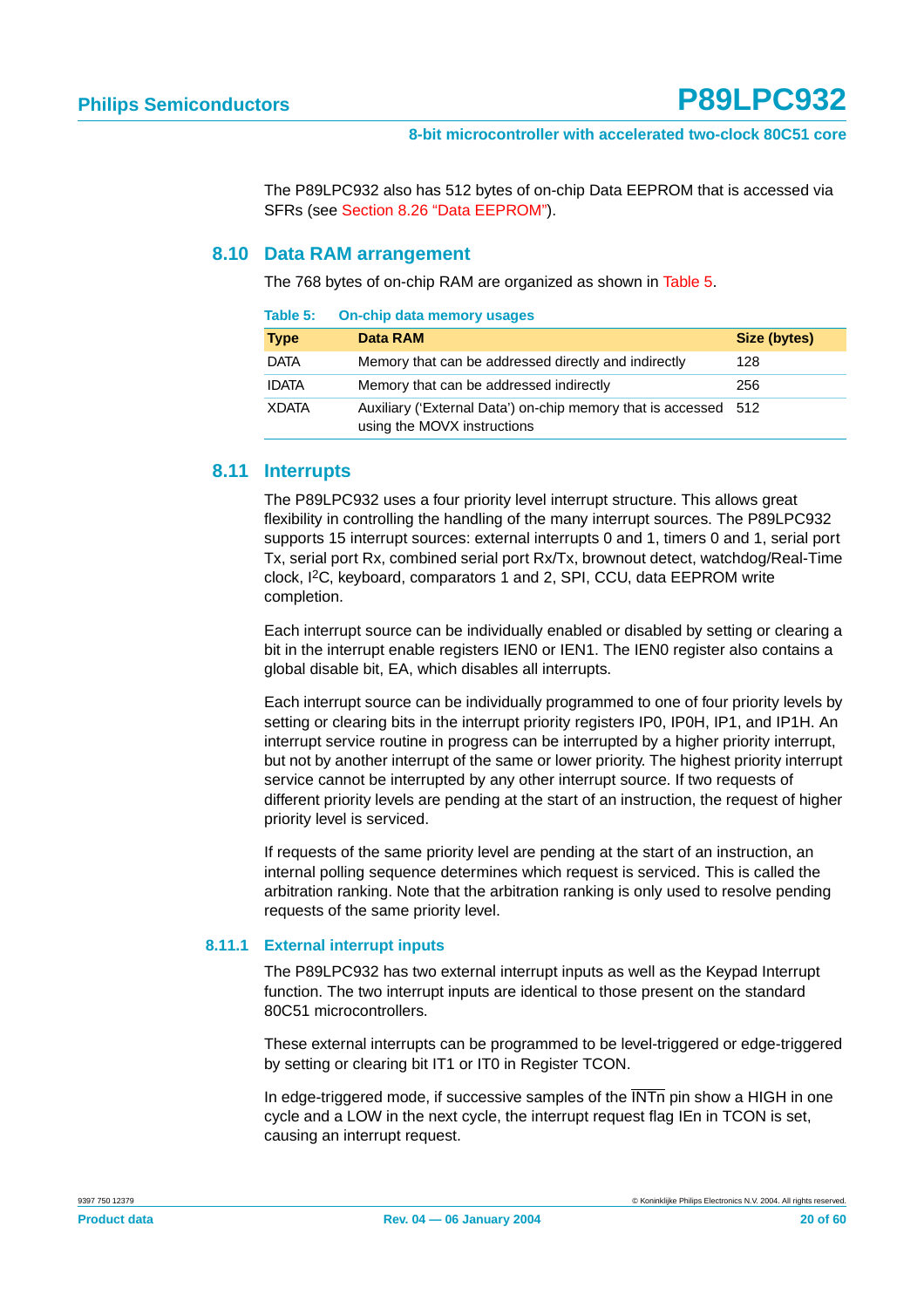The P89LPC932 also has 512 bytes of on-chip Data EEPROM that is accessed via SFRs (see Section 8.26 "Data EEPROM").

## 8.10 Data RAM arrangement

The 768 bytes of on-chip RAM are organized as shown in Table 5.

**Table 5: On-chip data memory usages**

| Type | Data RAM | Size (bytes) |
|---|---|---|
| DATA | Memory that can be addressed directly and indirectly | 128 |
| IDATA | Memory that can be addressed indirectly | 256 |
| XDATA | Auxiliary ('External Data') on-chip memory that is accessed using the MOVX instructions | 512 |

## 8.11 Interrupts

The P89LPC932 uses a four priority level interrupt structure. This allows great flexibility in controlling the handling of the many interrupt sources. The P89LPC932 supports 15 interrupt sources: external interrupts 0 and 1, timers 0 and 1, serial port Tx, serial port Rx, combined serial port Rx/Tx, brownout detect, watchdog/Real-Time clock, I$^2$C, keyboard, comparators 1 and 2, SPI, CCU, data EEPROM write completion.

Each interrupt source can be individually enabled or disabled by setting or clearing a bit in the interrupt enable registers IEN0 or IEN1. The IEN0 register also contains a global disable bit, EA, which disables all interrupts.

Each interrupt source can be individually programmed to one of four priority levels by setting or clearing bits in the interrupt priority registers IP0, IP0H, IP1, and IP1H. An interrupt service routine in progress can be interrupted by a higher priority interrupt, but not by another interrupt of the same or lower priority. The highest priority interrupt service cannot be interrupted by any other interrupt source. If two requests of different priority levels are pending at the start of an instruction, the request of higher priority level is serviced.

If requests of the same priority level are pending at the start of an instruction, an internal polling sequence determines which request is serviced. This is called the arbitration ranking. Note that the arbitration ranking is only used to resolve pending requests of the same priority level.

### 8.11.1 External interrupt inputs

The P89LPC932 has two external interrupt inputs as well as the Keypad Interrupt function. The two interrupt inputs are identical to those present on the standard 80C51 microcontrollers.

These external interrupts can be programmed to be level-triggered or edge-triggered by setting or clearing bit IT1 or IT0 in Register TCON.

In edge-triggered mode, if successive samples of the $\overline{\text{INTn}}$ pin show a HIGH in one cycle and a LOW in the next cycle, the interrupt request flag IEn in TCON is set, causing an interrupt request.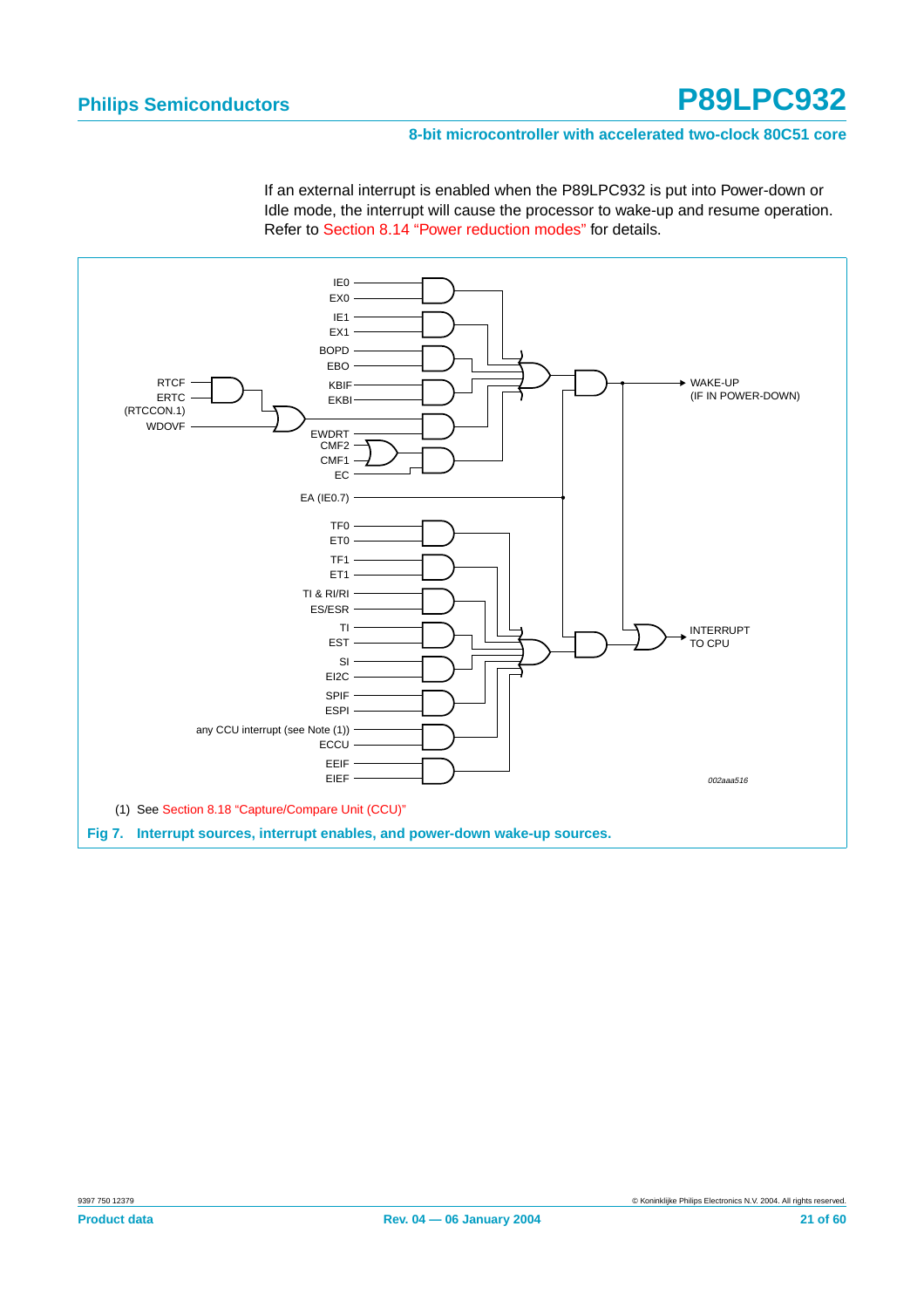If an external interrupt is enabled when the P89LPC932 is put into Power-down or Idle mode, the interrupt will cause the processor to wake-up and resume operation. Refer to Section 8.14 "Power reduction modes" for details.

(1) See Section 8.18 "Capture/Compare Unit (CCU)"

**Fig 7. Interrupt sources, interrupt enables, and power-down wake-up sources.**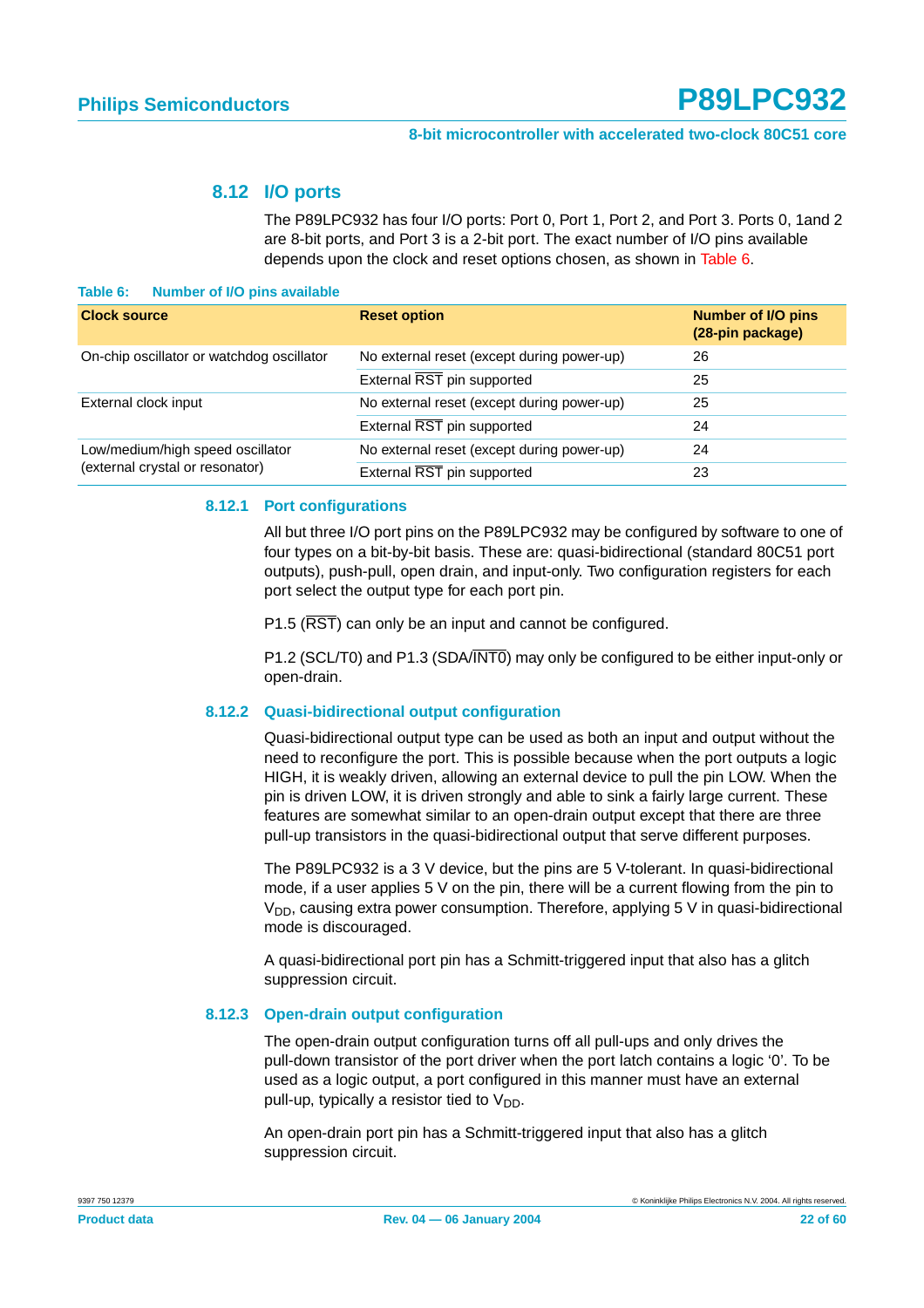## 8.12 I/O ports

The P89LPC932 has four I/O ports: Port 0, Port 1, Port 2, and Port 3. Ports 0, 1and 2 are 8-bit ports, and Port 3 is a 2-bit port. The exact number of I/O pins available depends upon the clock and reset options chosen, as shown in Table 6.

**Table 6: Number of I/O pins available**

| Clock source | Reset option | Number of I/O pins (28-pin package) |
|---|---|---|
| On-chip oscillator or watchdog oscillator | No external reset (except during power-up) | 26 |
| | External $\overline{RST}$ pin supported | 25 |
| External clock input | No external reset (except during power-up) | 25 |
| | External $\overline{RST}$ pin supported | 24 |
| Low/medium/high speed oscillator (external crystal or resonator) | No external reset (except during power-up) | 24 |
| | External $\overline{RST}$ pin supported | 23 |

### 8.12.1 Port configurations

All but three I/O port pins on the P89LPC932 may be configured by software to one of four types on a bit-by-bit basis. These are: quasi-bidirectional (standard 80C51 port outputs), push-pull, open drain, and input-only. Two configuration registers for each port select the output type for each port pin.

P1.5 ($\overline{RST}$) can only be an input and cannot be configured.

P1.2 (SCL/T0) and P1.3 (SDA/$\overline{INT0}$) may only be configured to be either input-only or open-drain.

### 8.12.2 Quasi-bidirectional output configuration

Quasi-bidirectional output type can be used as both an input and output without the need to reconfigure the port. This is possible because when the port outputs a logic HIGH, it is weakly driven, allowing an external device to pull the pin LOW. When the pin is driven LOW, it is driven strongly and able to sink a fairly large current. These features are somewhat similar to an open-drain output except that there are three pull-up transistors in the quasi-bidirectional output that serve different purposes.

The P89LPC932 is a 3 V device, but the pins are 5 V-tolerant. In quasi-bidirectional mode, if a user applies 5 V on the pin, there will be a current flowing from the pin to $V_{DD}$, causing extra power consumption. Therefore, applying 5 V in quasi-bidirectional mode is discouraged.

A quasi-bidirectional port pin has a Schmitt-triggered input that also has a glitch suppression circuit.

### 8.12.3 Open-drain output configuration

The open-drain output configuration turns off all pull-ups and only drives the pull-down transistor of the port driver when the port latch contains a logic '0'. To be used as a logic output, a port configured in this manner must have an external pull-up, typically a resistor tied to $V_{DD}$.

An open-drain port pin has a Schmitt-triggered input that also has a glitch suppression circuit.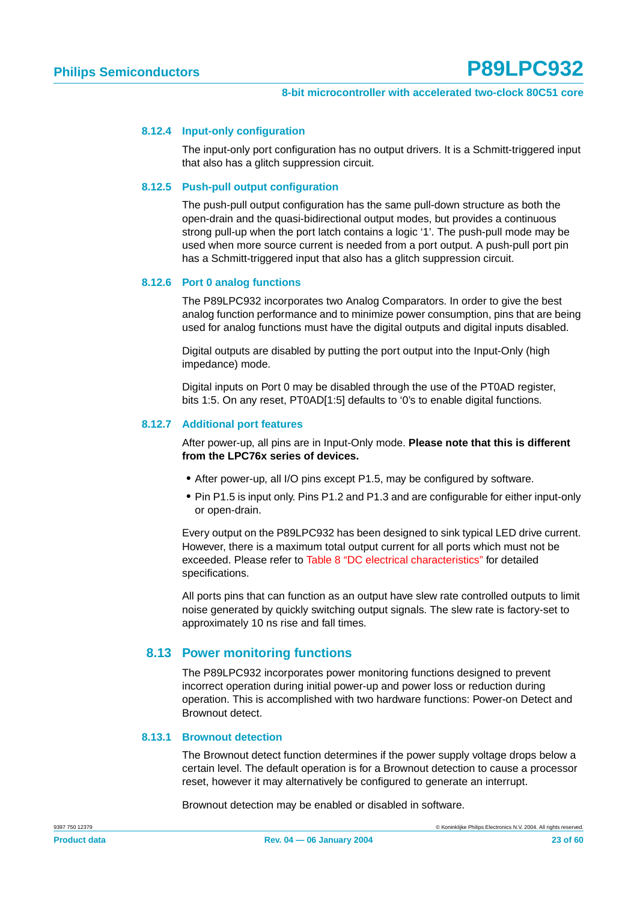#### 8.12.4 Input-only configuration

The input-only port configuration has no output drivers. It is a Schmitt-triggered input that also has a glitch suppression circuit.

#### 8.12.5 Push-pull output configuration

The push-pull output configuration has the same pull-down structure as both the open-drain and the quasi-bidirectional output modes, but provides a continuous strong pull-up when the port latch contains a logic '1'. The push-pull mode may be used when more source current is needed from a port output. A push-pull port pin has a Schmitt-triggered input that also has a glitch suppression circuit.

#### 8.12.6 Port 0 analog functions

The P89LPC932 incorporates two Analog Comparators. In order to give the best analog function performance and to minimize power consumption, pins that are being used for analog functions must have the digital outputs and digital inputs disabled.

Digital outputs are disabled by putting the port output into the Input-Only (high impedance) mode.

Digital inputs on Port 0 may be disabled through the use of the PT0AD register, bits 1:5. On any reset, PT0AD[1:5] defaults to '0's to enable digital functions.

#### 8.12.7 Additional port features

After power-up, all pins are in Input-Only mode. **Please note that this is different from the LPC76x series of devices.**

- After power-up, all I/O pins except P1.5, may be configured by software.
- Pin P1.5 is input only. Pins P1.2 and P1.3 and are configurable for either input-only or open-drain.

Every output on the P89LPC932 has been designed to sink typical LED drive current. However, there is a maximum total output current for all ports which must not be exceeded. Please refer to Table 8 "DC electrical characteristics" for detailed specifications.

All ports pins that can function as an output have slew rate controlled outputs to limit noise generated by quickly switching output signals. The slew rate is factory-set to approximately 10 ns rise and fall times.

### 8.13 Power monitoring functions

The P89LPC932 incorporates power monitoring functions designed to prevent incorrect operation during initial power-up and power loss or reduction during operation. This is accomplished with two hardware functions: Power-on Detect and Brownout detect.

#### 8.13.1 Brownout detection

The Brownout detect function determines if the power supply voltage drops below a certain level. The default operation is for a Brownout detection to cause a processor reset, however it may alternatively be configured to generate an interrupt.

Brownout detection may be enabled or disabled in software.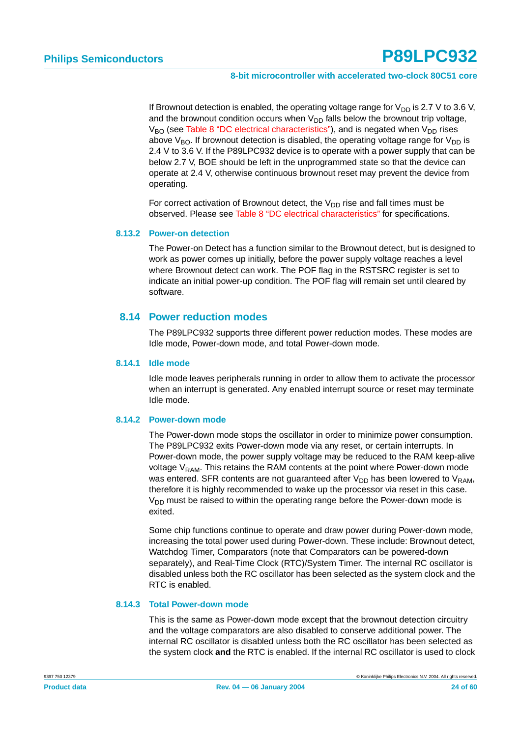If Brownout detection is enabled, the operating voltage range for $V_{DD}$ is 2.7 V to 3.6 V, and the brownout condition occurs when $V_{DD}$ falls below the brownout trip voltage, $V_{BO}$ (see Table 8 "DC electrical characteristics"), and is negated when $V_{DD}$ rises above $V_{BO}$. If brownout detection is disabled, the operating voltage range for $V_{DD}$ is 2.4 V to 3.6 V. If the P89LPC932 device is to operate with a power supply that can be below 2.7 V, BOE should be left in the unprogrammed state so that the device can operate at 2.4 V, otherwise continuous brownout reset may prevent the device from operating.

For correct activation of Brownout detect, the $V_{DD}$ rise and fall times must be observed. Please see Table 8 "DC electrical characteristics" for specifications.

### 8.13.2 Power-on detection

The Power-on Detect has a function similar to the Brownout detect, but is designed to work as power comes up initially, before the power supply voltage reaches a level where Brownout detect can work. The POF flag in the RSTSRC register is set to indicate an initial power-up condition. The POF flag will remain set until cleared by software.

## 8.14 Power reduction modes

The P89LPC932 supports three different power reduction modes. These modes are Idle mode, Power-down mode, and total Power-down mode.

### 8.14.1 Idle mode

Idle mode leaves peripherals running in order to allow them to activate the processor when an interrupt is generated. Any enabled interrupt source or reset may terminate Idle mode.

### 8.14.2 Power-down mode

The Power-down mode stops the oscillator in order to minimize power consumption. The P89LPC932 exits Power-down mode via any reset, or certain interrupts. In Power-down mode, the power supply voltage may be reduced to the RAM keep-alive voltage $V_{RAM}$. This retains the RAM contents at the point where Power-down mode was entered. SFR contents are not guaranteed after $V_{DD}$ has been lowered to $V_{RAM}$, therefore it is highly recommended to wake up the processor via reset in this case. $V_{DD}$ must be raised to within the operating range before the Power-down mode is exited.

Some chip functions continue to operate and draw power during Power-down mode, increasing the total power used during Power-down. These include: Brownout detect, Watchdog Timer, Comparators (note that Comparators can be powered-down separately), and Real-Time Clock (RTC)/System Timer. The internal RC oscillator is disabled unless both the RC oscillator has been selected as the system clock and the RTC is enabled.

### 8.14.3 Total Power-down mode

This is the same as Power-down mode except that the brownout detection circuitry and the voltage comparators are also disabled to conserve additional power. The internal RC oscillator is disabled unless both the RC oscillator has been selected as the system clock **and** the RTC is enabled. If the internal RC oscillator is used to clock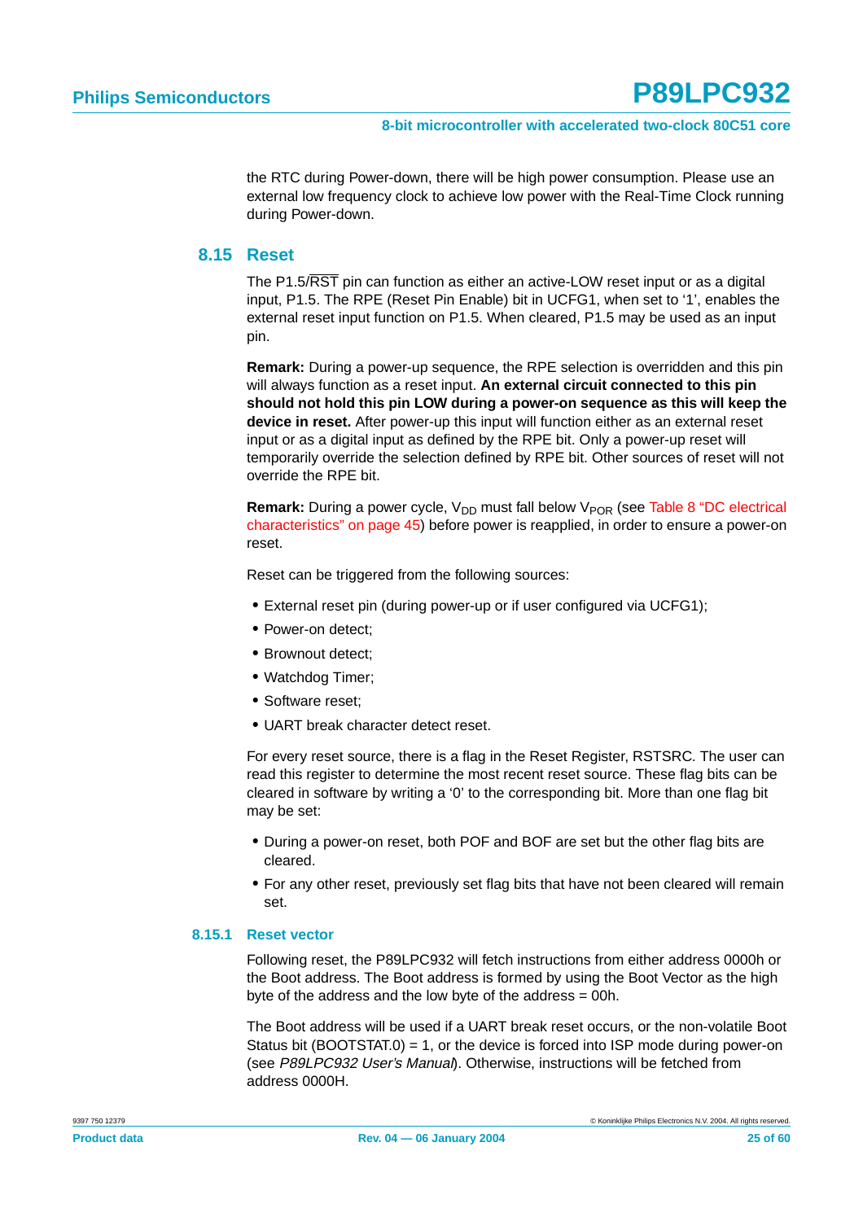the RTC during Power-down, there will be high power consumption. Please use an external low frequency clock to achieve low power with the Real-Time Clock running during Power-down.

## 8.15 Reset

The P1.5/$\overline{RST}$ pin can function as either an active-LOW reset input or as a digital input, P1.5. The RPE (Reset Pin Enable) bit in UCFG1, when set to ‘1’, enables the external reset input function on P1.5. When cleared, P1.5 may be used as an input pin.

**Remark:** During a power-up sequence, the RPE selection is overridden and this pin will always function as a reset input. **An external circuit connected to this pin should not hold this pin LOW during a power-on sequence as this will keep the device in reset.** After power-up this input will function either as an external reset input or as a digital input as defined by the RPE bit. Only a power-up reset will temporarily override the selection defined by RPE bit. Other sources of reset will not override the RPE bit.

**Remark:** During a power cycle, $V_{DD}$ must fall below $V_{POR}$ (see Table 8 “DC electrical characteristics” on page 45) before power is reapplied, in order to ensure a power-on reset.

Reset can be triggered from the following sources:

- External reset pin (during power-up or if user configured via UCFG1);
- Power-on detect;
- Brownout detect;
- Watchdog Timer;
- Software reset;
- UART break character detect reset.

For every reset source, there is a flag in the Reset Register, RSTSRC. The user can read this register to determine the most recent reset source. These flag bits can be cleared in software by writing a ‘0’ to the corresponding bit. More than one flag bit may be set:

- During a power-on reset, both POF and BOF are set but the other flag bits are cleared.
- For any other reset, previously set flag bits that have not been cleared will remain set.

### 8.15.1 Reset vector

Following reset, the P89LPC932 will fetch instructions from either address 0000h or the Boot address. The Boot address is formed by using the Boot Vector as the high byte of the address and the low byte of the address = 00h.

The Boot address will be used if a UART break reset occurs, or the non-volatile Boot Status bit (BOOTSTAT.0) = 1, or the device is forced into ISP mode during power-on (see *P89LPC932 User’s Manual*). Otherwise, instructions will be fetched from address 0000H.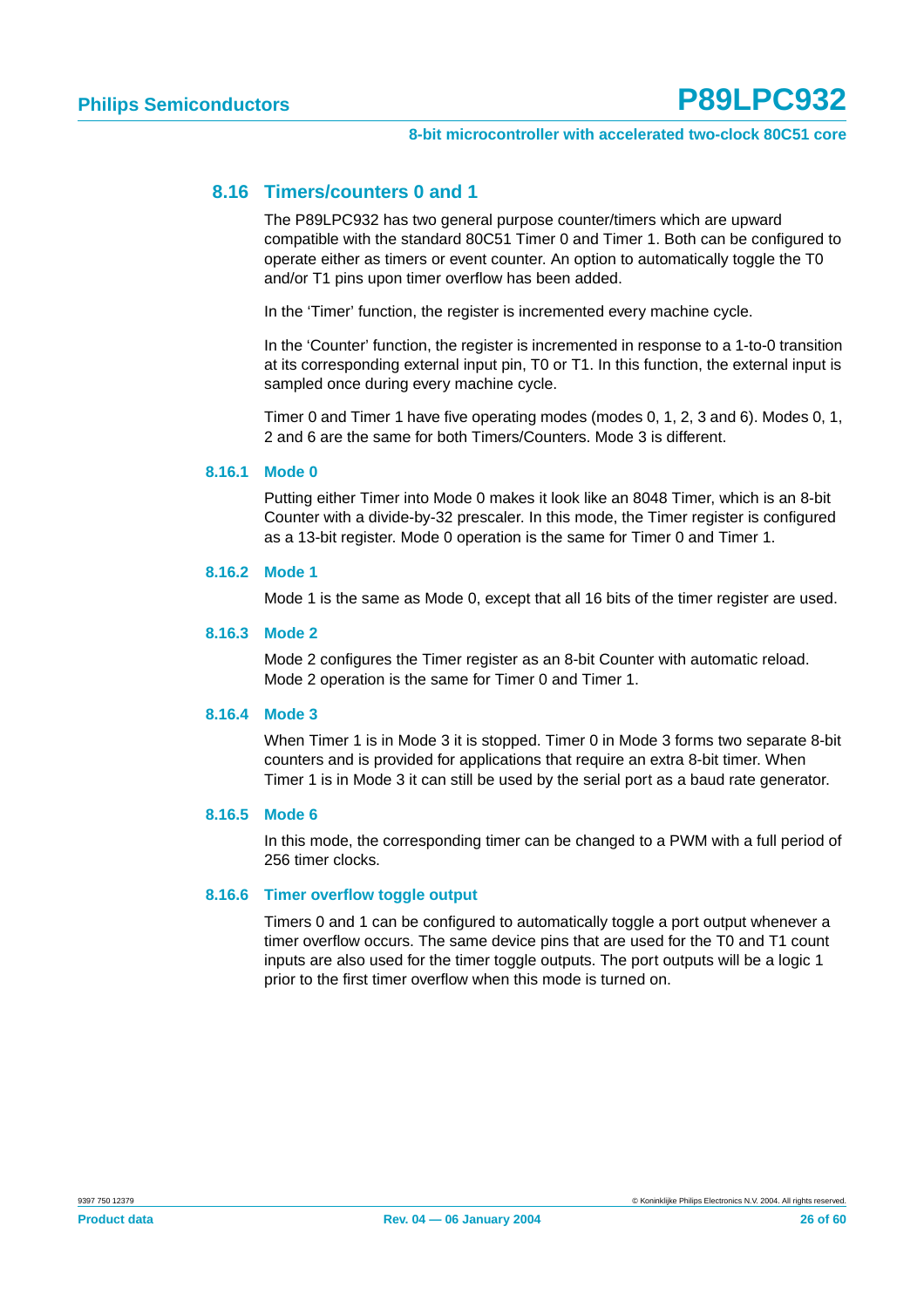## 8.16 Timers/counters 0 and 1

The P89LPC932 has two general purpose counter/timers which are upward compatible with the standard 80C51 Timer 0 and Timer 1. Both can be configured to operate either as timers or event counter. An option to automatically toggle the T0 and/or T1 pins upon timer overflow has been added.

In the 'Timer' function, the register is incremented every machine cycle.

In the 'Counter' function, the register is incremented in response to a 1-to-0 transition at its corresponding external input pin, T0 or T1. In this function, the external input is sampled once during every machine cycle.

Timer 0 and Timer 1 have five operating modes (modes 0, 1, 2, 3 and 6). Modes 0, 1, 2 and 6 are the same for both Timers/Counters. Mode 3 is different.

### 8.16.1 Mode 0

Putting either Timer into Mode 0 makes it look like an 8048 Timer, which is an 8-bit Counter with a divide-by-32 prescaler. In this mode, the Timer register is configured as a 13-bit register. Mode 0 operation is the same for Timer 0 and Timer 1.

### 8.16.2 Mode 1

Mode 1 is the same as Mode 0, except that all 16 bits of the timer register are used.

### 8.16.3 Mode 2

Mode 2 configures the Timer register as an 8-bit Counter with automatic reload. Mode 2 operation is the same for Timer 0 and Timer 1.

### 8.16.4 Mode 3

When Timer 1 is in Mode 3 it is stopped. Timer 0 in Mode 3 forms two separate 8-bit counters and is provided for applications that require an extra 8-bit timer. When Timer 1 is in Mode 3 it can still be used by the serial port as a baud rate generator.

### 8.16.5 Mode 6

In this mode, the corresponding timer can be changed to a PWM with a full period of 256 timer clocks.

### 8.16.6 Timer overflow toggle output

Timers 0 and 1 can be configured to automatically toggle a port output whenever a timer overflow occurs. The same device pins that are used for the T0 and T1 count inputs are also used for the timer toggle outputs. The port outputs will be a logic 1 prior to the first timer overflow when this mode is turned on.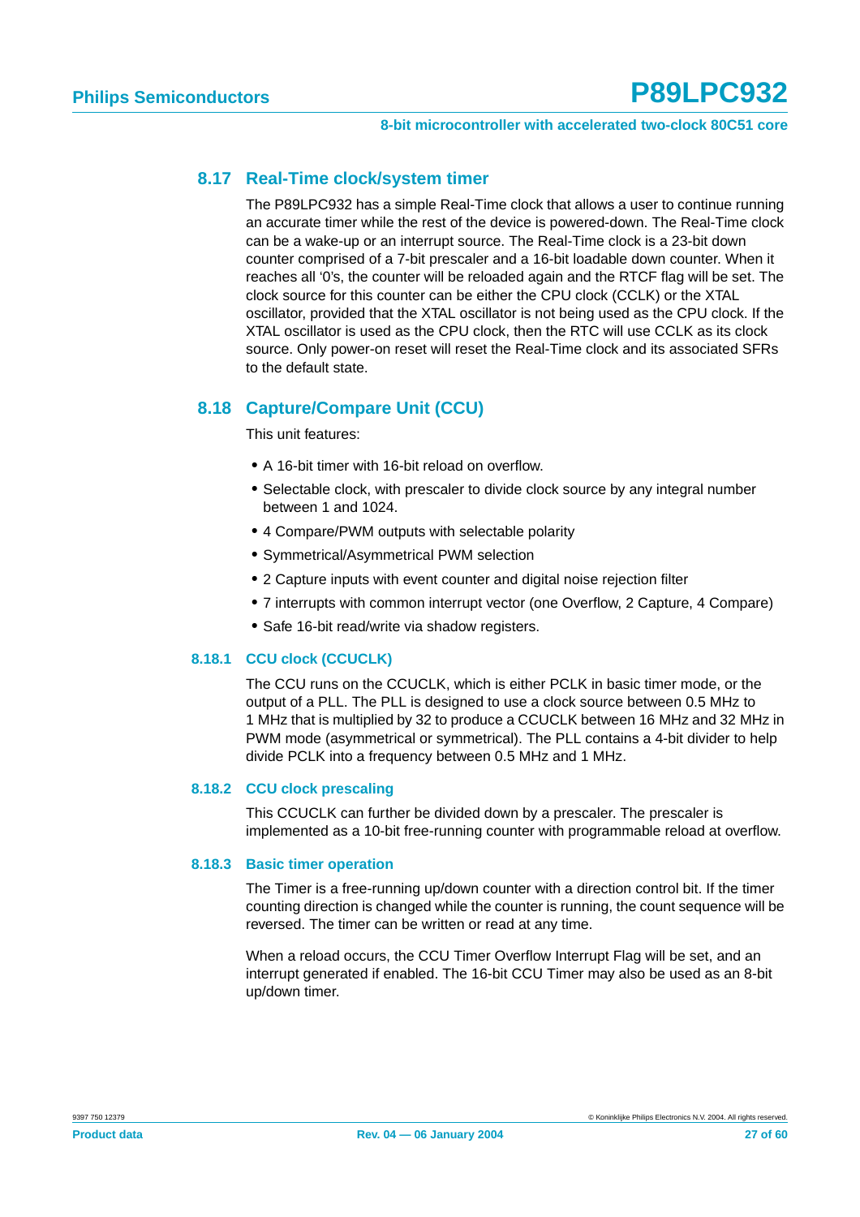## 8.17 Real-Time clock/system timer

The P89LPC932 has a simple Real-Time clock that allows a user to continue running an accurate timer while the rest of the device is powered-down. The Real-Time clock can be a wake-up or an interrupt source. The Real-Time clock is a 23-bit down counter comprised of a 7-bit prescaler and a 16-bit loadable down counter. When it reaches all '0's, the counter will be reloaded again and the RTCF flag will be set. The clock source for this counter can be either the CPU clock (CCLK) or the XTAL oscillator, provided that the XTAL oscillator is not being used as the CPU clock. If the XTAL oscillator is used as the CPU clock, then the RTC will use CCLK as its clock source. Only power-on reset will reset the Real-Time clock and its associated SFRs to the default state.

## 8.18 Capture/Compare Unit (CCU)

This unit features:

- A 16-bit timer with 16-bit reload on overflow.
- Selectable clock, with prescaler to divide clock source by any integral number between 1 and 1024.
- 4 Compare/PWM outputs with selectable polarity
- Symmetrical/Asymmetrical PWM selection
- 2 Capture inputs with event counter and digital noise rejection filter
- 7 interrupts with common interrupt vector (one Overflow, 2 Capture, 4 Compare)
- Safe 16-bit read/write via shadow registers.

### 8.18.1 CCU clock (CCUCLK)

The CCU runs on the CCUCLK, which is either PCLK in basic timer mode, or the output of a PLL. The PLL is designed to use a clock source between 0.5 MHz to 1 MHz that is multiplied by 32 to produce a CCUCLK between 16 MHz and 32 MHz in PWM mode (asymmetrical or symmetrical). The PLL contains a 4-bit divider to help divide PCLK into a frequency between 0.5 MHz and 1 MHz.

### 8.18.2 CCU clock prescaling

This CCUCLK can further be divided down by a prescaler. The prescaler is implemented as a 10-bit free-running counter with programmable reload at overflow.

### 8.18.3 Basic timer operation

The Timer is a free-running up/down counter with a direction control bit. If the timer counting direction is changed while the counter is running, the count sequence will be reversed. The timer can be written or read at any time.

When a reload occurs, the CCU Timer Overflow Interrupt Flag will be set, and an interrupt generated if enabled. The 16-bit CCU Timer may also be used as an 8-bit up/down timer.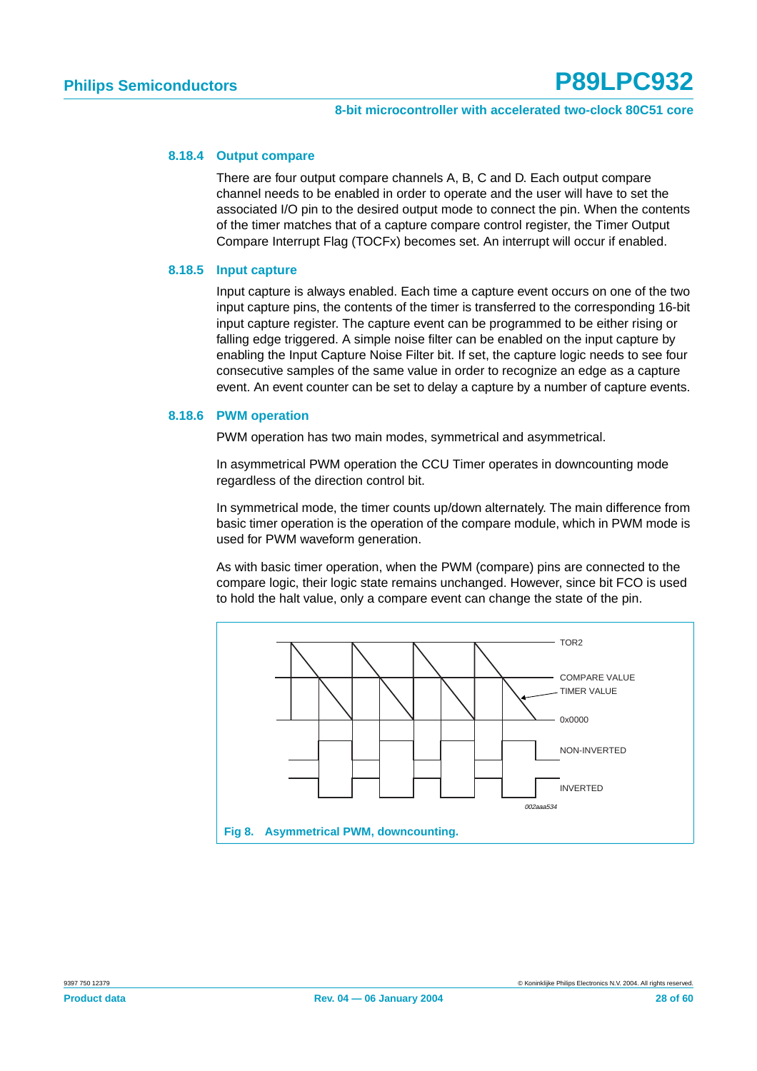### 8.18.4 Output compare

There are four output compare channels A, B, C and D. Each output compare channel needs to be enabled in order to operate and the user will have to set the associated I/O pin to the desired output mode to connect the pin. When the contents of the timer matches that of a capture compare control register, the Timer Output Compare Interrupt Flag (TOCFx) becomes set. An interrupt will occur if enabled.

### 8.18.5 Input capture

Input capture is always enabled. Each time a capture event occurs on one of the two input capture pins, the contents of the timer is transferred to the corresponding 16-bit input capture register. The capture event can be programmed to be either rising or falling edge triggered. A simple noise filter can be enabled on the input capture by enabling the Input Capture Noise Filter bit. If set, the capture logic needs to see four consecutive samples of the same value in order to recognize an edge as a capture event. An event counter can be set to delay a capture by a number of capture events.

### 8.18.6 PWM operation

PWM operation has two main modes, symmetrical and asymmetrical.

In asymmetrical PWM operation the CCU Timer operates in downcounting mode regardless of the direction control bit.

In symmetrical mode, the timer counts up/down alternately. The main difference from basic timer operation is the operation of the compare module, which in PWM mode is used for PWM waveform generation.

As with basic timer operation, when the PWM (compare) pins are connected to the compare logic, their logic state remains unchanged. However, since bit FCO is used to hold the halt value, only a compare event can change the state of the pin.

TOR2

COMPARE VALUE

TIMER VALUE

0x0000

NON-INVERTED

INVERTED

002aaa534

**Fig 8. Asymmetrical PWM, downcounting.**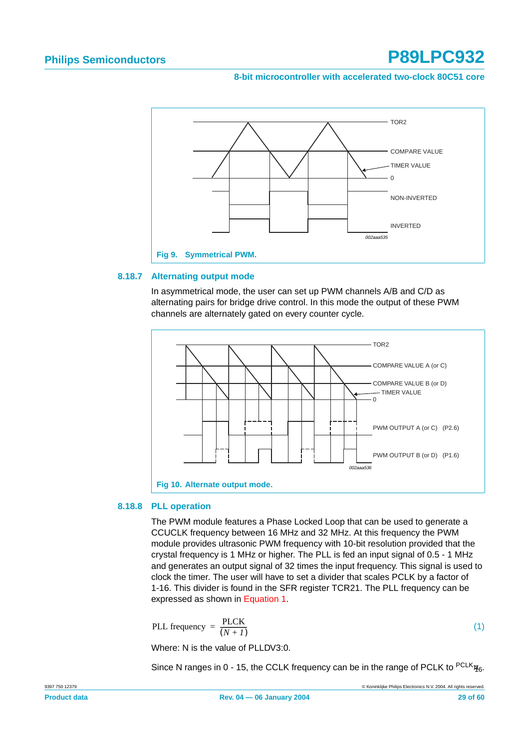Fig 9. Symmetrical PWM.

### 8.18.7 Alternating output mode

In asymmetrical mode, the user can set up PWM channels A/B and C/D as alternating pairs for bridge drive control. In this mode the output of these PWM channels are alternately gated on every counter cycle.

Fig 10. Alternate output mode.

### 8.18.8 PLL operation

The PWM module features a Phase Locked Loop that can be used to generate a CCUCLK frequency between 16 MHz and 32 MHz. At this frequency the PWM module provides ultrasonic PWM frequency with 10-bit resolution provided that the crystal frequency is 1 MHz or higher. The PLL is fed an input signal of 0.5 - 1 MHz and generates an output signal of 32 times the input frequency. This signal is used to clock the timer. The user will have to set a divider that scales PCLK by a factor of 1-16. This divider is found in the SFR register TCR21. The PLL frequency can be expressed as shown in Equation 1.

$$\text{PLL frequency} = \frac{\text{PLCK}}{(N + 1)} \qquad (1)$$

Where: N is the value of PLLDV3:0.

Since N ranges in 0 - 15, the CCLK frequency can be in the range of PCLK to $^{\text{PCLK}}/_{16}$.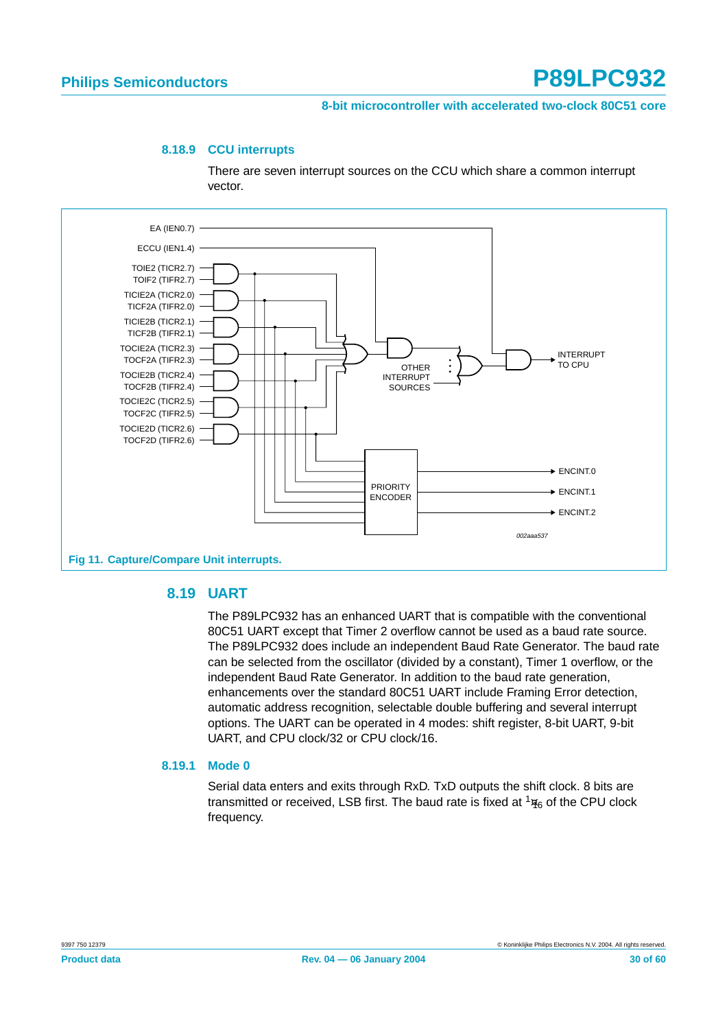### 8.18.9 CCU interrupts

There are seven interrupt sources on the CCU which share a common interrupt vector.

Fig 11. Capture/Compare Unit interrupts.

## 8.19 UART

The P89LPC932 has an enhanced UART that is compatible with the conventional 80C51 UART except that Timer 2 overflow cannot be used as a baud rate source. The P89LPC932 does include an independent Baud Rate Generator. The baud rate can be selected from the oscillator (divided by a constant), Timer 1 overflow, or the independent Baud Rate Generator. In addition to the baud rate generation, enhancements over the standard 80C51 UART include Framing Error detection, automatic address recognition, selectable double buffering and several interrupt options. The UART can be operated in 4 modes: shift register, 8-bit UART, 9-bit UART, and CPU clock/32 or CPU clock/16.

### 8.19.1 Mode 0

Serial data enters and exits through RxD. TxD outputs the shift clock. 8 bits are transmitted or received, LSB first. The baud rate is fixed at $1/16$ of the CPU clock frequency.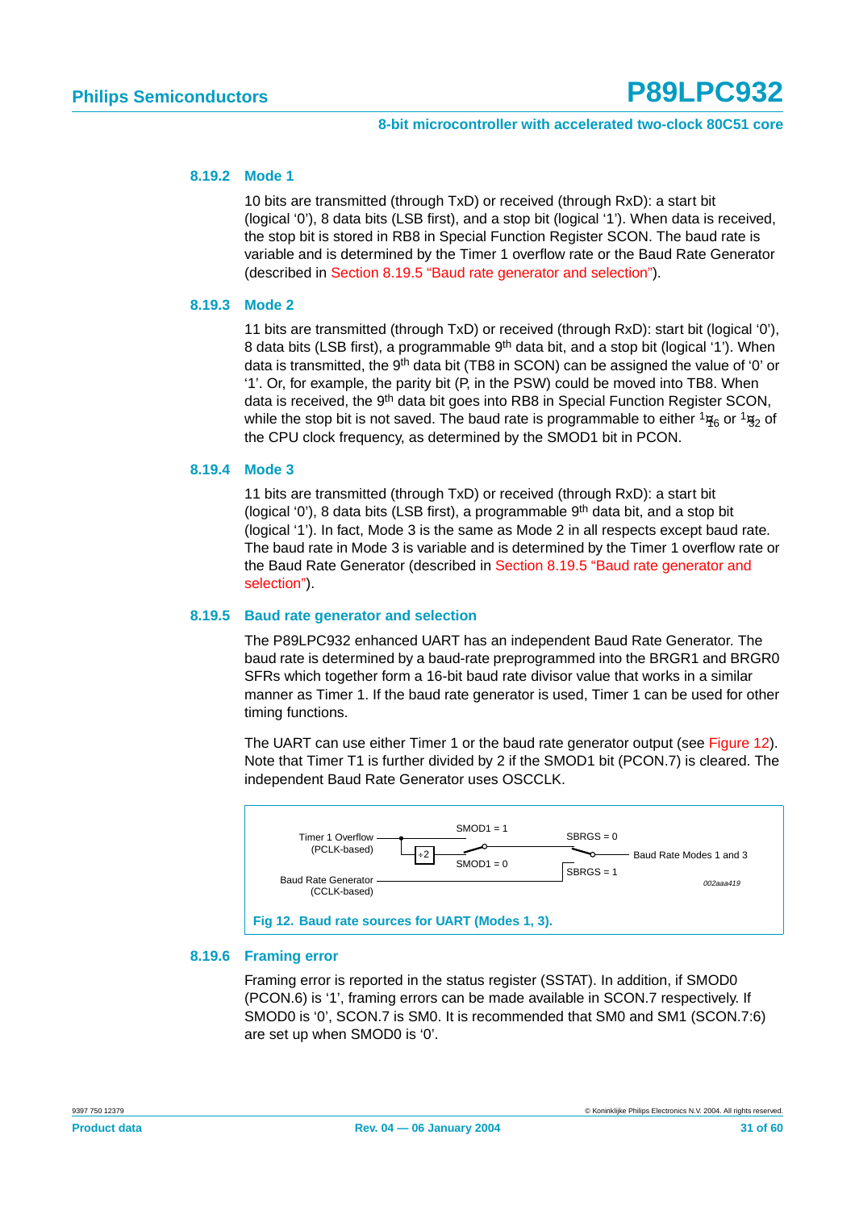### 8.19.2 Mode 1

10 bits are transmitted (through TxD) or received (through RxD): a start bit (logical '0'), 8 data bits (LSB first), and a stop bit (logical '1'). When data is received, the stop bit is stored in RB8 in Special Function Register SCON. The baud rate is variable and is determined by the Timer 1 overflow rate or the Baud Rate Generator (described in Section 8.19.5 "Baud rate generator and selection").

### 8.19.3 Mode 2

11 bits are transmitted (through TxD) or received (through RxD): start bit (logical '0'), 8 data bits (LSB first), a programmable 9th data bit, and a stop bit (logical '1'). When data is transmitted, the 9th data bit (TB8 in SCON) can be assigned the value of '0' or '1'. Or, for example, the parity bit (P, in the PSW) could be moved into TB8. When data is received, the 9th data bit goes into RB8 in Special Function Register SCON, while the stop bit is not saved. The baud rate is programmable to either $^1⁄_{16}$ or $^1⁄_{32}$ of the CPU clock frequency, as determined by the SMOD1 bit in PCON.

### 8.19.4 Mode 3

11 bits are transmitted (through TxD) or received (through RxD): a start bit (logical '0'), 8 data bits (LSB first), a programmable 9th data bit, and a stop bit (logical '1'). In fact, Mode 3 is the same as Mode 2 in all respects except baud rate. The baud rate in Mode 3 is variable and is determined by the Timer 1 overflow rate or the Baud Rate Generator (described in Section 8.19.5 "Baud rate generator and selection").

### 8.19.5 Baud rate generator and selection

The P89LPC932 enhanced UART has an independent Baud Rate Generator. The baud rate is determined by a baud-rate preprogrammed into the BRGR1 and BRGR0 SFRs which together form a 16-bit baud rate divisor value that works in a similar manner as Timer 1. If the baud rate generator is used, Timer 1 can be used for other timing functions.

The UART can use either Timer 1 or the baud rate generator output (see Figure 12). Note that Timer T1 is further divided by 2 if the SMOD1 bit (PCON.7) is cleared. The independent Baud Rate Generator uses OSCCLK.

Timer 1 Overflow (PCLK-based) — SMOD1 = 1 / ÷2 SMOD1 = 0 — SBRGS = 0 — Baud Rate Modes 1 and 3
Baud Rate Generator (CCLK-based) — SBRGS = 1

002aaa419

**Fig 12. Baud rate sources for UART (Modes 1, 3).**

### 8.19.6 Framing error

Framing error is reported in the status register (SSTAT). In addition, if SMOD0 (PCON.6) is '1', framing errors can be made available in SCON.7 respectively. If SMOD0 is '0', SCON.7 is SM0. It is recommended that SM0 and SM1 (SCON.7:6) are set up when SMOD0 is '0'.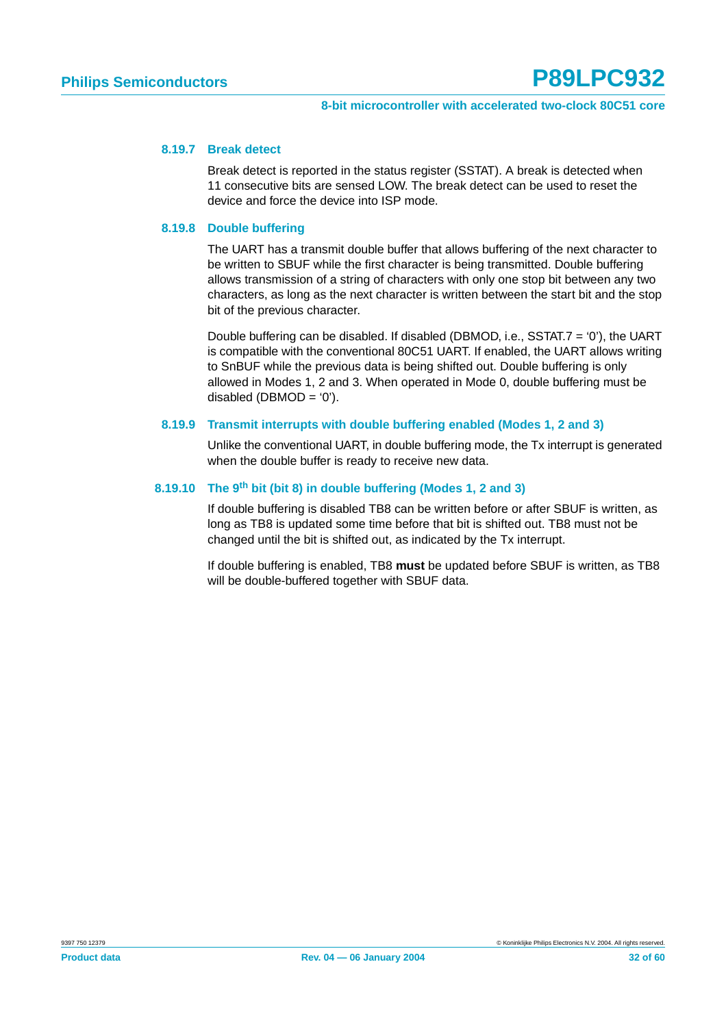#### 8.19.7 Break detect

Break detect is reported in the status register (SSTAT). A break is detected when 11 consecutive bits are sensed LOW. The break detect can be used to reset the device and force the device into ISP mode.

#### 8.19.8 Double buffering

The UART has a transmit double buffer that allows buffering of the next character to be written to SBUF while the first character is being transmitted. Double buffering allows transmission of a string of characters with only one stop bit between any two characters, as long as the next character is written between the start bit and the stop bit of the previous character.

Double buffering can be disabled. If disabled (DBMOD, i.e., SSTAT.7 = '0'), the UART is compatible with the conventional 80C51 UART. If enabled, the UART allows writing to SnBUF while the previous data is being shifted out. Double buffering is only allowed in Modes 1, 2 and 3. When operated in Mode 0, double buffering must be disabled (DBMOD = '0').

#### 8.19.9 Transmit interrupts with double buffering enabled (Modes 1, 2 and 3)

Unlike the conventional UART, in double buffering mode, the Tx interrupt is generated when the double buffer is ready to receive new data.

#### 8.19.10 The 9th bit (bit 8) in double buffering (Modes 1, 2 and 3)

If double buffering is disabled TB8 can be written before or after SBUF is written, as long as TB8 is updated some time before that bit is shifted out. TB8 must not be changed until the bit is shifted out, as indicated by the Tx interrupt.

If double buffering is enabled, TB8 **must** be updated before SBUF is written, as TB8 will be double-buffered together with SBUF data.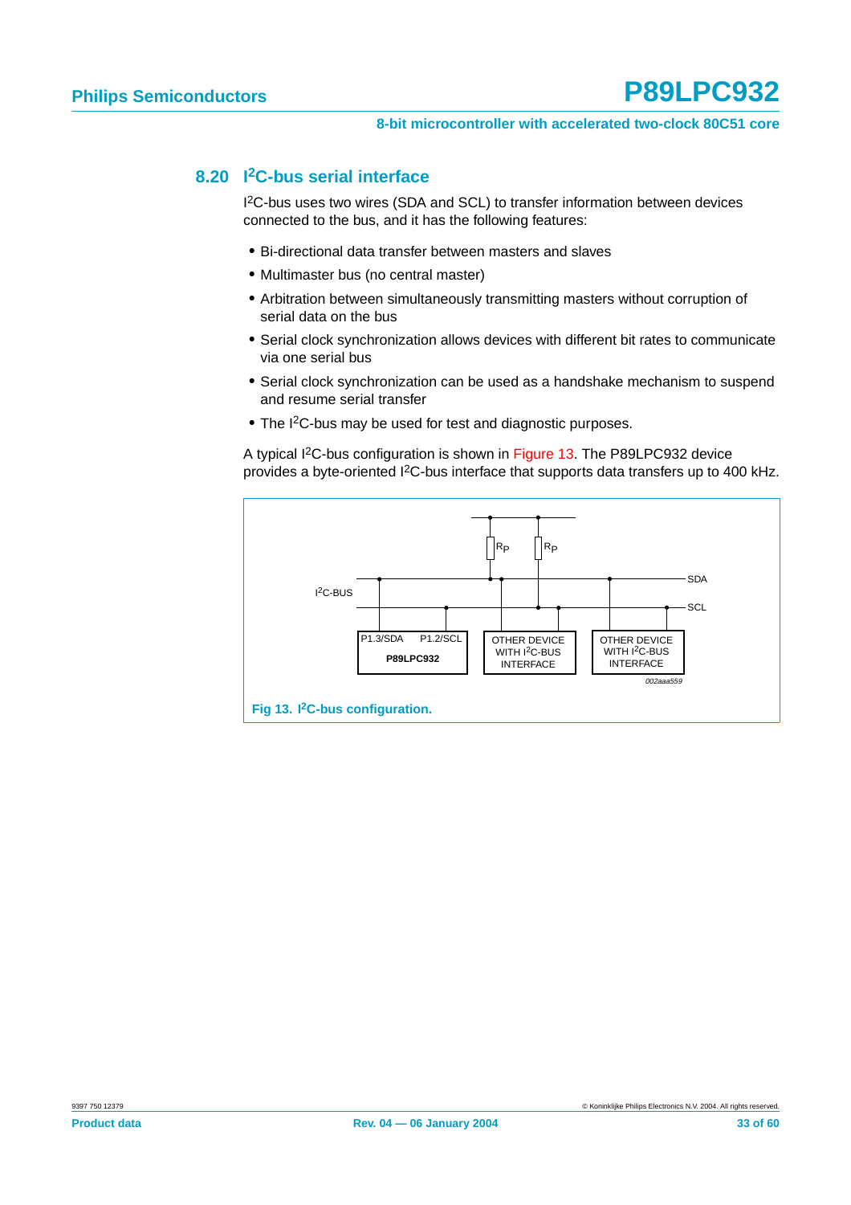## 8.20 I²C-bus serial interface

I²C-bus uses two wires (SDA and SCL) to transfer information between devices connected to the bus, and it has the following features:

- Bi-directional data transfer between masters and slaves
- Multimaster bus (no central master)
- Arbitration between simultaneously transmitting masters without corruption of serial data on the bus
- Serial clock synchronization allows devices with different bit rates to communicate via one serial bus
- Serial clock synchronization can be used as a handshake mechanism to suspend and resume serial transfer
- The I²C-bus may be used for test and diagnostic purposes.

A typical I²C-bus configuration is shown in Figure 13. The P89LPC932 device provides a byte-oriented I²C-bus interface that supports data transfers up to 400 kHz.

**Fig 13. I²C-bus configuration.**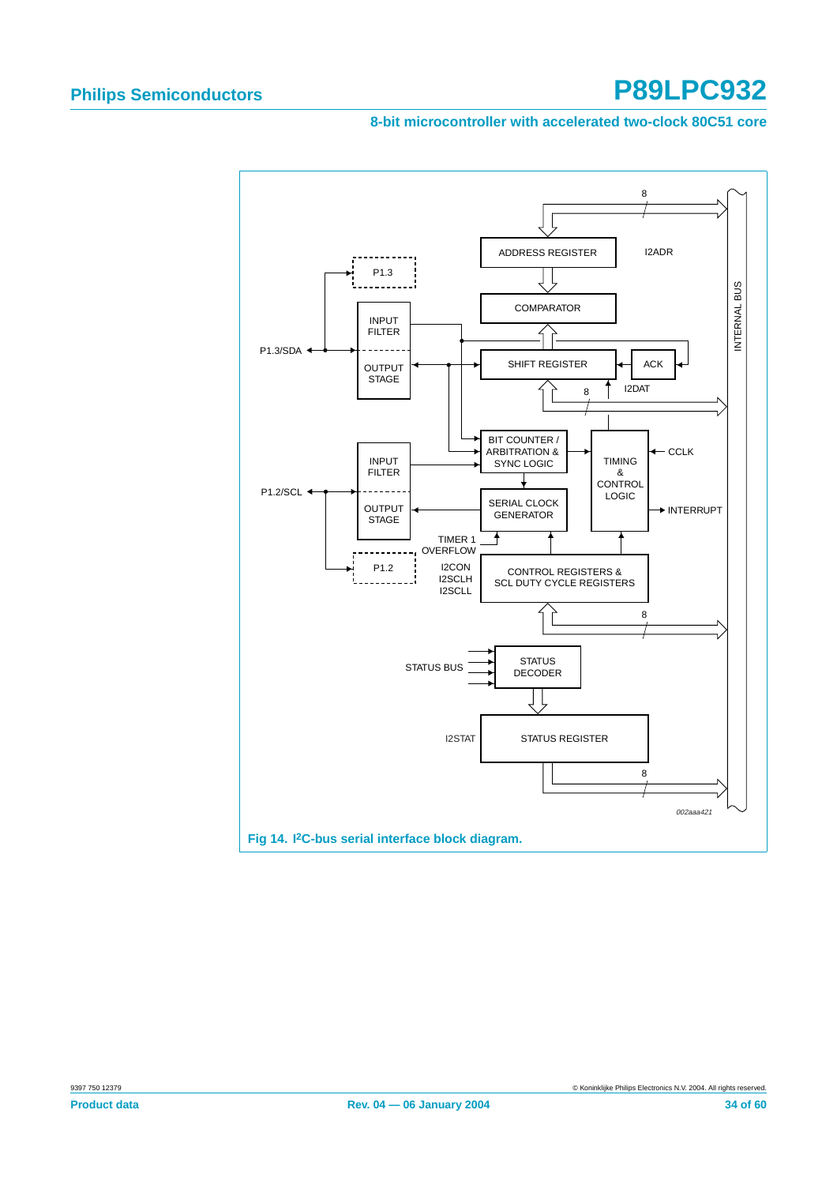Fig 14. I2C-bus serial interface block diagram.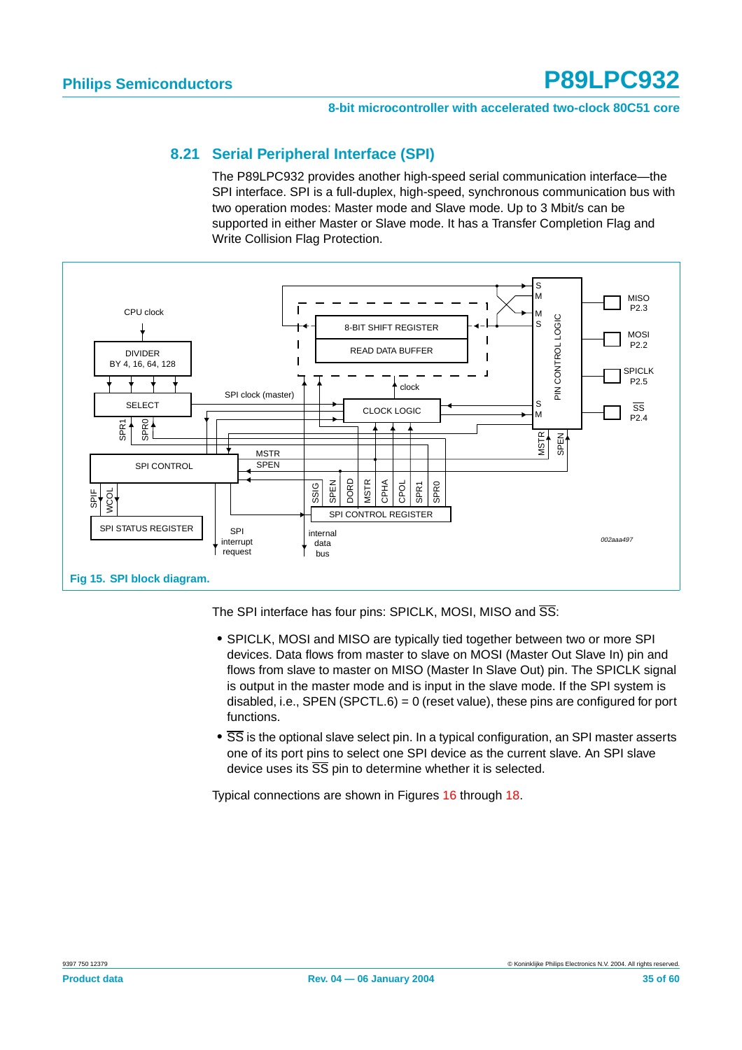## 8.21 Serial Peripheral Interface (SPI)

The P89LPC932 provides another high-speed serial communication interface—the SPI interface. SPI is a full-duplex, high-speed, synchronous communication bus with two operation modes: Master mode and Slave mode. Up to 3 Mbit/s can be supported in either Master or Slave mode. It has a Transfer Completion Flag and Write Collision Flag Protection.

**Fig 15. SPI block diagram.**

The SPI interface has four pins: SPICLK, MOSI, MISO and $\overline{SS}$:

- SPICLK, MOSI and MISO are typically tied together between two or more SPI devices. Data flows from master to slave on MOSI (Master Out Slave In) pin and flows from slave to master on MISO (Master In Slave Out) pin. The SPICLK signal is output in the master mode and is input in the slave mode. If the SPI system is disabled, i.e., SPEN (SPCTL.6) = 0 (reset value), these pins are configured for port functions.
- $\overline{SS}$ is the optional slave select pin. In a typical configuration, an SPI master asserts one of its port pins to select one SPI device as the current slave. An SPI slave device uses its $\overline{SS}$ pin to determine whether it is selected.

Typical connections are shown in Figures 16 through 18.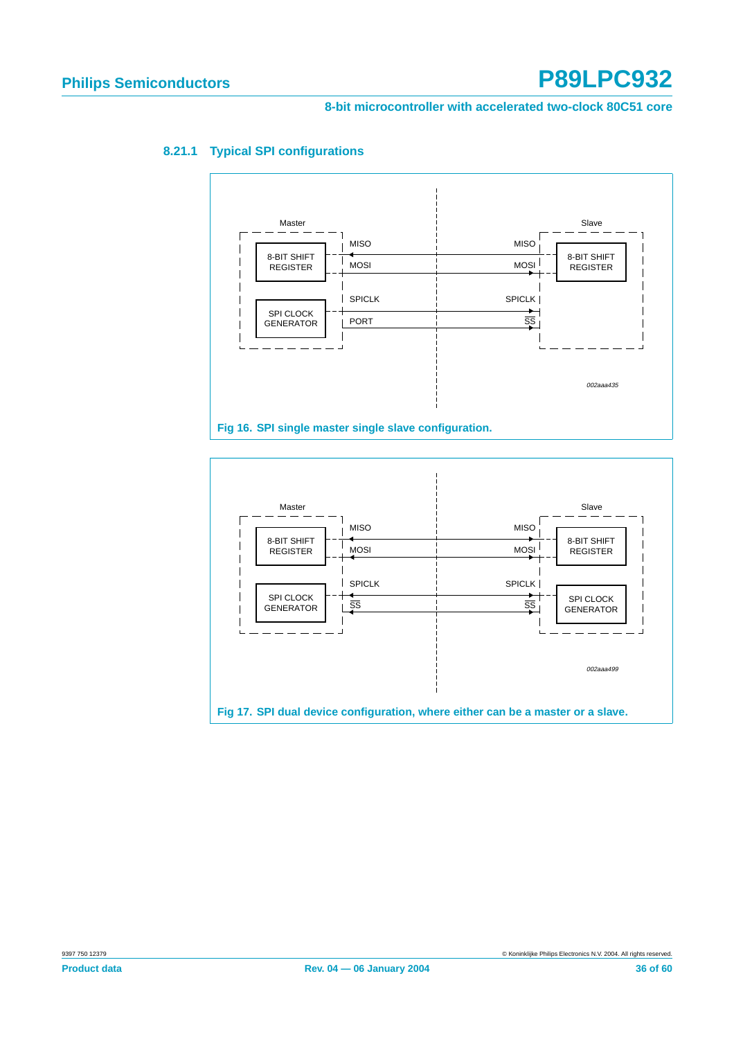### 8.21.1 Typical SPI configurations

Fig 16. SPI single master single slave configuration.

Fig 17. SPI dual device configuration, where either can be a master or a slave.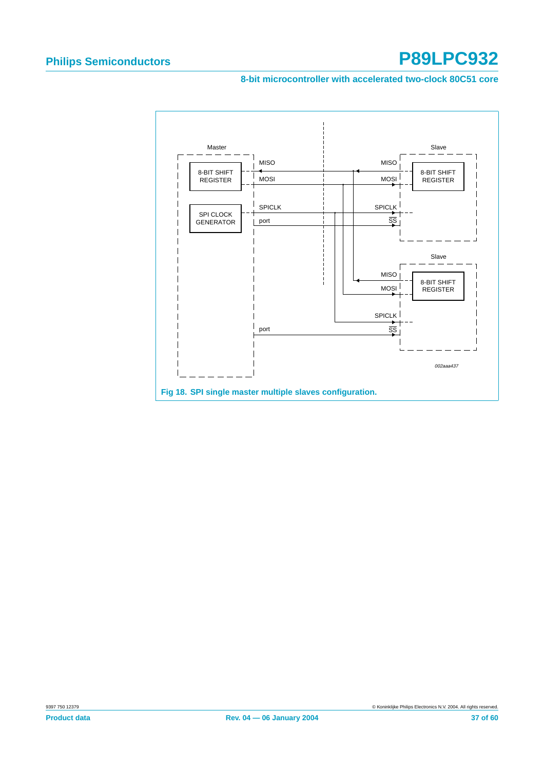**Fig 18. SPI single master multiple slaves configuration.**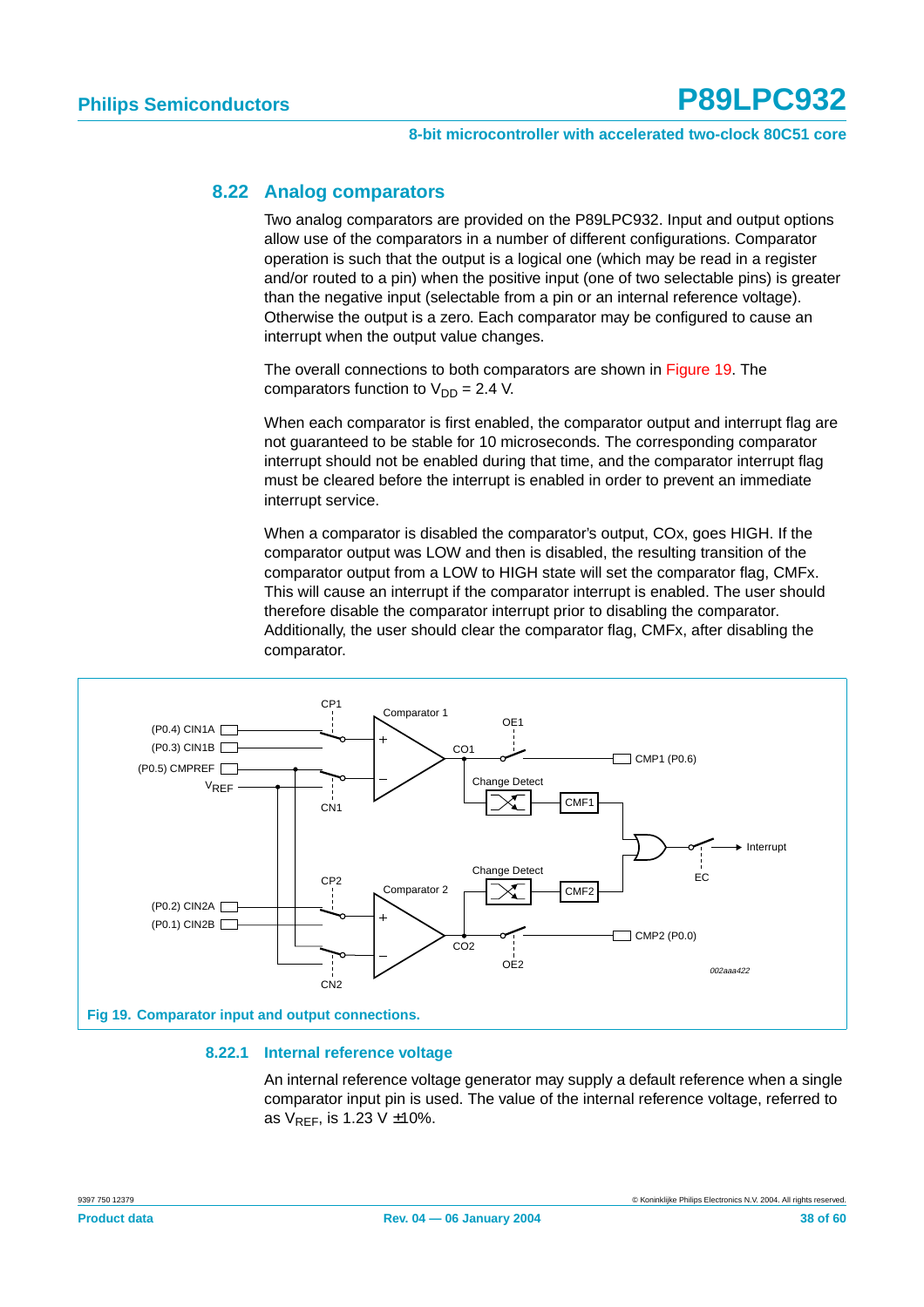## 8.22 Analog comparators

Two analog comparators are provided on the P89LPC932. Input and output options allow use of the comparators in a number of different configurations. Comparator operation is such that the output is a logical one (which may be read in a register and/or routed to a pin) when the positive input (one of two selectable pins) is greater than the negative input (selectable from a pin or an internal reference voltage). Otherwise the output is a zero. Each comparator may be configured to cause an interrupt when the output value changes.

The overall connections to both comparators are shown in Figure 19. The comparators function to $V_{DD}$ = 2.4 V.

When each comparator is first enabled, the comparator output and interrupt flag are not guaranteed to be stable for 10 microseconds. The corresponding comparator interrupt should not be enabled during that time, and the comparator interrupt flag must be cleared before the interrupt is enabled in order to prevent an immediate interrupt service.

When a comparator is disabled the comparator's output, COx, goes HIGH. If the comparator output was LOW and then is disabled, the resulting transition of the comparator output from a LOW to HIGH state will set the comparator flag, CMFx. This will cause an interrupt if the comparator interrupt is enabled. The user should therefore disable the comparator interrupt prior to disabling the comparator. Additionally, the user should clear the comparator flag, CMFx, after disabling the comparator.

**Fig 19. Comparator input and output connections.**

### 8.22.1 Internal reference voltage

An internal reference voltage generator may supply a default reference when a single comparator input pin is used. The value of the internal reference voltage, referred to as $V_{REF}$, is 1.23 V ±10%.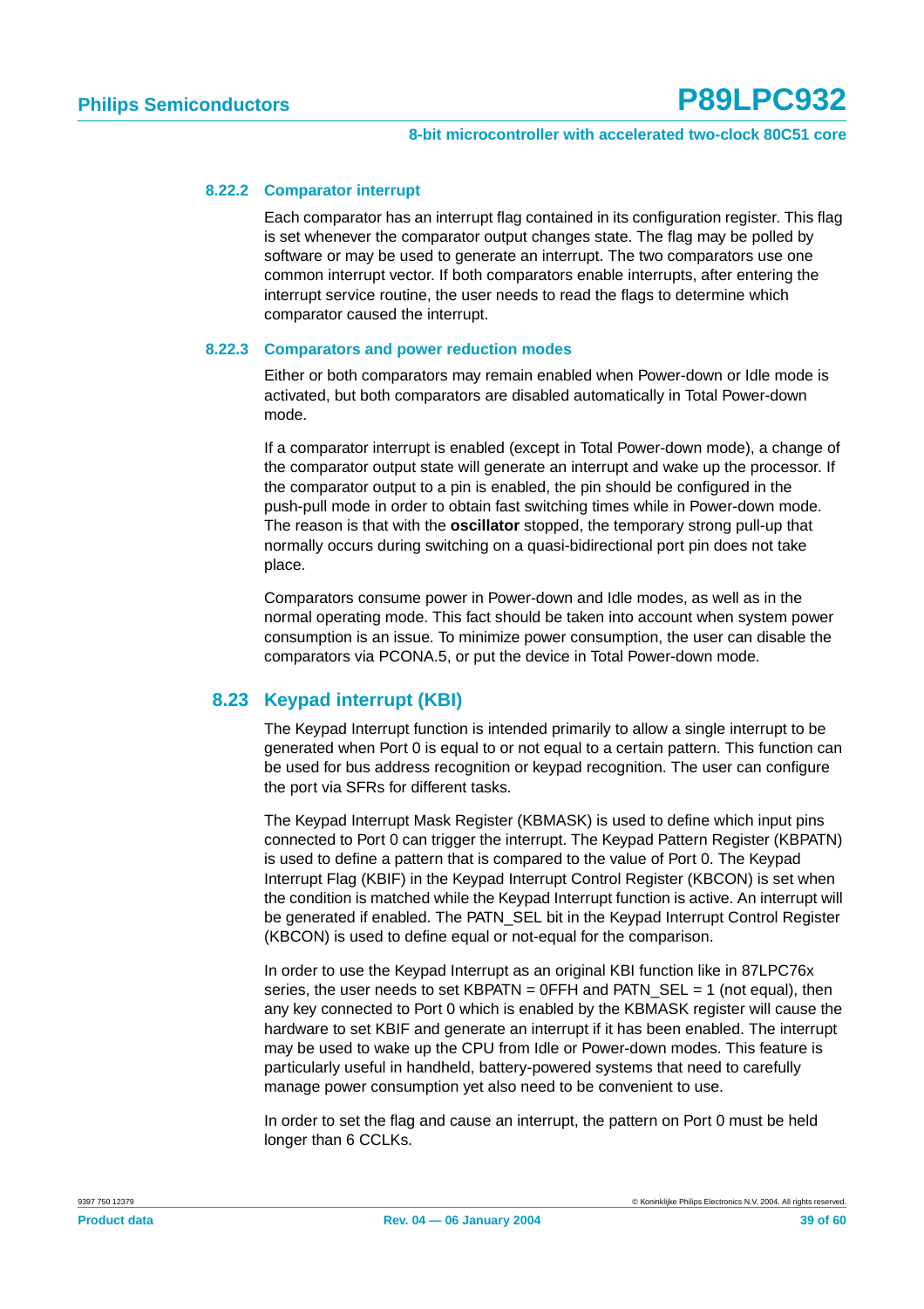### 8.22.2 Comparator interrupt

Each comparator has an interrupt flag contained in its configuration register. This flag is set whenever the comparator output changes state. The flag may be polled by software or may be used to generate an interrupt. The two comparators use one common interrupt vector. If both comparators enable interrupts, after entering the interrupt service routine, the user needs to read the flags to determine which comparator caused the interrupt.

### 8.22.3 Comparators and power reduction modes

Either or both comparators may remain enabled when Power-down or Idle mode is activated, but both comparators are disabled automatically in Total Power-down mode.

If a comparator interrupt is enabled (except in Total Power-down mode), a change of the comparator output state will generate an interrupt and wake up the processor. If the comparator output to a pin is enabled, the pin should be configured in the push-pull mode in order to obtain fast switching times while in Power-down mode. The reason is that with the **oscillator** stopped, the temporary strong pull-up that normally occurs during switching on a quasi-bidirectional port pin does not take place.

Comparators consume power in Power-down and Idle modes, as well as in the normal operating mode. This fact should be taken into account when system power consumption is an issue. To minimize power consumption, the user can disable the comparators via PCONA.5, or put the device in Total Power-down mode.

## 8.23 Keypad interrupt (KBI)

The Keypad Interrupt function is intended primarily to allow a single interrupt to be generated when Port 0 is equal to or not equal to a certain pattern. This function can be used for bus address recognition or keypad recognition. The user can configure the port via SFRs for different tasks.

The Keypad Interrupt Mask Register (KBMASK) is used to define which input pins connected to Port 0 can trigger the interrupt. The Keypad Pattern Register (KBPATN) is used to define a pattern that is compared to the value of Port 0. The Keypad Interrupt Flag (KBIF) in the Keypad Interrupt Control Register (KBCON) is set when the condition is matched while the Keypad Interrupt function is active. An interrupt will be generated if enabled. The PATN_SEL bit in the Keypad Interrupt Control Register (KBCON) is used to define equal or not-equal for the comparison.

In order to use the Keypad Interrupt as an original KBI function like in 87LPC76x series, the user needs to set KBPATN = 0FFH and PATN_SEL = 1 (not equal), then any key connected to Port 0 which is enabled by the KBMASK register will cause the hardware to set KBIF and generate an interrupt if it has been enabled. The interrupt may be used to wake up the CPU from Idle or Power-down modes. This feature is particularly useful in handheld, battery-powered systems that need to carefully manage power consumption yet also need to be convenient to use.

In order to set the flag and cause an interrupt, the pattern on Port 0 must be held longer than 6 CCLKs.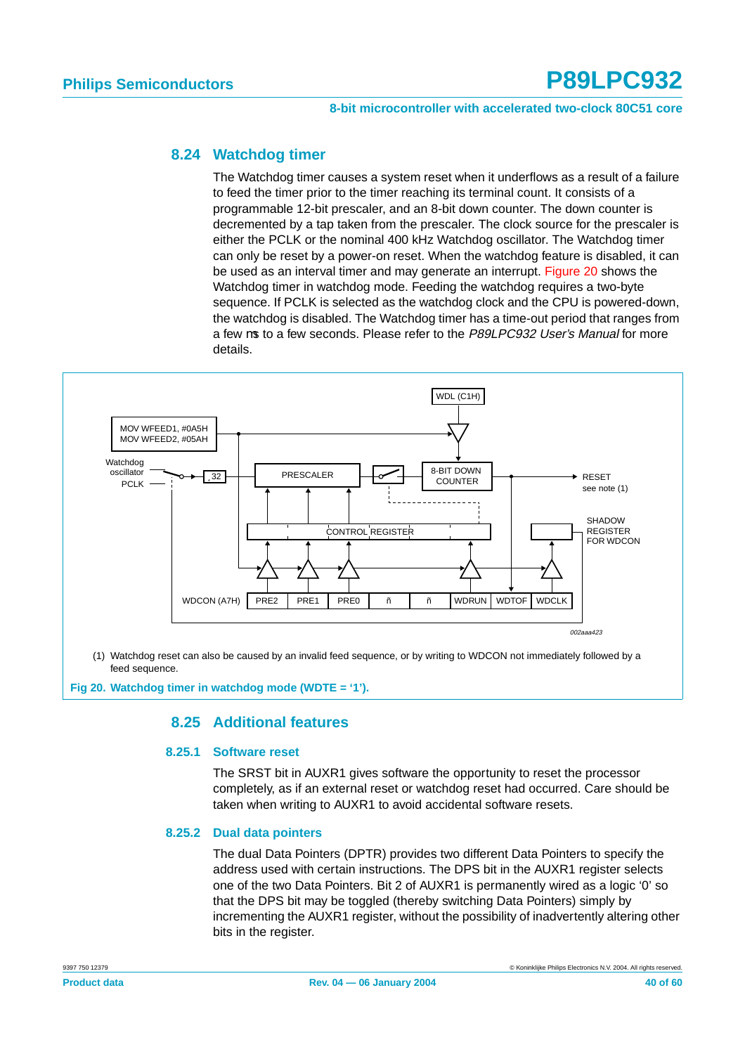## 8.24 Watchdog timer

The Watchdog timer causes a system reset when it underflows as a result of a failure to feed the timer prior to the timer reaching its terminal count. It consists of a programmable 12-bit prescaler, and an 8-bit down counter. The down counter is decremented by a tap taken from the prescaler. The clock source for the prescaler is either the PCLK or the nominal 400 kHz Watchdog oscillator. The Watchdog timer can only be reset by a power-on reset. When the watchdog feature is disabled, it can be used as an interval timer and may generate an interrupt. Figure 20 shows the Watchdog timer in watchdog mode. Feeding the watchdog requires a two-byte sequence. If PCLK is selected as the watchdog clock and the CPU is powered-down, the watchdog is disabled. The Watchdog timer has a time-out period that ranges from a few μs to a few seconds. Please refer to the *P89LPC932 User's Manual* for more details.

MOV WFEED1, #0A5H
MOV WFEED2, #05AH

Watchdog oscillator, PCLK, ÷32, PRESCALER, WDL (C1H), 8-BIT DOWN COUNTER, RESET see note (1), CONTROL REGISTER, SHADOW REGISTER FOR WDCON

| WDCON (A7H) | PRE2 | PRE1 | PRE0 | – | – | WDRUN | WDTOF | WDCLK |
|---|---|---|---|---|---|---|---|---|

002aaa423

(1) Watchdog reset can also be caused by an invalid feed sequence, or by writing to WDCON not immediately followed by a feed sequence.

**Fig 20. Watchdog timer in watchdog mode (WDTE = '1').**

## 8.25 Additional features

### 8.25.1 Software reset

The SRST bit in AUXR1 gives software the opportunity to reset the processor completely, as if an external reset or watchdog reset had occurred. Care should be taken when writing to AUXR1 to avoid accidental software resets.

### 8.25.2 Dual data pointers

The dual Data Pointers (DPTR) provides two different Data Pointers to specify the address used with certain instructions. The DPS bit in the AUXR1 register selects one of the two Data Pointers. Bit 2 of AUXR1 is permanently wired as a logic '0' so that the DPS bit may be toggled (thereby switching Data Pointers) simply by incrementing the AUXR1 register, without the possibility of inadvertently altering other bits in the register.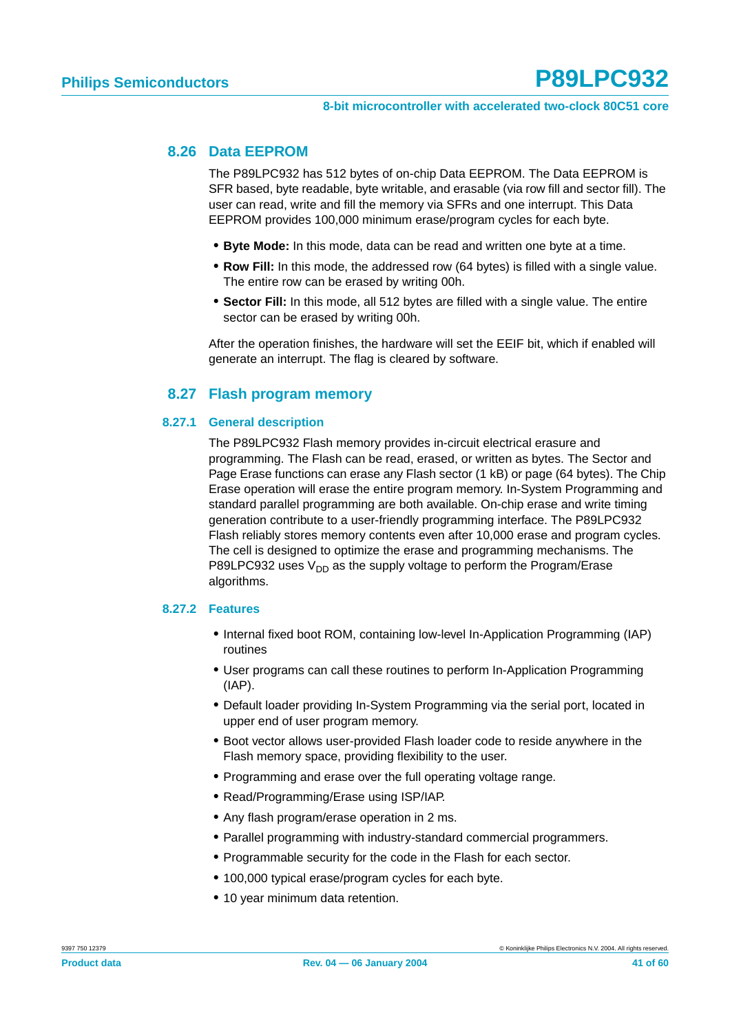## 8.26 Data EEPROM

The P89LPC932 has 512 bytes of on-chip Data EEPROM. The Data EEPROM is SFR based, byte readable, byte writable, and erasable (via row fill and sector fill). The user can read, write and fill the memory via SFRs and one interrupt. This Data EEPROM provides 100,000 minimum erase/program cycles for each byte.

- **Byte Mode:** In this mode, data can be read and written one byte at a time.
- **Row Fill:** In this mode, the addressed row (64 bytes) is filled with a single value. The entire row can be erased by writing 00h.
- **Sector Fill:** In this mode, all 512 bytes are filled with a single value. The entire sector can be erased by writing 00h.

After the operation finishes, the hardware will set the EEIF bit, which if enabled will generate an interrupt. The flag is cleared by software.

## 8.27 Flash program memory

### 8.27.1 General description

The P89LPC932 Flash memory provides in-circuit electrical erasure and programming. The Flash can be read, erased, or written as bytes. The Sector and Page Erase functions can erase any Flash sector (1 kB) or page (64 bytes). The Chip Erase operation will erase the entire program memory. In-System Programming and standard parallel programming are both available. On-chip erase and write timing generation contribute to a user-friendly programming interface. The P89LPC932 Flash reliably stores memory contents even after 10,000 erase and program cycles. The cell is designed to optimize the erase and programming mechanisms. The P89LPC932 uses $V_{DD}$ as the supply voltage to perform the Program/Erase algorithms.

### 8.27.2 Features

- Internal fixed boot ROM, containing low-level In-Application Programming (IAP) routines
- User programs can call these routines to perform In-Application Programming (IAP).
- Default loader providing In-System Programming via the serial port, located in upper end of user program memory.
- Boot vector allows user-provided Flash loader code to reside anywhere in the Flash memory space, providing flexibility to the user.
- Programming and erase over the full operating voltage range.
- Read/Programming/Erase using ISP/IAP.
- Any flash program/erase operation in 2 ms.
- Parallel programming with industry-standard commercial programmers.
- Programmable security for the code in the Flash for each sector.
- 100,000 typical erase/program cycles for each byte.
- 10 year minimum data retention.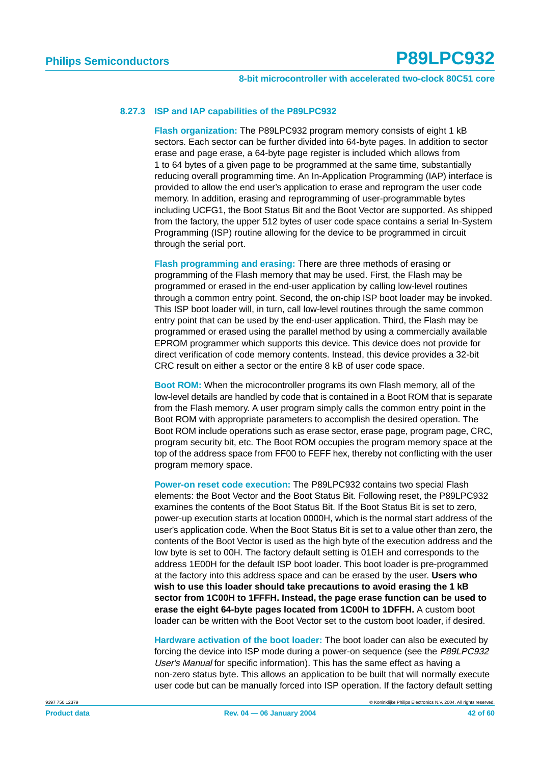### 8.27.3 ISP and IAP capabilities of the P89LPC932

**Flash organization:** The P89LPC932 program memory consists of eight 1 kB sectors. Each sector can be further divided into 64-byte pages. In addition to sector erase and page erase, a 64-byte page register is included which allows from 1 to 64 bytes of a given page to be programmed at the same time, substantially reducing overall programming time. An In-Application Programming (IAP) interface is provided to allow the end user's application to erase and reprogram the user code memory. In addition, erasing and reprogramming of user-programmable bytes including UCFG1, the Boot Status Bit and the Boot Vector are supported. As shipped from the factory, the upper 512 bytes of user code space contains a serial In-System Programming (ISP) routine allowing for the device to be programmed in circuit through the serial port.

**Flash programming and erasing:** There are three methods of erasing or programming of the Flash memory that may be used. First, the Flash may be programmed or erased in the end-user application by calling low-level routines through a common entry point. Second, the on-chip ISP boot loader may be invoked. This ISP boot loader will, in turn, call low-level routines through the same common entry point that can be used by the end-user application. Third, the Flash may be programmed or erased using the parallel method by using a commercially available EPROM programmer which supports this device. This device does not provide for direct verification of code memory contents. Instead, this device provides a 32-bit CRC result on either a sector or the entire 8 kB of user code space.

**Boot ROM:** When the microcontroller programs its own Flash memory, all of the low-level details are handled by code that is contained in a Boot ROM that is separate from the Flash memory. A user program simply calls the common entry point in the Boot ROM with appropriate parameters to accomplish the desired operation. The Boot ROM include operations such as erase sector, erase page, program page, CRC, program security bit, etc. The Boot ROM occupies the program memory space at the top of the address space from FF00 to FEFF hex, thereby not conflicting with the user program memory space.

**Power-on reset code execution:** The P89LPC932 contains two special Flash elements: the Boot Vector and the Boot Status Bit. Following reset, the P89LPC932 examines the contents of the Boot Status Bit. If the Boot Status Bit is set to zero, power-up execution starts at location 0000H, which is the normal start address of the user's application code. When the Boot Status Bit is set to a value other than zero, the contents of the Boot Vector is used as the high byte of the execution address and the low byte is set to 00H. The factory default setting is 01EH and corresponds to the address 1E00H for the default ISP boot loader. This boot loader is pre-programmed at the factory into this address space and can be erased by the user. **Users who wish to use this loader should take precautions to avoid erasing the 1 kB sector from 1C00H to 1FFFH. Instead, the page erase function can be used to erase the eight 64-byte pages located from 1C00H to 1DFFH.** A custom boot loader can be written with the Boot Vector set to the custom boot loader, if desired.

**Hardware activation of the boot loader:** The boot loader can also be executed by forcing the device into ISP mode during a power-on sequence (see the *P89LPC932 User's Manual* for specific information). This has the same effect as having a non-zero status byte. This allows an application to be built that will normally execute user code but can be manually forced into ISP operation. If the factory default setting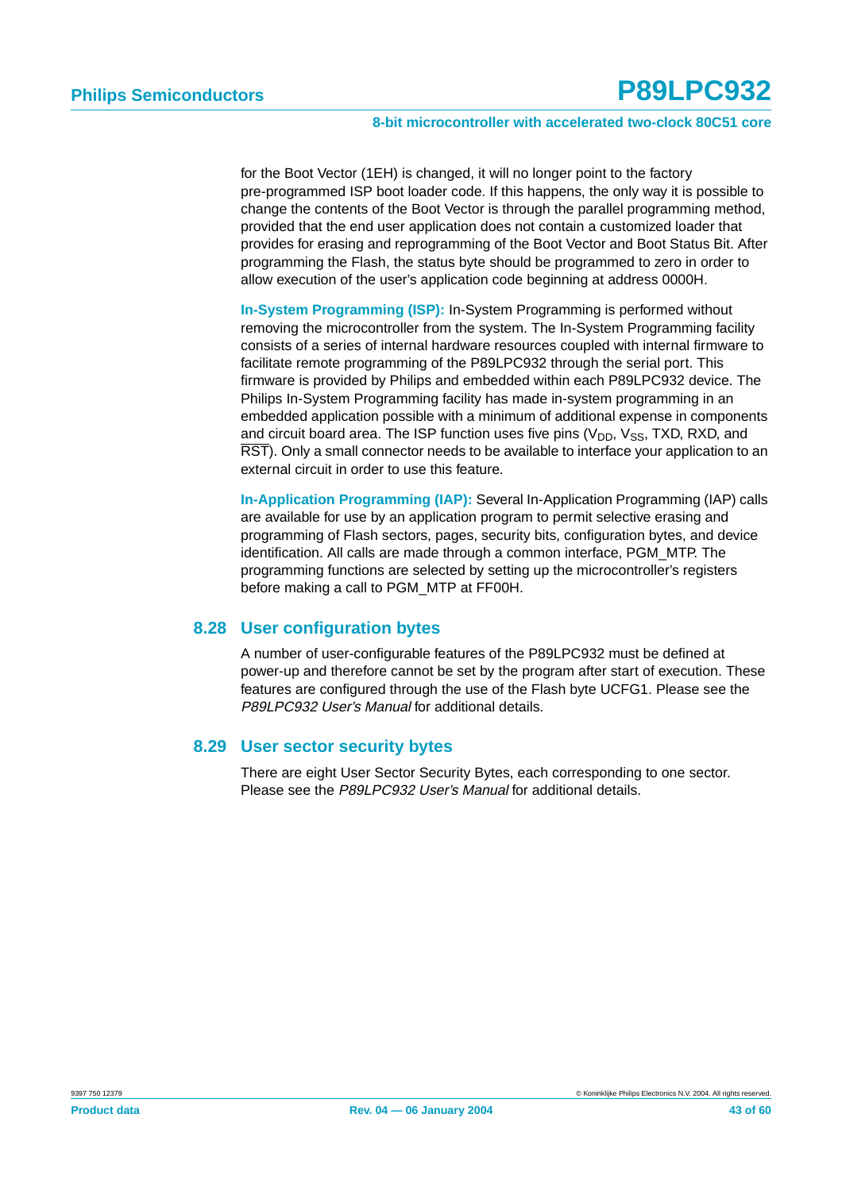for the Boot Vector (1EH) is changed, it will no longer point to the factory pre-programmed ISP boot loader code. If this happens, the only way it is possible to change the contents of the Boot Vector is through the parallel programming method, provided that the end user application does not contain a customized loader that provides for erasing and reprogramming of the Boot Vector and Boot Status Bit. After programming the Flash, the status byte should be programmed to zero in order to allow execution of the user's application code beginning at address 0000H.

**In-System Programming (ISP):** In-System Programming is performed without removing the microcontroller from the system. The In-System Programming facility consists of a series of internal hardware resources coupled with internal firmware to facilitate remote programming of the P89LPC932 through the serial port. This firmware is provided by Philips and embedded within each P89LPC932 device. The Philips In-System Programming facility has made in-system programming in an embedded application possible with a minimum of additional expense in components and circuit board area. The ISP function uses five pins ($V_{DD}$, $V_{SS}$, TXD, RXD, and $\overline{RST}$). Only a small connector needs to be available to interface your application to an external circuit in order to use this feature.

**In-Application Programming (IAP):** Several In-Application Programming (IAP) calls are available for use by an application program to permit selective erasing and programming of Flash sectors, pages, security bits, configuration bytes, and device identification. All calls are made through a common interface, PGM_MTP. The programming functions are selected by setting up the microcontroller's registers before making a call to PGM_MTP at FF00H.

## 8.28 User configuration bytes

A number of user-configurable features of the P89LPC932 must be defined at power-up and therefore cannot be set by the program after start of execution. These features are configured through the use of the Flash byte UCFG1. Please see the *P89LPC932 User's Manual* for additional details.

## 8.29 User sector security bytes

There are eight User Sector Security Bytes, each corresponding to one sector. Please see the *P89LPC932 User's Manual* for additional details.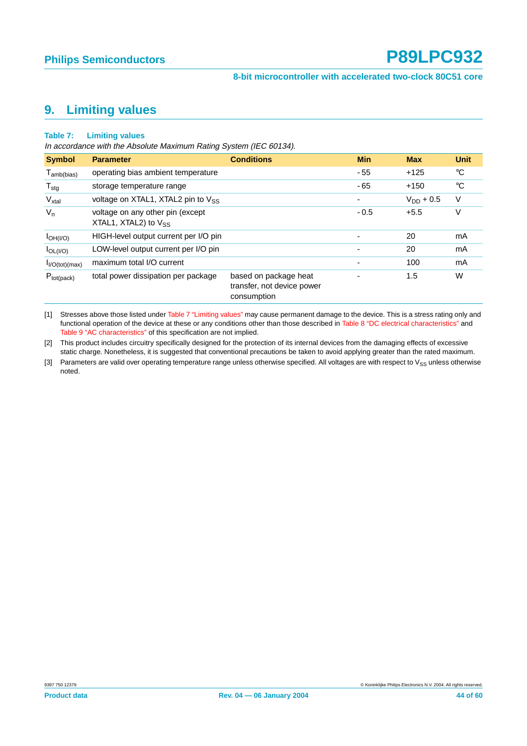# 9. Limiting values

**Table 7: Limiting values**

*In accordance with the Absolute Maximum Rating System (IEC 60134).*

| Symbol | Parameter | Conditions | Min | Max | Unit |
|---|---|---|---|---|---|
| $T_{amb(bias)}$ | operating bias ambient temperature | | -55 | +125 | °C |
| $T_{stg}$ | storage temperature range | | -65 | +150 | °C |
| $V_{xtal}$ | voltage on XTAL1, XTAL2 pin to $V_{SS}$ | | - | $V_{DD}$ + 0.5 | V |
| $V_n$ | voltage on any other pin (except XTAL1, XTAL2) to $V_{SS}$ | | -0.5 | +5.5 | V |
| $I_{OH(I/O)}$ | HIGH-level output current per I/O pin | | - | 20 | mA |
| $I_{OL(I/O)}$ | LOW-level output current per I/O pin | | - | 20 | mA |
| $I_{I/O(tot)(max)}$ | maximum total I/O current | | - | 100 | mA |
| $P_{tot(pack)}$ | total power dissipation per package | based on package heat transfer, not device power consumption | - | 1.5 | W |

[1] Stresses above those listed under Table 7 "Limiting values" may cause permanent damage to the device. This is a stress rating only and functional operation of the device at these or any conditions other than those described in Table 8 "DC electrical characteristics" and Table 9 "AC characteristics" of this specification are not implied.

[2] This product includes circuitry specifically designed for the protection of its internal devices from the damaging effects of excessive static charge. Nonetheless, it is suggested that conventional precautions be taken to avoid applying greater than the rated maximum.

[3] Parameters are valid over operating temperature range unless otherwise specified. All voltages are with respect to $V_{SS}$ unless otherwise noted.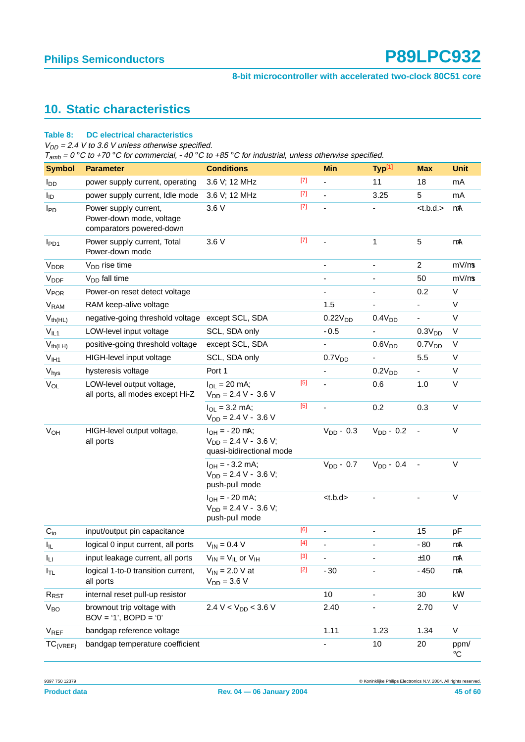## 10. Static characteristics

**Table 8: DC electrical characteristics**

*$V_{DD}$ = 2.4 V to 3.6 V unless otherwise specified.*
*$T_{amb}$ = 0 °C to +70 °C for commercial, - 40 °C to +85 °C for industrial, unless otherwise specified.*

| Symbol | Parameter | Conditions | | Min | Typ[1] | Max | Unit |
|---|---|---|---|---|---|---|---|
| $I_{DD}$ | power supply current, operating | 3.6 V; 12 MHz | [7] | - | 11 | 18 | mA |
| $I_{ID}$ | power supply current, Idle mode | 3.6 V; 12 MHz | [7] | - | 3.25 | 5 | mA |
| $I_{PD}$ | Power supply current, Power-down mode, voltage comparators powered-down | 3.6 V | [7] | - | - | <t.b.d.> | µA |
| $I_{PD1}$ | Power supply current, Total Power-down mode | 3.6 V | [7] | - | 1 | 5 | µA |
| $V_{DDR}$ | $V_{DD}$ rise time | | | - | - | 2 | mV/µs |
| $V_{DDF}$ | $V_{DD}$ fall time | | | - | - | 50 | mV/µs |
| $V_{POR}$ | Power-on reset detect voltage | | | - | - | 0.2 | V |
| $V_{RAM}$ | RAM keep-alive voltage | | | 1.5 | - | - | V |
| $V_{th(HL)}$ | negative-going threshold voltage | except SCL, SDA | | $0.22V_{DD}$ | $0.4V_{DD}$ | - | V |
| $V_{IL1}$ | LOW-level input voltage | SCL, SDA only | | - 0.5 | - | $0.3V_{DD}$ | V |
| $V_{th(LH)}$ | positive-going threshold voltage | except SCL, SDA | | - | $0.6V_{DD}$ | $0.7V_{DD}$ | V |
| $V_{IH1}$ | HIGH-level input voltage | SCL, SDA only | | $0.7V_{DD}$ | - | 5.5 | V |
| $V_{hys}$ | hysteresis voltage | Port 1 | | - | $0.2V_{DD}$ | - | V |
| $V_{OL}$ | LOW-level output voltage, all ports, all modes except Hi-Z | $I_{OL}$ = 20 mA; $V_{DD}$ = 2.4 V - 3.6 V | [5] | - | 0.6 | 1.0 | V |
| | | $I_{OL}$ = 3.2 mA; $V_{DD}$ = 2.4 V - 3.6 V | [5] | - | 0.2 | 0.3 | V |
| $V_{OH}$ | HIGH-level output voltage, all ports | $I_{OH}$ = - 20 µA; $V_{DD}$ = 2.4 V - 3.6 V; quasi-bidirectional mode | | $V_{DD}$ - 0.3 | $V_{DD}$ - 0.2 | - | V |
| | | $I_{OH}$ = - 3.2 mA; $V_{DD}$ = 2.4 V - 3.6 V; push-pull mode | | $V_{DD}$ - 0.7 | $V_{DD}$ - 0.4 | - | V |
| | | $I_{OH}$ = - 20 mA; $V_{DD}$ = 2.4 V - 3.6 V; push-pull mode | | <t.b.d> | - | - | V |
| $C_{io}$ | input/output pin capacitance | | [6] | - | - | 15 | pF |
| $I_{IL}$ | logical 0 input current, all ports | $V_{IN}$ = 0.4 V | [4] | - | - | - 80 | µA |
| $I_{LI}$ | input leakage current, all ports | $V_{IN}$ = $V_{IL}$ or $V_{IH}$ | [3] | - | - | ±10 | µA |
| $I_{TL}$ | logical 1-to-0 transition current, all ports | $V_{IN}$ = 2.0 V at $V_{DD}$ = 3.6 V | [2] | - 30 | - | - 450 | µA |
| $R_{RST}$ | internal reset pull-up resistor | | | 10 | - | 30 | kΩ |
| $V_{BO}$ | brownout trip voltage with BOV = '1', BOPD = '0' | 2.4 V < $V_{DD}$ < 3.6 V | | 2.40 | - | 2.70 | V |
| $V_{REF}$ | bandgap reference voltage | | | 1.11 | 1.23 | 1.34 | V |
| $TC_{(VREF)}$ | bandgap temperature coefficient | | | - | 10 | 20 | ppm/°C |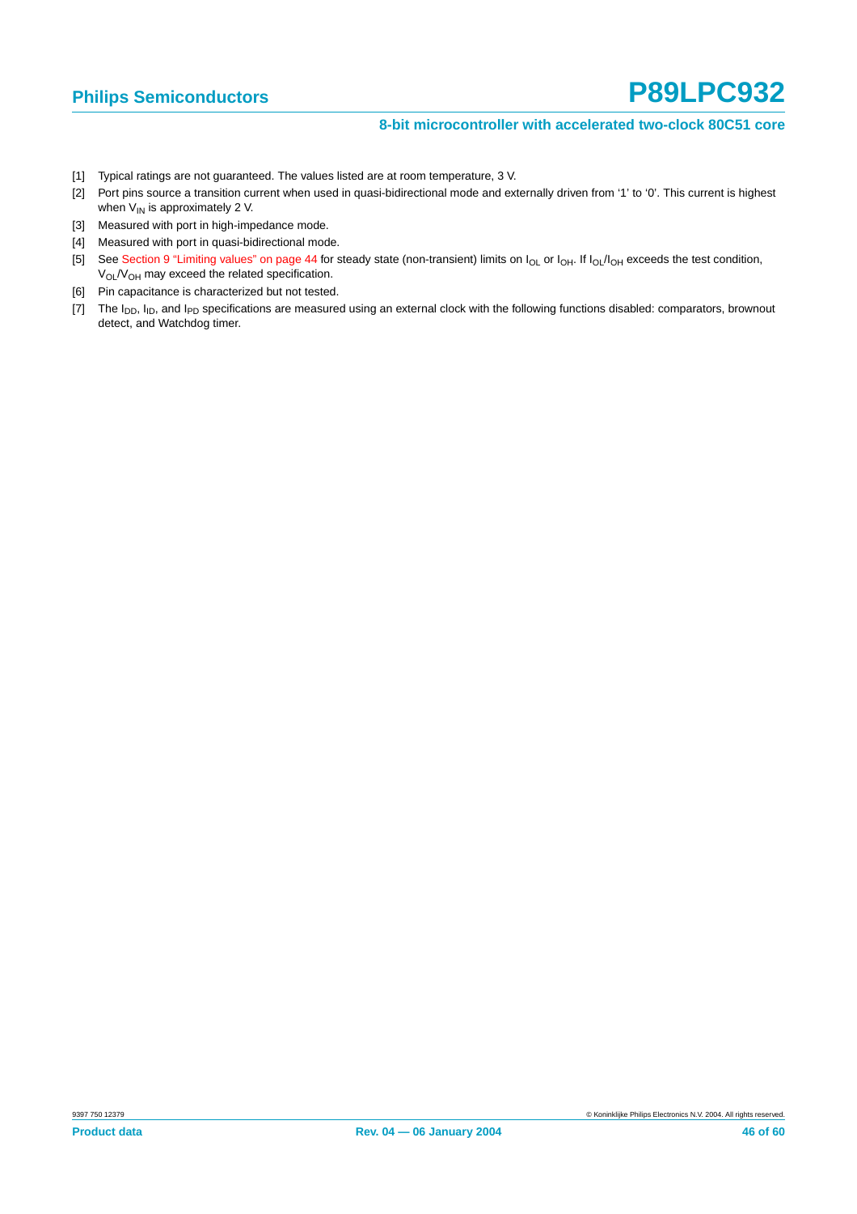[1] Typical ratings are not guaranteed. The values listed are at room temperature, 3 V.

[2] Port pins source a transition current when used in quasi-bidirectional mode and externally driven from '1' to '0'. This current is highest when $V_{IN}$ is approximately 2 V.

[3] Measured with port in high-impedance mode.

[4] Measured with port in quasi-bidirectional mode.

[5] See Section 9 "Limiting values" on page 44 for steady state (non-transient) limits on $I_{OL}$ or $I_{OH}$. If $I_{OL}/I_{OH}$ exceeds the test condition, $V_{OL}/V_{OH}$ may exceed the related specification.

[6] Pin capacitance is characterized but not tested.

[7] The $I_{DD}$, $I_{ID}$, and $I_{PD}$ specifications are measured using an external clock with the following functions disabled: comparators, brownout detect, and Watchdog timer.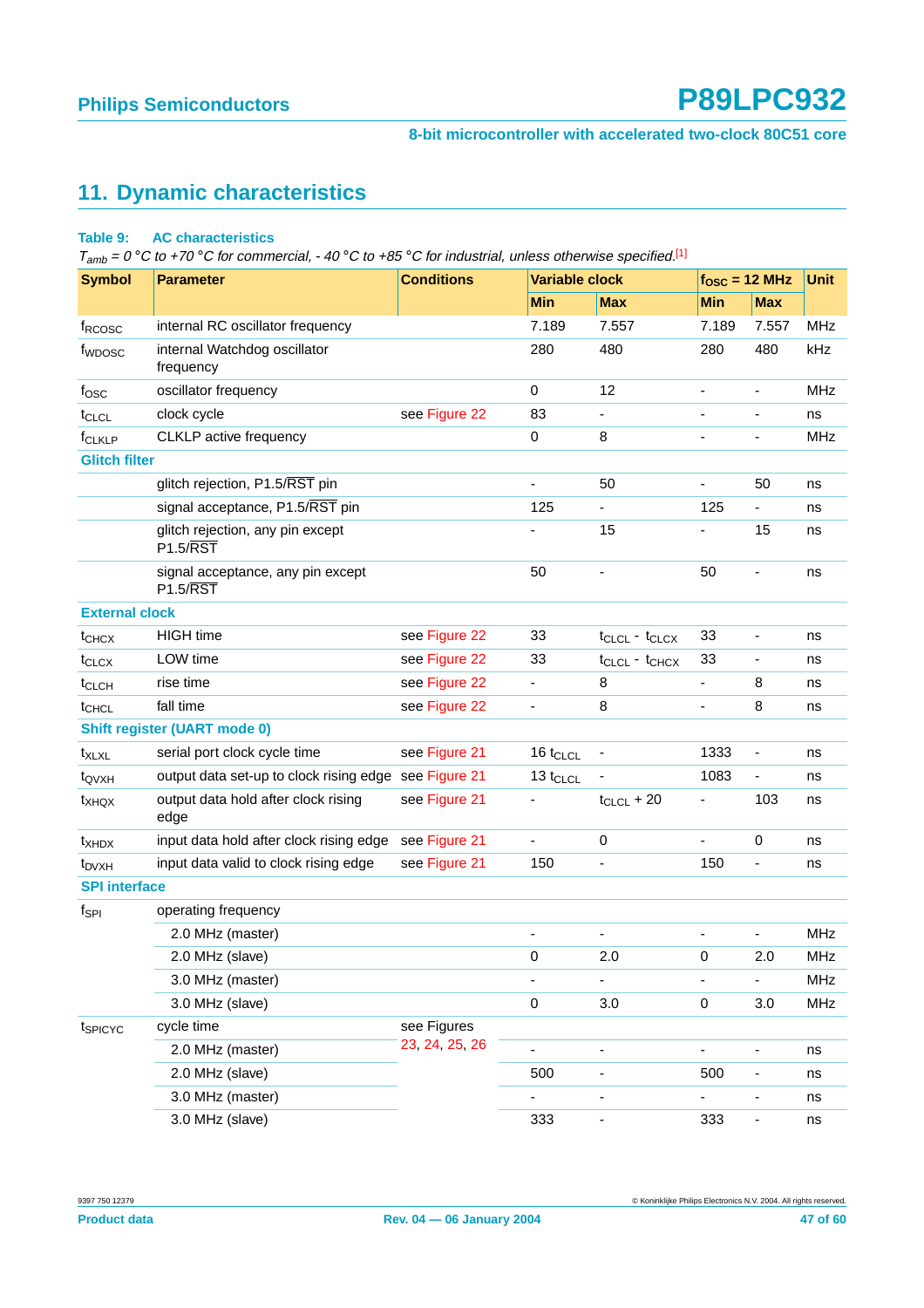## 11. Dynamic characteristics

**Table 9: AC characteristics**

*$T_{amb}$ = 0 °C to +70 °C for commercial, - 40 °C to +85 °C for industrial, unless otherwise specified.*[1]

| Symbol | Parameter | Conditions | Variable clock | | $f_{OSC}$ = 12 MHz | | Unit |
|---|---|---|---|---|---|---|---|
| | | | Min | Max | Min | Max | |
| $f_{RCOSC}$ | internal RC oscillator frequency | | 7.189 | 7.557 | 7.189 | 7.557 | MHz |
| $f_{WDOSC}$ | internal Watchdog oscillator frequency | | 280 | 480 | 280 | 480 | kHz |
| $f_{OSC}$ | oscillator frequency | | 0 | 12 | - | - | MHz |
| $t_{CLCL}$ | clock cycle | see Figure 22 | 83 | - | - | - | ns |
| $f_{CLKLP}$ | CLKLP active frequency | | 0 | 8 | - | - | MHz |
| **Glitch filter** | | | | | | | |
| | glitch rejection, P1.5/$\overline{RST}$ pin | | - | 50 | - | 50 | ns |
| | signal acceptance, P1.5/$\overline{RST}$ pin | | 125 | - | 125 | - | ns |
| | glitch rejection, any pin except P1.5/$\overline{RST}$ | | - | 15 | - | 15 | ns |
| | signal acceptance, any pin except P1.5/$\overline{RST}$ | | 50 | - | 50 | - | ns |
| **External clock** | | | | | | | |
| $t_{CHCX}$ | HIGH time | see Figure 22 | 33 | $t_{CLCL}$ - $t_{CLCX}$ | 33 | - | ns |
| $t_{CLCX}$ | LOW time | see Figure 22 | 33 | $t_{CLCL}$ - $t_{CHCX}$ | 33 | - | ns |
| $t_{CLCH}$ | rise time | see Figure 22 | - | 8 | - | 8 | ns |
| $t_{CHCL}$ | fall time | see Figure 22 | - | 8 | - | 8 | ns |
| **Shift register (UART mode 0)** | | | | | | | |
| $t_{XLXL}$ | serial port clock cycle time | see Figure 21 | 16 $t_{CLCL}$ | - | 1333 | - | ns |
| $t_{QVXH}$ | output data set-up to clock rising edge | see Figure 21 | 13 $t_{CLCL}$ | - | 1083 | - | ns |
| $t_{XHQX}$ | output data hold after clock rising edge | see Figure 21 | - | $t_{CLCL}$ + 20 | - | 103 | ns |
| $t_{XHDX}$ | input data hold after clock rising edge | see Figure 21 | - | 0 | - | 0 | ns |
| $t_{DVXH}$ | input data valid to clock rising edge | see Figure 21 | 150 | - | 150 | - | ns |
| **SPI interface** | | | | | | | |
| $f_{SPI}$ | operating frequency | | | | | | |
| | 2.0 MHz (master) | | - | - | - | - | MHz |
| | 2.0 MHz (slave) | | 0 | 2.0 | 0 | 2.0 | MHz |
| | 3.0 MHz (master) | | - | - | - | - | MHz |
| | 3.0 MHz (slave) | | 0 | 3.0 | 0 | 3.0 | MHz |
| $t_{SPICYC}$ | cycle time | see Figures 23, 24, 25, 26 | | | | | |
| | 2.0 MHz (master) | | - | - | - | - | ns |
| | 2.0 MHz (slave) | | 500 | - | 500 | - | ns |
| | 3.0 MHz (master) | | - | - | - | - | ns |
| | 3.0 MHz (slave) | | 333 | - | 333 | - | ns |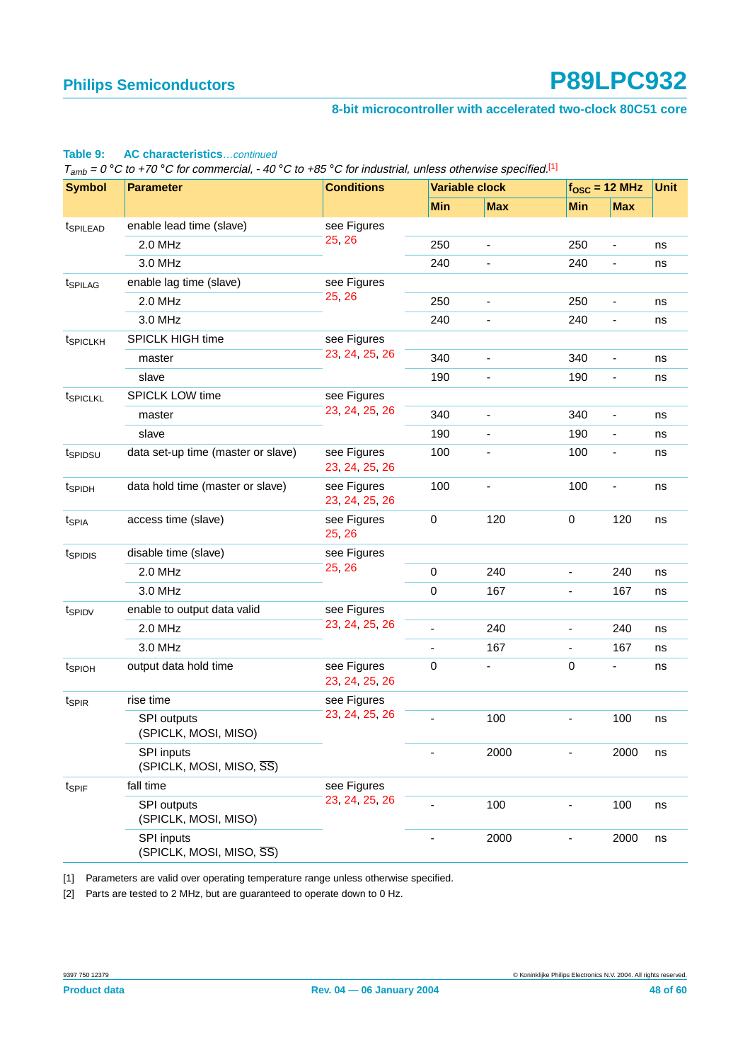**Table 9: AC characteristics** *...continued*

*$T_{amb}$ = 0 °C to +70 °C for commercial, - 40 °C to +85 °C for industrial, unless otherwise specified.*[1]

| Symbol | Parameter | Conditions | Variable clock | | $f_{OSC}$ = 12 MHz | | Unit |
|---|---|---|---|---|---|---|---|
| | | | Min | Max | Min | Max | |
| $t_{SPILEAD}$ | enable lead time (slave) | see Figures 25, 26 | | | | | |
| | 2.0 MHz | | 250 | - | 250 | - | ns |
| | 3.0 MHz | | 240 | - | 240 | - | ns |
| $t_{SPILAG}$ | enable lag time (slave) | see Figures 25, 26 | | | | | |
| | 2.0 MHz | | 250 | - | 250 | - | ns |
| | 3.0 MHz | | 240 | - | 240 | - | ns |
| $t_{SPICLKH}$ | SPICLK HIGH time | see Figures 23, 24, 25, 26 | | | | | |
| | master | | 340 | - | 340 | - | ns |
| | slave | | 190 | - | 190 | - | ns |
| $t_{SPICLKL}$ | SPICLK LOW time | see Figures 23, 24, 25, 26 | | | | | |
| | master | | 340 | - | 340 | - | ns |
| | slave | | 190 | - | 190 | - | ns |
| $t_{SPIDSU}$ | data set-up time (master or slave) | see Figures 23, 24, 25, 26 | 100 | - | 100 | - | ns |
| $t_{SPIDH}$ | data hold time (master or slave) | see Figures 23, 24, 25, 26 | 100 | - | 100 | - | ns |
| $t_{SPIA}$ | access time (slave) | see Figures 25, 26 | 0 | 120 | 0 | 120 | ns |
| $t_{SPIDIS}$ | disable time (slave) | see Figures 25, 26 | | | | | |
| | 2.0 MHz | | 0 | 240 | - | 240 | ns |
| | 3.0 MHz | | 0 | 167 | - | 167 | ns |
| $t_{SPIDV}$ | enable to output data valid | see Figures 23, 24, 25, 26 | | | | | |
| | 2.0 MHz | | - | 240 | - | 240 | ns |
| | 3.0 MHz | | - | 167 | - | 167 | ns |
| $t_{SPIOH}$ | output data hold time | see Figures 23, 24, 25, 26 | 0 | - | 0 | - | ns |
| $t_{SPIR}$ | rise time | see Figures 23, 24, 25, 26 | | | | | |
| | SPI outputs (SPICLK, MOSI, MISO) | | - | 100 | - | 100 | ns |
| | SPI inputs (SPICLK, MOSI, MISO, $\overline{SS}$) | | - | 2000 | - | 2000 | ns |
| $t_{SPIF}$ | fall time | see Figures 23, 24, 25, 26 | | | | | |
| | SPI outputs (SPICLK, MOSI, MISO) | | - | 100 | - | 100 | ns |
| | SPI inputs (SPICLK, MOSI, MISO, $\overline{SS}$) | | - | 2000 | - | 2000 | ns |

[1] Parameters are valid over operating temperature range unless otherwise specified.

[2] Parts are tested to 2 MHz, but are guaranteed to operate down to 0 Hz.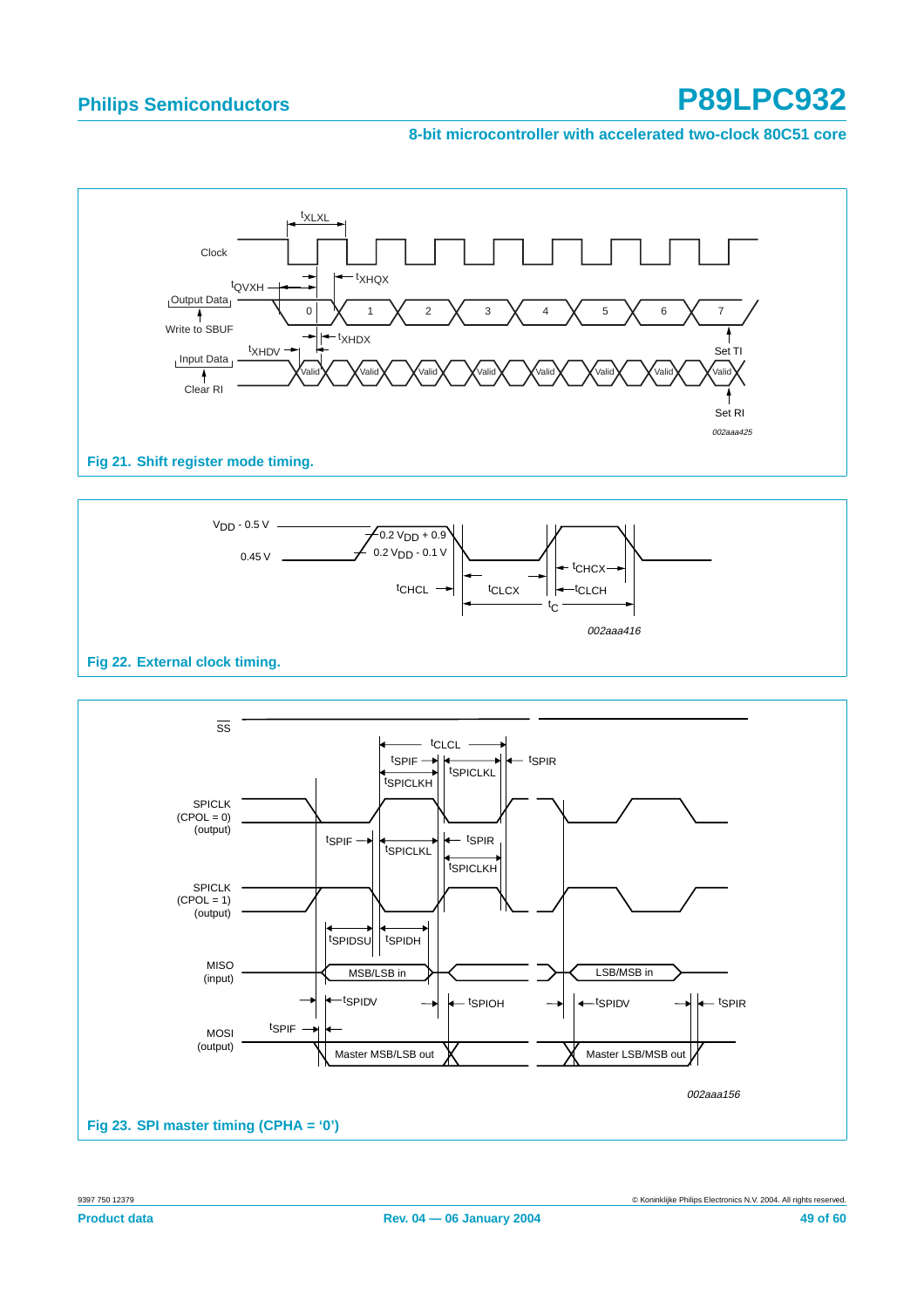Fig 21. Shift register mode timing.

Fig 22. External clock timing.

Fig 23. SPI master timing (CPHA = '0')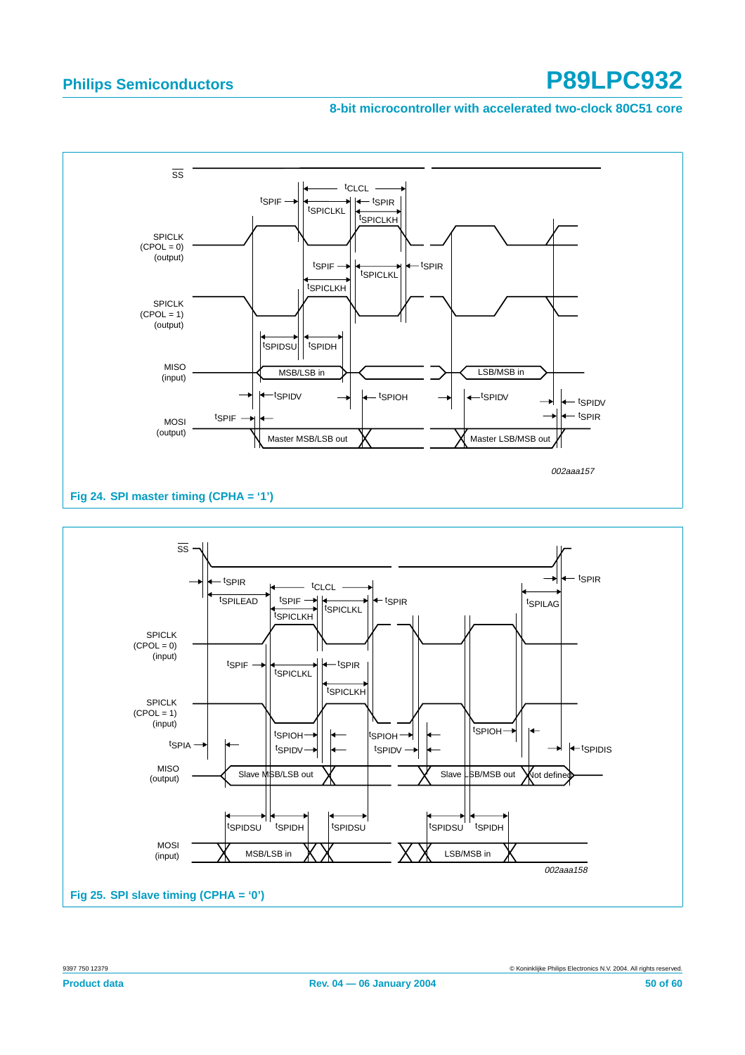Fig 24. SPI master timing (CPHA = '1')

Fig 25. SPI slave timing (CPHA = '0')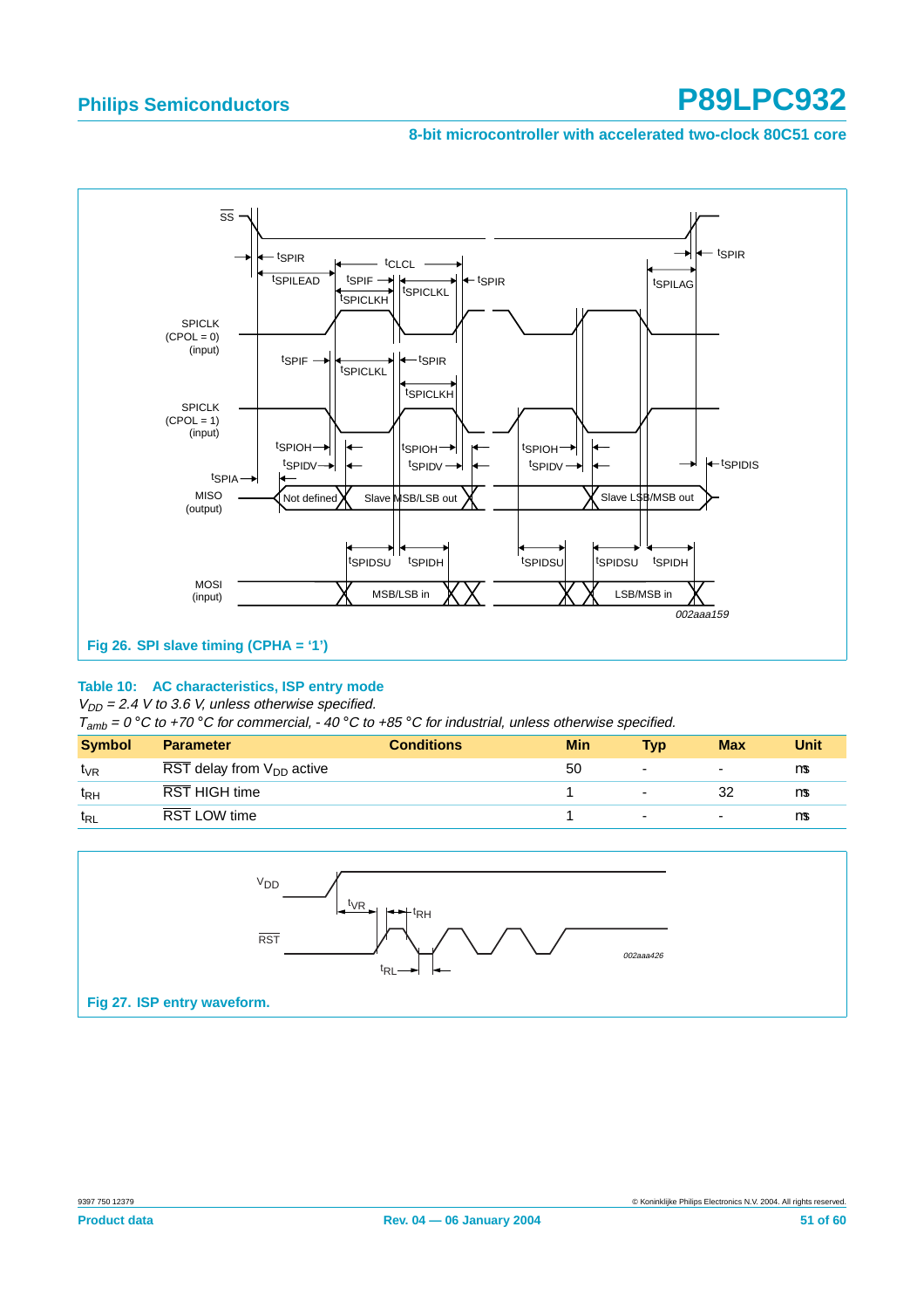**Fig 26. SPI slave timing (CPHA = '1')**

**Table 10: AC characteristics, ISP entry mode**

*$V_{DD}$ = 2.4 V to 3.6 V, unless otherwise specified.*

*$T_{amb}$ = 0 °C to +70 °C for commercial, - 40 °C to +85 °C for industrial, unless otherwise specified.*

| Symbol | Parameter | Conditions | Min | Typ | Max | Unit |
|---|---|---|---|---|---|---|
| $t_{VR}$ | $\overline{RST}$ delay from $V_{DD}$ active | | 50 | - | - | μs |
| $t_{RH}$ | $\overline{RST}$ HIGH time | | 1 | - | 32 | μs |
| $t_{RL}$ | $\overline{RST}$ LOW time | | 1 | - | - | μs |

**Fig 27. ISP entry waveform.**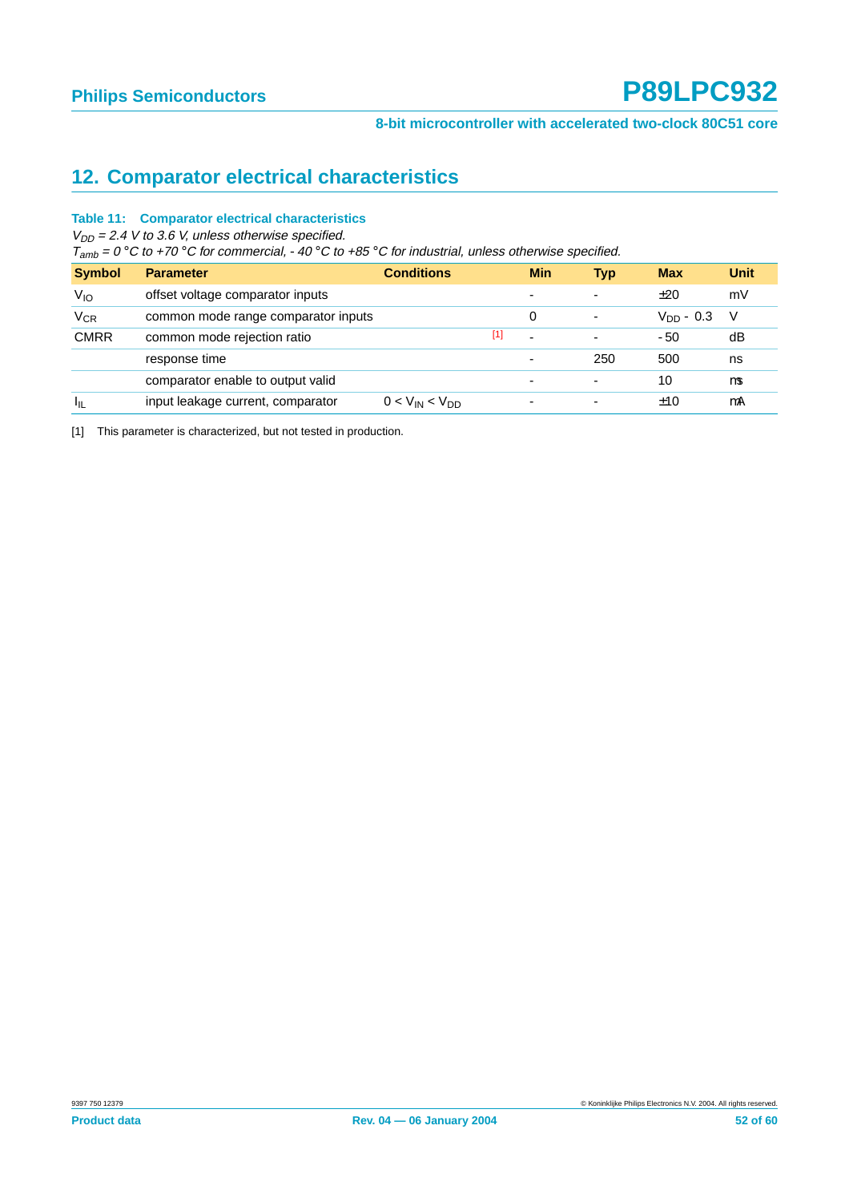## 12. Comparator electrical characteristics

**Table 11: Comparator electrical characteristics**

*$V_{DD}$ = 2.4 V to 3.6 V, unless otherwise specified.*

*$T_{amb}$ = 0 °C to +70 °C for commercial, - 40 °C to +85 °C for industrial, unless otherwise specified.*

| Symbol | Parameter | Conditions | | Min | Typ | Max | Unit |
|---|---|---|---|---|---|---|---|
| $V_{IO}$ | offset voltage comparator inputs | | | - | - | ±20 | mV |
| $V_{CR}$ | common mode range comparator inputs | | | 0 | - | $V_{DD}$ - 0.3 | V |
| CMRR | common mode rejection ratio | | [1] | - | - | - 50 | dB |
| | response time | | | - | 250 | 500 | ns |
| | comparator enable to output valid | | | - | - | 10 | μs |
| $I_{IL}$ | input leakage current, comparator | $0 < V_{IN} < V_{DD}$ | | - | - | ±10 | μA |

[1] This parameter is characterized, but not tested in production.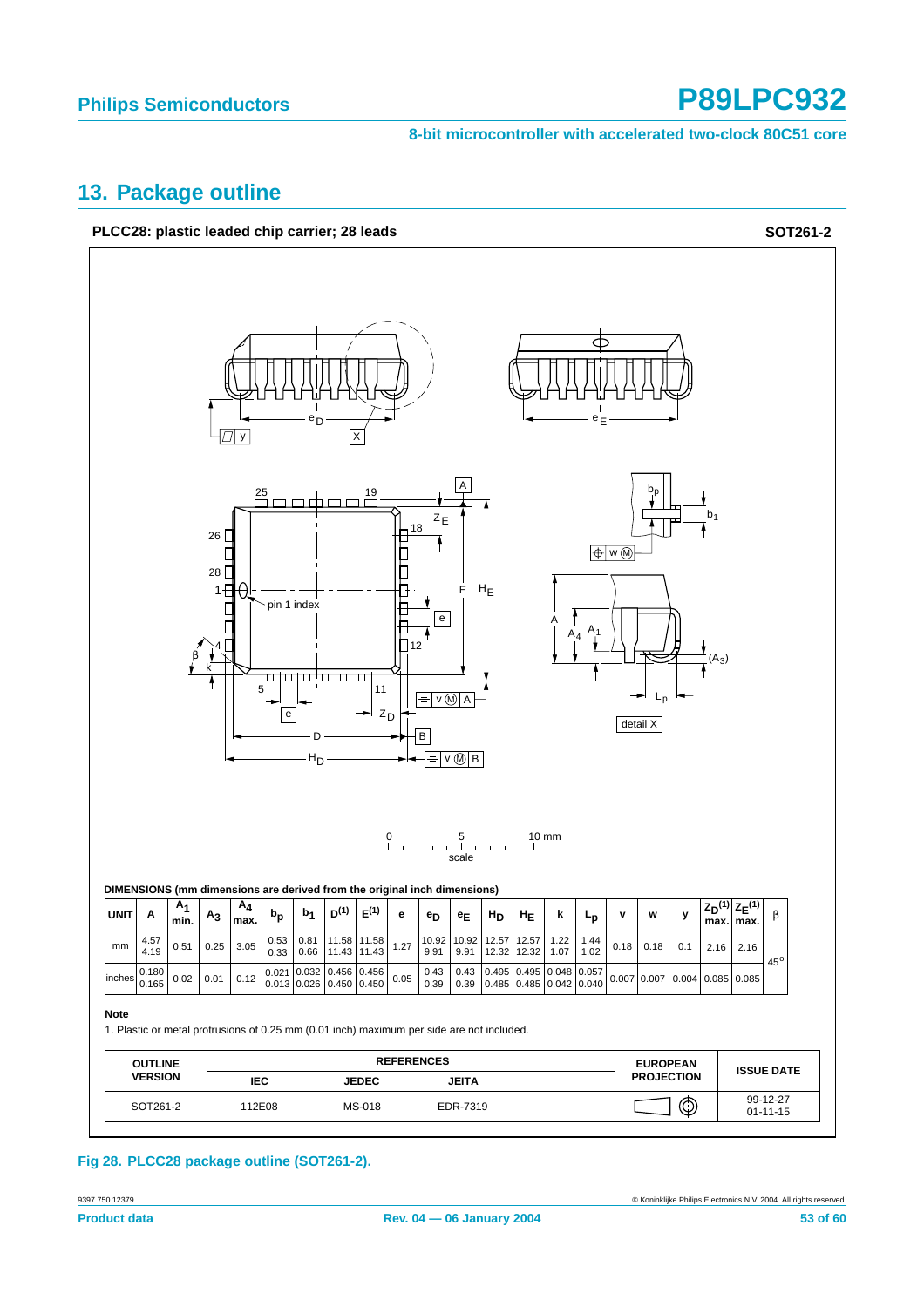## 13. Package outline

**PLCC28: plastic leaded chip carrier; 28 leads** **SOT261-2**

DIMENSIONS (mm dimensions are derived from the original inch dimensions)

| UNIT | A | $A_1$ min. | $A_3$ | $A_4$ max. | $b_p$ | $b_1$ | $D^{(1)}$ | $E^{(1)}$ | e | $e_D$ | $e_E$ | $H_D$ | $H_E$ | k | $L_p$ | v | w | y | $Z_D^{(1)}$ max. | $Z_E^{(1)}$ max. | β |
|---|---|---|---|---|---|---|---|---|---|---|---|---|---|---|---|---|---|---|---|---|---|
| mm | 4.57<br>4.19 | 0.51 | 0.25 | 3.05 | 0.53<br>0.33 | 0.81<br>0.66 | 11.58<br>11.43 | 11.58<br>11.43 | 1.27 | 10.92<br>9.91 | 10.92<br>9.91 | 12.57<br>12.32 | 12.57<br>12.32 | 1.22<br>1.07 | 1.44<br>1.02 | 0.18 | 0.18 | 0.1 | 2.16 | 2.16 | 45° |
| inches | 0.180<br>0.165 | 0.02 | 0.01 | 0.12 | 0.021<br>0.013 | 0.032<br>0.026 | 0.456<br>0.450 | 0.456<br>0.450 | 0.05 | 0.43<br>0.39 | 0.43<br>0.39 | 0.495<br>0.485 | 0.495<br>0.485 | 0.048<br>0.042 | 0.057<br>0.040 | 0.007 | 0.007 | 0.004 | 0.085 | 0.085 | |

**Note**

1. Plastic or metal protrusions of 0.25 mm (0.01 inch) maximum per side are not included.

| OUTLINE VERSION | REFERENCES | | | | EUROPEAN PROJECTION | ISSUE DATE |
|---|---|---|---|---|---|---|
| | IEC | JEDEC | JEITA | | | |
| SOT261-2 | 112E08 | MS-018 | EDR-7319 | | | ~~99-12-27~~<br>01-11-15 |

**Fig 28. PLCC28 package outline (SOT261-2).**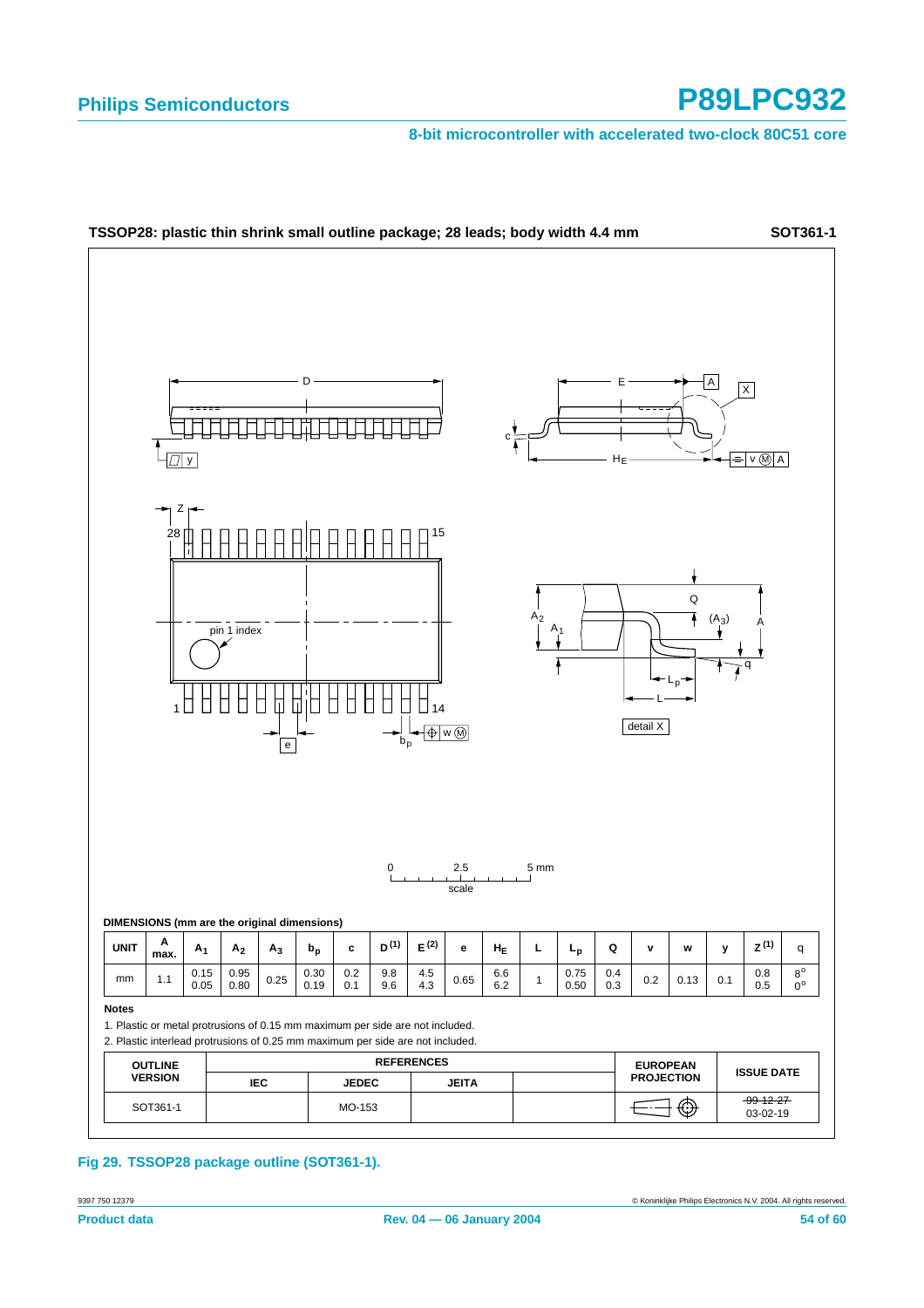**TSSOP28: plastic thin shrink small outline package; 28 leads; body width 4.4 mm** **SOT361-1**

**DIMENSIONS (mm are the original dimensions)**

| UNIT | A max. | $A_1$ | $A_2$ | $A_3$ | $b_p$ | c | $D^{(1)}$ | $E^{(2)}$ | e | $H_E$ | L | $L_p$ | Q | v | w | y | $Z^{(1)}$ | q |
|---|---|---|---|---|---|---|---|---|---|---|---|---|---|---|---|---|---|---|
| mm | 1.1 | 0.15<br>0.05 | 0.95<br>0.80 | 0.25 | 0.30<br>0.19 | 0.2<br>0.1 | 9.8<br>9.6 | 4.5<br>4.3 | 0.65 | 6.6<br>6.2 | 1 | 0.75<br>0.50 | 0.4<br>0.3 | 0.2 | 0.13 | 0.1 | 0.8<br>0.5 | 8°<br>0° |

**Notes**

1. Plastic or metal protrusions of 0.15 mm maximum per side are not included.
2. Plastic interlead protrusions of 0.25 mm maximum per side are not included.

| OUTLINE VERSION | REFERENCES | | | | EUROPEAN PROJECTION | ISSUE DATE |
|---|---|---|---|---|---|---|
| | IEC | JEDEC | JEITA | | | |
| SOT361-1 | | MO-153 | | | | ~~99-12-27~~<br>03-02-19 |

**Fig 29. TSSOP28 package outline (SOT361-1).**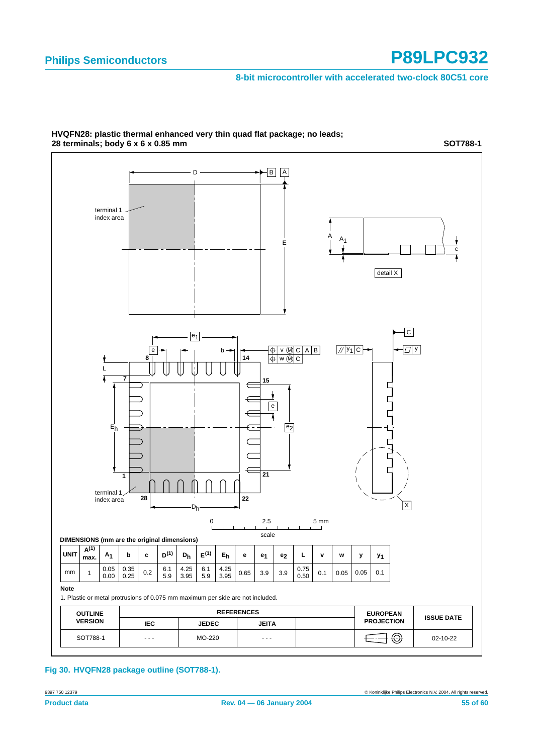**HVQFN28: plastic thermal enhanced very thin quad flat package; no leads; 28 terminals; body 6 x 6 x 0.85 mm**

**SOT788-1**

**DIMENSIONS (mm are the original dimensions)**

| UNIT | $A^{(1)}$ max. | $A_1$ | b | c | $D^{(1)}$ | $D_h$ | $E^{(1)}$ | $E_h$ | e | $e_1$ | $e_2$ | L | v | w | y | $y_1$ |
|---|---|---|---|---|---|---|---|---|---|---|---|---|---|---|---|---|
| mm | 1 | 0.05<br>0.00 | 0.35<br>0.25 | 0.2 | 6.1<br>5.9 | 4.25<br>3.95 | 6.1<br>5.9 | 4.25<br>3.95 | 0.65 | 3.9 | 3.9 | 0.75<br>0.50 | 0.1 | 0.05 | 0.05 | 0.1 |

**Note**

1. Plastic or metal protrusions of 0.075 mm maximum per side are not included.

| OUTLINE VERSION | REFERENCES | | | | EUROPEAN PROJECTION | ISSUE DATE |
|---|---|---|---|---|---|---|
| | IEC | JEDEC | JEITA | | | |
| SOT788-1 | - - - | MO-220 | - - - | | | 02-10-22 |

**Fig 30. HVQFN28 package outline (SOT788-1).**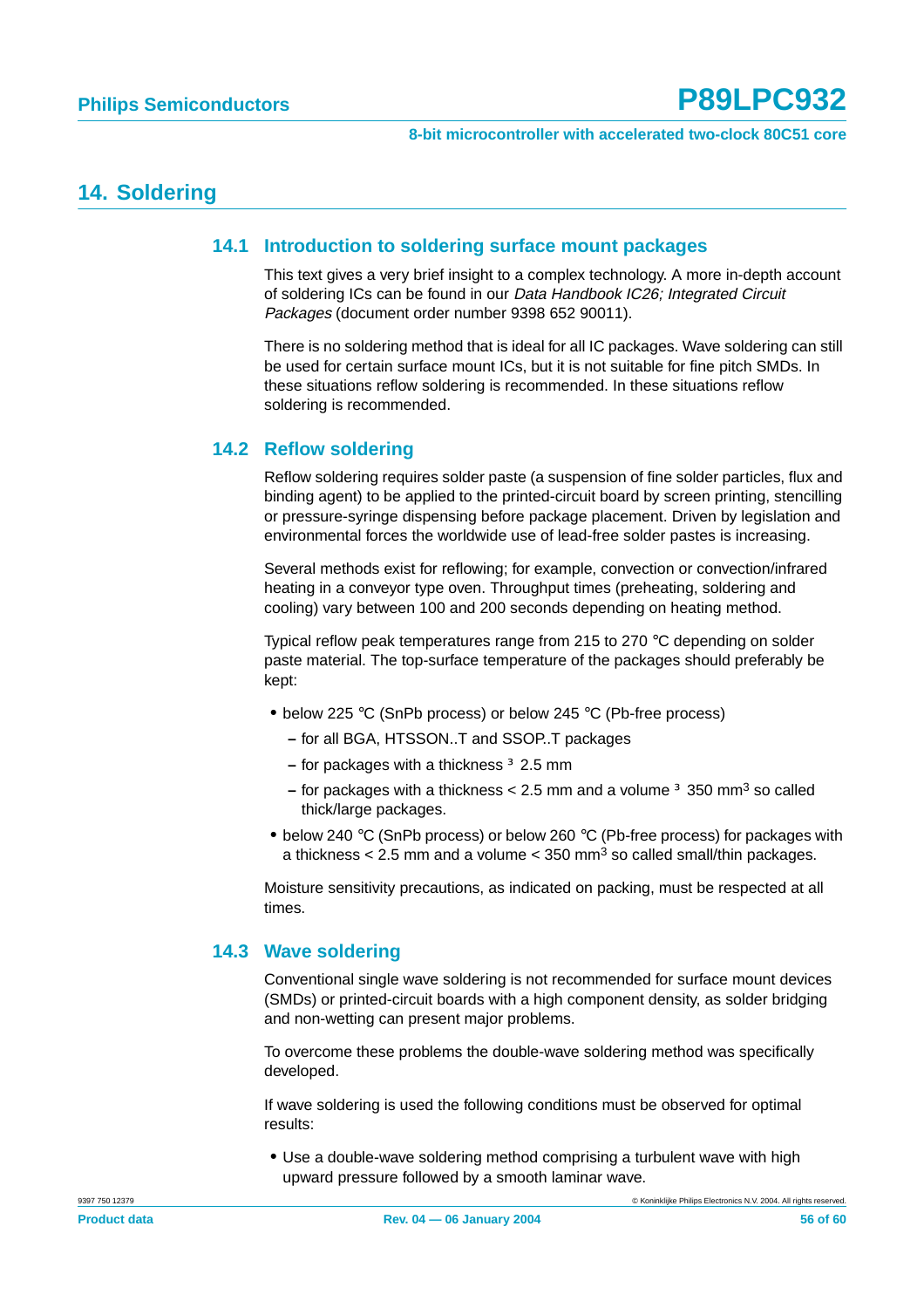## 14. Soldering

### 14.1 Introduction to soldering surface mount packages

This text gives a very brief insight to a complex technology. A more in-depth account of soldering ICs can be found in our *Data Handbook IC26; Integrated Circuit Packages* (document order number 9398 652 90011).

There is no soldering method that is ideal for all IC packages. Wave soldering can still be used for certain surface mount ICs, but it is not suitable for fine pitch SMDs. In these situations reflow soldering is recommended. In these situations reflow soldering is recommended.

### 14.2 Reflow soldering

Reflow soldering requires solder paste (a suspension of fine solder particles, flux and binding agent) to be applied to the printed-circuit board by screen printing, stencilling or pressure-syringe dispensing before package placement. Driven by legislation and environmental forces the worldwide use of lead-free solder pastes is increasing.

Several methods exist for reflowing; for example, convection or convection/infrared heating in a conveyor type oven. Throughput times (preheating, soldering and cooling) vary between 100 and 200 seconds depending on heating method.

Typical reflow peak temperatures range from 215 to 270 °C depending on solder paste material. The top-surface temperature of the packages should preferably be kept:

- below 225 °C (SnPb process) or below 245 °C (Pb-free process)
  - for all BGA, HTSSON..T and SSOP..T packages
  - for packages with a thickness ≥ 2.5 mm
  - for packages with a thickness < 2.5 mm and a volume ≥ 350 $mm^3$ so called thick/large packages.
- below 240 °C (SnPb process) or below 260 °C (Pb-free process) for packages with a thickness < 2.5 mm and a volume < 350 $mm^3$ so called small/thin packages.

Moisture sensitivity precautions, as indicated on packing, must be respected at all times.

### 14.3 Wave soldering

Conventional single wave soldering is not recommended for surface mount devices (SMDs) or printed-circuit boards with a high component density, as solder bridging and non-wetting can present major problems.

To overcome these problems the double-wave soldering method was specifically developed.

If wave soldering is used the following conditions must be observed for optimal results:

- Use a double-wave soldering method comprising a turbulent wave with high upward pressure followed by a smooth laminar wave.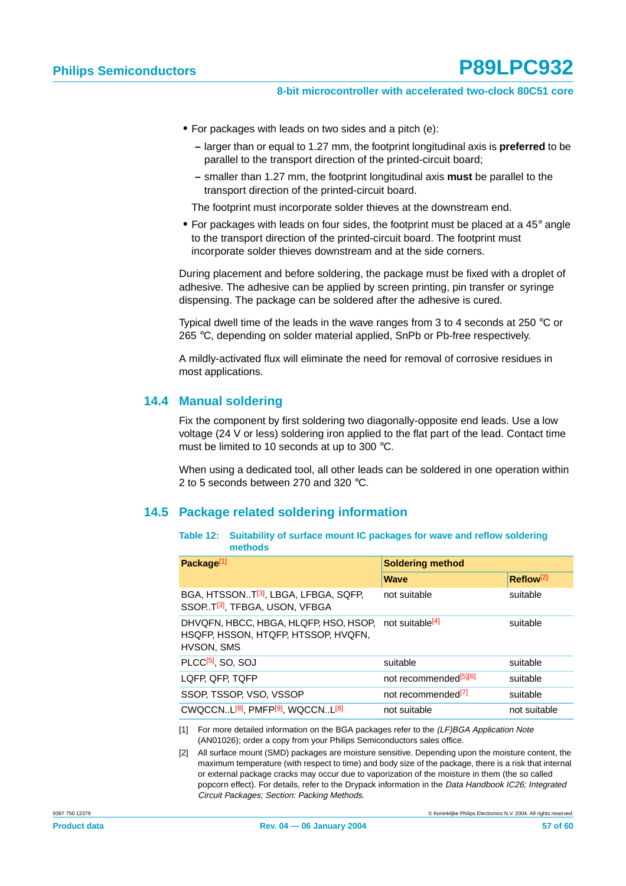- For packages with leads on two sides and a pitch (e):
  - larger than or equal to 1.27 mm, the footprint longitudinal axis is **preferred** to be parallel to the transport direction of the printed-circuit board;
  - smaller than 1.27 mm, the footprint longitudinal axis **must** be parallel to the transport direction of the printed-circuit board.

  The footprint must incorporate solder thieves at the downstream end.
- For packages with leads on four sides, the footprint must be placed at a 45° angle to the transport direction of the printed-circuit board. The footprint must incorporate solder thieves downstream and at the side corners.

During placement and before soldering, the package must be fixed with a droplet of adhesive. The adhesive can be applied by screen printing, pin transfer or syringe dispensing. The package can be soldered after the adhesive is cured.

Typical dwell time of the leads in the wave ranges from 3 to 4 seconds at 250 °C or 265 °C, depending on solder material applied, SnPb or Pb-free respectively.

A mildly-activated flux will eliminate the need for removal of corrosive residues in most applications.

## 14.4 Manual soldering

Fix the component by first soldering two diagonally-opposite end leads. Use a low voltage (24 V or less) soldering iron applied to the flat part of the lead. Contact time must be limited to 10 seconds at up to 300 °C.

When using a dedicated tool, all other leads can be soldered in one operation within 2 to 5 seconds between 270 and 320 °C.

## 14.5 Package related soldering information

**Table 12: Suitability of surface mount IC packages for wave and reflow soldering methods**

| Package[1] | Soldering method | |
|---|---|---|
| | **Wave** | **Reflow**[2] |
| BGA, HTSSON..T[3], LBGA, LFBGA, SQFP, SSOP..T[3], TFBGA, USON, VFBGA | not suitable | suitable |
| DHVQFN, HBCC, HBGA, HLQFP, HSO, HSOP, HSQFP, HSSON, HTQFP, HTSSOP, HVQFN, HVSON, SMS | not suitable[4] | suitable |
| PLCC[5], SO, SOJ | suitable | suitable |
| LQFP, QFP, TQFP | not recommended[5][6] | suitable |
| SSOP, TSSOP, VSO, VSSOP | not recommended[7] | suitable |
| CWQCCN..L[8], PMFP[9], WQCCN..L[8] | not suitable | not suitable |

[1] For more detailed information on the BGA packages refer to the *(LF)BGA Application Note* (AN01026); order a copy from your Philips Semiconductors sales office.

[2] All surface mount (SMD) packages are moisture sensitive. Depending upon the moisture content, the maximum temperature (with respect to time) and body size of the package, there is a risk that internal or external package cracks may occur due to vaporization of the moisture in them (the so called popcorn effect). For details, refer to the Drypack information in the *Data Handbook IC26; Integrated Circuit Packages; Section: Packing Methods*.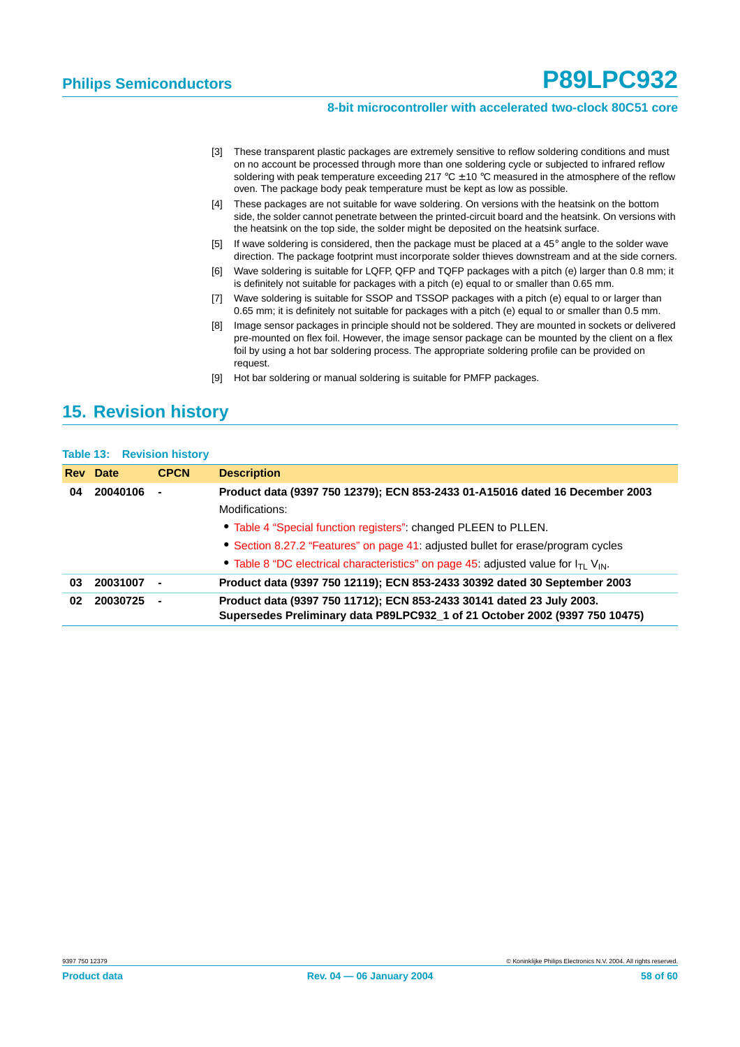[3] These transparent plastic packages are extremely sensitive to reflow soldering conditions and must on no account be processed through more than one soldering cycle or subjected to infrared reflow soldering with peak temperature exceeding 217 °C ± 10 °C measured in the atmosphere of the reflow oven. The package body peak temperature must be kept as low as possible.

[4] These packages are not suitable for wave soldering. On versions with the heatsink on the bottom side, the solder cannot penetrate between the printed-circuit board and the heatsink. On versions with the heatsink on the top side, the solder might be deposited on the heatsink surface.

[5] If wave soldering is considered, then the package must be placed at a 45° angle to the solder wave direction. The package footprint must incorporate solder thieves downstream and at the side corners.

[6] Wave soldering is suitable for LQFP, QFP and TQFP packages with a pitch (e) larger than 0.8 mm; it is definitely not suitable for packages with a pitch (e) equal to or smaller than 0.65 mm.

[7] Wave soldering is suitable for SSOP and TSSOP packages with a pitch (e) equal to or larger than 0.65 mm; it is definitely not suitable for packages with a pitch (e) equal to or smaller than 0.5 mm.

[8] Image sensor packages in principle should not be soldered. They are mounted in sockets or delivered pre-mounted on flex foil. However, the image sensor package can be mounted by the client on a flex foil by using a hot bar soldering process. The appropriate soldering profile can be provided on request.

[9] Hot bar soldering or manual soldering is suitable for PMFP packages.

## 15. Revision history

**Table 13: Revision history**

| Rev | Date | CPCN | Description |
|---|---|---|---|
| 04 | 20040106 | - | **Product data (9397 750 12379); ECN 853-2433 01-A15016 dated 16 December 2003**<br>Modifications:<br>• Table 4 "Special function registers": changed PLEEN to PLLEN.<br>• Section 8.27.2 "Features" on page 41: adjusted bullet for erase/program cycles<br>• Table 8 "DC electrical characteristics" on page 45: adjusted value for $I_{TL}$ $V_{IN}$. |
| 03 | 20031007 | - | **Product data (9397 750 12119); ECN 853-2433 30392 dated 30 September 2003** |
| 02 | 20030725 | - | **Product data (9397 750 11712); ECN 853-2433 30141 dated 23 July 2003. Supersedes Preliminary data P89LPC932_1 of 21 October 2002 (9397 750 10475)** |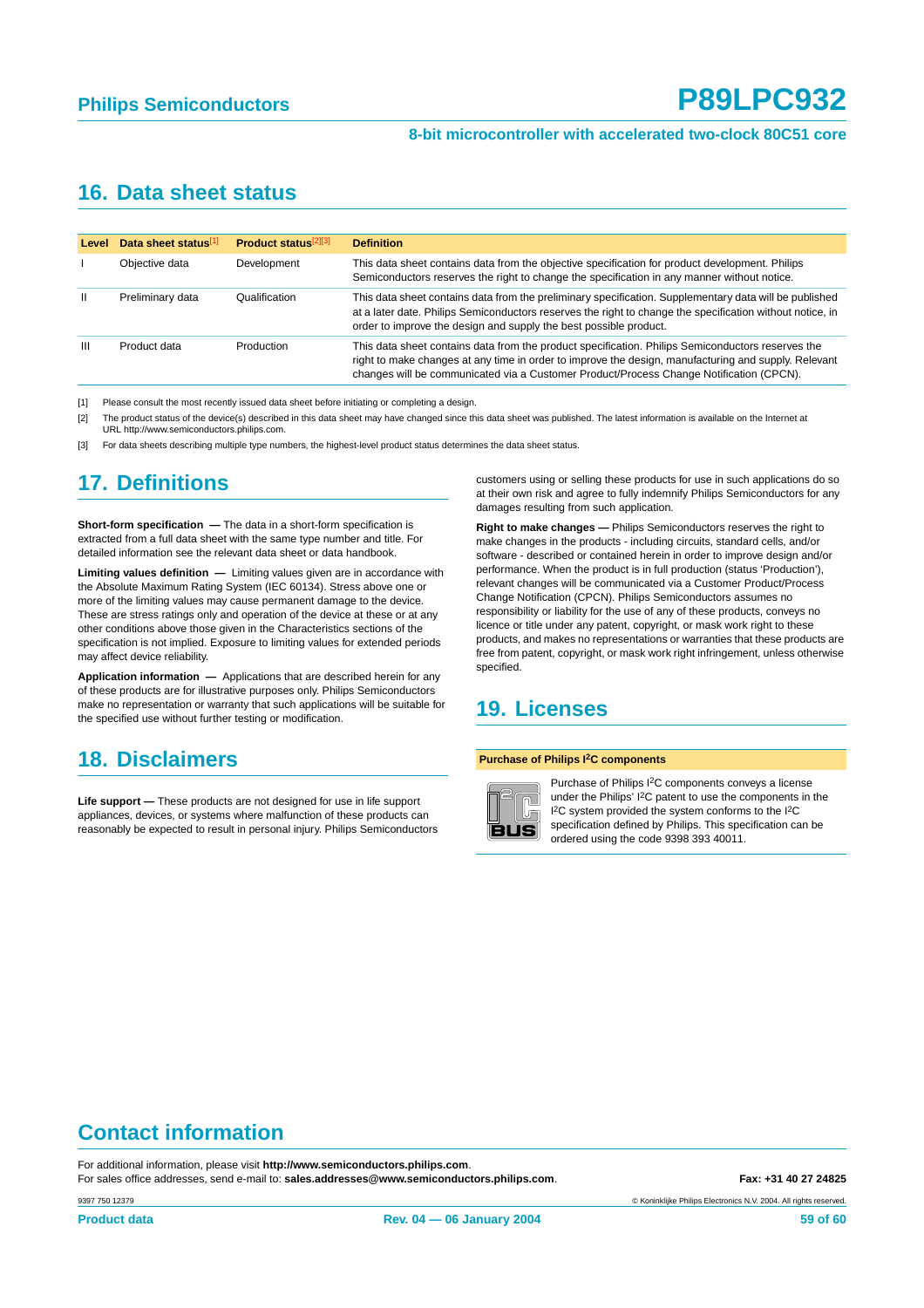## 16. Data sheet status

| Level | Data sheet status[1] | Product status[2][3] | Definition |
|---|---|---|---|
| I | Objective data | Development | This data sheet contains data from the objective specification for product development. Philips Semiconductors reserves the right to change the specification in any manner without notice. |
| II | Preliminary data | Qualification | This data sheet contains data from the preliminary specification. Supplementary data will be published at a later date. Philips Semiconductors reserves the right to change the specification without notice, in order to improve the design and supply the best possible product. |
| III | Product data | Production | This data sheet contains data from the product specification. Philips Semiconductors reserves the right to make changes at any time in order to improve the design, manufacturing and supply. Relevant changes will be communicated via a Customer Product/Process Change Notification (CPCN). |

[1] Please consult the most recently issued data sheet before initiating or completing a design.

[2] The product status of the device(s) described in this data sheet may have changed since this data sheet was published. The latest information is available on the Internet at URL http://www.semiconductors.philips.com.

[3] For data sheets describing multiple type numbers, the highest-level product status determines the data sheet status.

## 17. Definitions

**Short-form specification —** The data in a short-form specification is extracted from a full data sheet with the same type number and title. For detailed information see the relevant data sheet or data handbook.

**Limiting values definition —** Limiting values given are in accordance with the Absolute Maximum Rating System (IEC 60134). Stress above one or more of the limiting values may cause permanent damage to the device. These are stress ratings only and operation of the device at these or at any other conditions above those given in the Characteristics sections of the specification is not implied. Exposure to limiting values for extended periods may affect device reliability.

**Application information —** Applications that are described herein for any of these products are for illustrative purposes only. Philips Semiconductors make no representation or warranty that such applications will be suitable for the specified use without further testing or modification.

## 18. Disclaimers

**Life support —** These products are not designed for use in life support appliances, devices, or systems where malfunction of these products can reasonably be expected to result in personal injury. Philips Semiconductors customers using or selling these products for use in such applications do so at their own risk and agree to fully indemnify Philips Semiconductors for any damages resulting from such application.

**Right to make changes —** Philips Semiconductors reserves the right to make changes in the products - including circuits, standard cells, and/or software - described or contained herein in order to improve design and/or performance. When the product is in full production (status 'Production'), relevant changes will be communicated via a Customer Product/Process Change Notification (CPCN). Philips Semiconductors assumes no responsibility or liability for the use of any of these products, conveys no licence or title under any patent, copyright, or mask work right to these products, and makes no representations or warranties that these products are free from patent, copyright, or mask work right infringement, unless otherwise specified.

## 19. Licenses

**Purchase of Philips I²C components**

Purchase of Philips I²C components conveys a license under the Philips' I²C patent to use the components in the I²C system provided the system conforms to the I²C specification defined by Philips. This specification can be ordered using the code 9398 393 40011.

## Contact information

For additional information, please visit **http://www.semiconductors.philips.com**.
For sales office addresses, send e-mail to: **sales.addresses@www.semiconductors.philips.com**.

**Fax: +31 40 27 24825**

9397 750 12379

© Koninklijke Philips Electronics N.V. 2004. All rights reserved.

**Product data** — **Rev. 04 — 06 January 2004**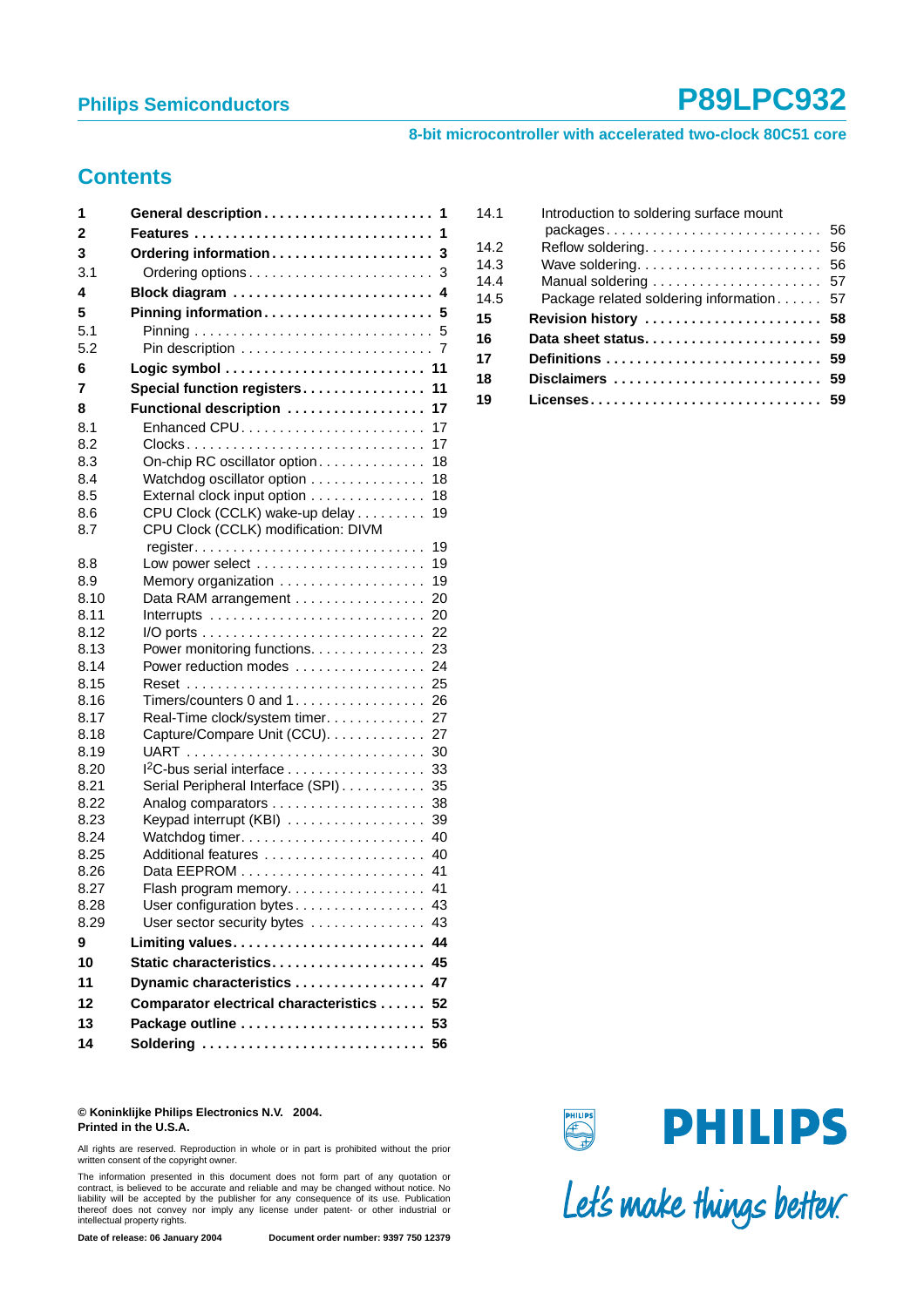# Contents

| | | |
|---|---|---|
| **1** | **General description** | **1** |
| **2** | **Features** | **1** |
| **3** | **Ordering information** | **3** |
| 3.1 | Ordering options | 3 |
| **4** | **Block diagram** | **4** |
| **5** | **Pinning information** | **5** |
| 5.1 | Pinning | 5 |
| 5.2 | Pin description | 7 |
| **6** | **Logic symbol** | **11** |
| **7** | **Special function registers** | **11** |
| **8** | **Functional description** | **17** |
| 8.1 | Enhanced CPU | 17 |
| 8.2 | Clocks | 17 |
| 8.3 | On-chip RC oscillator option | 18 |
| 8.4 | Watchdog oscillator option | 18 |
| 8.5 | External clock input option | 18 |
| 8.6 | CPU Clock (CCLK) wake-up delay | 19 |
| 8.7 | CPU Clock (CCLK) modification: DIVM register | 19 |
| 8.8 | Low power select | 19 |
| 8.9 | Memory organization | 19 |
| 8.10 | Data RAM arrangement | 20 |
| 8.11 | Interrupts | 20 |
| 8.12 | I/O ports | 22 |
| 8.13 | Power monitoring functions | 23 |
| 8.14 | Power reduction modes | 24 |
| 8.15 | Reset | 25 |
| 8.16 | Timers/counters 0 and 1 | 26 |
| 8.17 | Real-Time clock/system timer | 27 |
| 8.18 | Capture/Compare Unit (CCU) | 27 |
| 8.19 | UART | 30 |
| 8.20 | I²C-bus serial interface | 33 |
| 8.21 | Serial Peripheral Interface (SPI) | 35 |
| 8.22 | Analog comparators | 38 |
| 8.23 | Keypad interrupt (KBI) | 39 |
| 8.24 | Watchdog timer | 40 |
| 8.25 | Additional features | 40 |
| 8.26 | Data EEPROM | 41 |
| 8.27 | Flash program memory | 41 |
| 8.28 | User configuration bytes | 43 |
| 8.29 | User sector security bytes | 43 |
| **9** | **Limiting values** | **44** |
| **10** | **Static characteristics** | **45** |
| **11** | **Dynamic characteristics** | **47** |
| **12** | **Comparator electrical characteristics** | **52** |
| **13** | **Package outline** | **53** |
| **14** | **Soldering** | **56** |
| 14.1 | Introduction to soldering surface mount packages | 56 |
| 14.2 | Reflow soldering | 56 |
| 14.3 | Wave soldering | 56 |
| 14.4 | Manual soldering | 57 |
| 14.5 | Package related soldering information | 57 |
| **15** | **Revision history** | **58** |
| **16** | **Data sheet status** | **59** |
| **17** | **Definitions** | **59** |
| **18** | **Disclaimers** | **59** |
| **19** | **Licenses** | **59** |

**© Koninklijke Philips Electronics N.V. 2004.**
**Printed in the U.S.A.**

All rights are reserved. Reproduction in whole or in part is prohibited without the prior written consent of the copyright owner.

The information presented in this document does not form part of any quotation or contract, is believed to be accurate and reliable and may be changed without notice. No liability will be accepted by the publisher for any consequence of its use. Publication thereof does not convey nor imply any license under patent- or other industrial or intellectual property rights.

**Date of release: 06 January 2004** **Document order number: 9397 750 12379**

PHILIPS

Let's make things better.